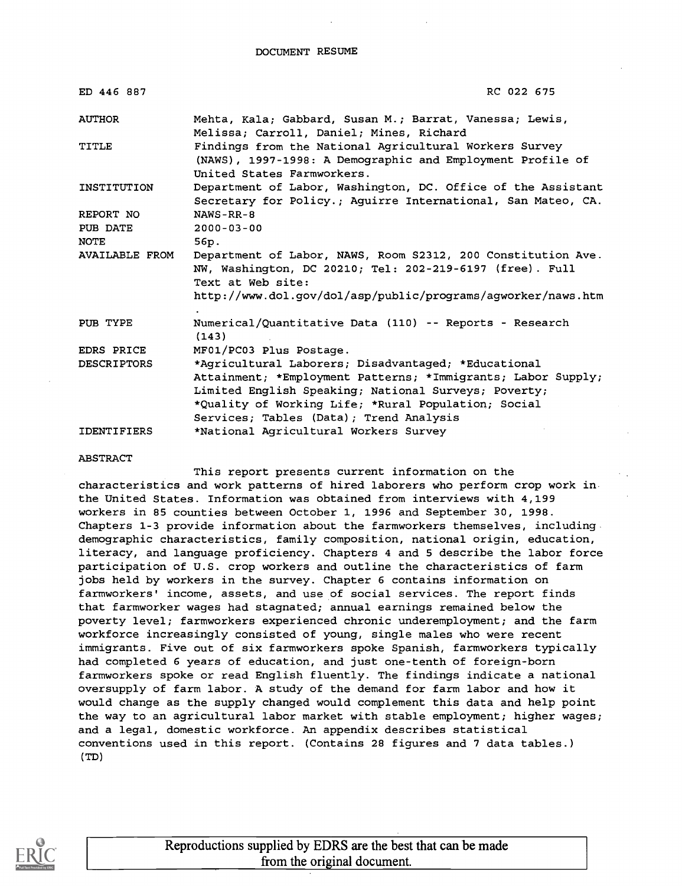DOCUMENT RESUME

| | |
|---|---|
| ED 446 887 | RC 022 675 |
| AUTHOR | Mehta, Kala; Gabbard, Susan M.; Barrat, Vanessa; Lewis, Melissa; Carroll, Daniel; Mines, Richard |
| TITLE | Findings from the National Agricultural Workers Survey (NAWS), 1997-1998: A Demographic and Employment Profile of United States Farmworkers. |
| INSTITUTION | Department of Labor, Washington, DC. Office of the Assistant Secretary for Policy.; Aguirre International, San Mateo, CA. |
| REPORT NO | NAWS-RR-8 |
| PUB DATE | 2000-03-00 |
| NOTE | 56p. |
| AVAILABLE FROM | Department of Labor, NAWS, Room S2312, 200 Constitution Ave. NW, Washington, DC 20210; Tel: 202-219-6197 (free). Full Text at Web site: http://www.dol.gov/dol/asp/public/programs/agworker/naws.htm . |
| PUB TYPE | Numerical/Quantitative Data (110) -- Reports - Research (143) |
| EDRS PRICE | MF01/PC03 Plus Postage. |
| DESCRIPTORS | *Agricultural Laborers; Disadvantaged; *Educational Attainment; *Employment Patterns; *Immigrants; Labor Supply; Limited English Speaking; National Surveys; Poverty; *Quality of Working Life; *Rural Population; Social Services; Tables (Data); Trend Analysis |
| IDENTIFIERS | *National Agricultural Workers Survey |

ABSTRACT

This report presents current information on the characteristics and work patterns of hired laborers who perform crop work in the United States. Information was obtained from interviews with 4,199 workers in 85 counties between October 1, 1996 and September 30, 1998. Chapters 1-3 provide information about the farmworkers themselves, including demographic characteristics, family composition, national origin, education, literacy, and language proficiency. Chapters 4 and 5 describe the labor force participation of U.S. crop workers and outline the characteristics of farm jobs held by workers in the survey. Chapter 6 contains information on farmworkers' income, assets, and use of social services. The report finds that farmworker wages had stagnated; annual earnings remained below the poverty level; farmworkers experienced chronic underemployment; and the farm workforce increasingly consisted of young, single males who were recent immigrants. Five out of six farmworkers spoke Spanish, farmworkers typically had completed 6 years of education, and just one-tenth of foreign-born farmworkers spoke or read English fluently. The findings indicate a national oversupply of farm labor. A study of the demand for farm labor and how it would change as the supply changed would complement this data and help point the way to an agricultural labor market with stable employment; higher wages; and a legal, domestic workforce. An appendix describes statistical conventions used in this report. (Contains 28 figures and 7 data tables.) (TD)

Reproductions supplied by EDRS are the best that can be made from the original document.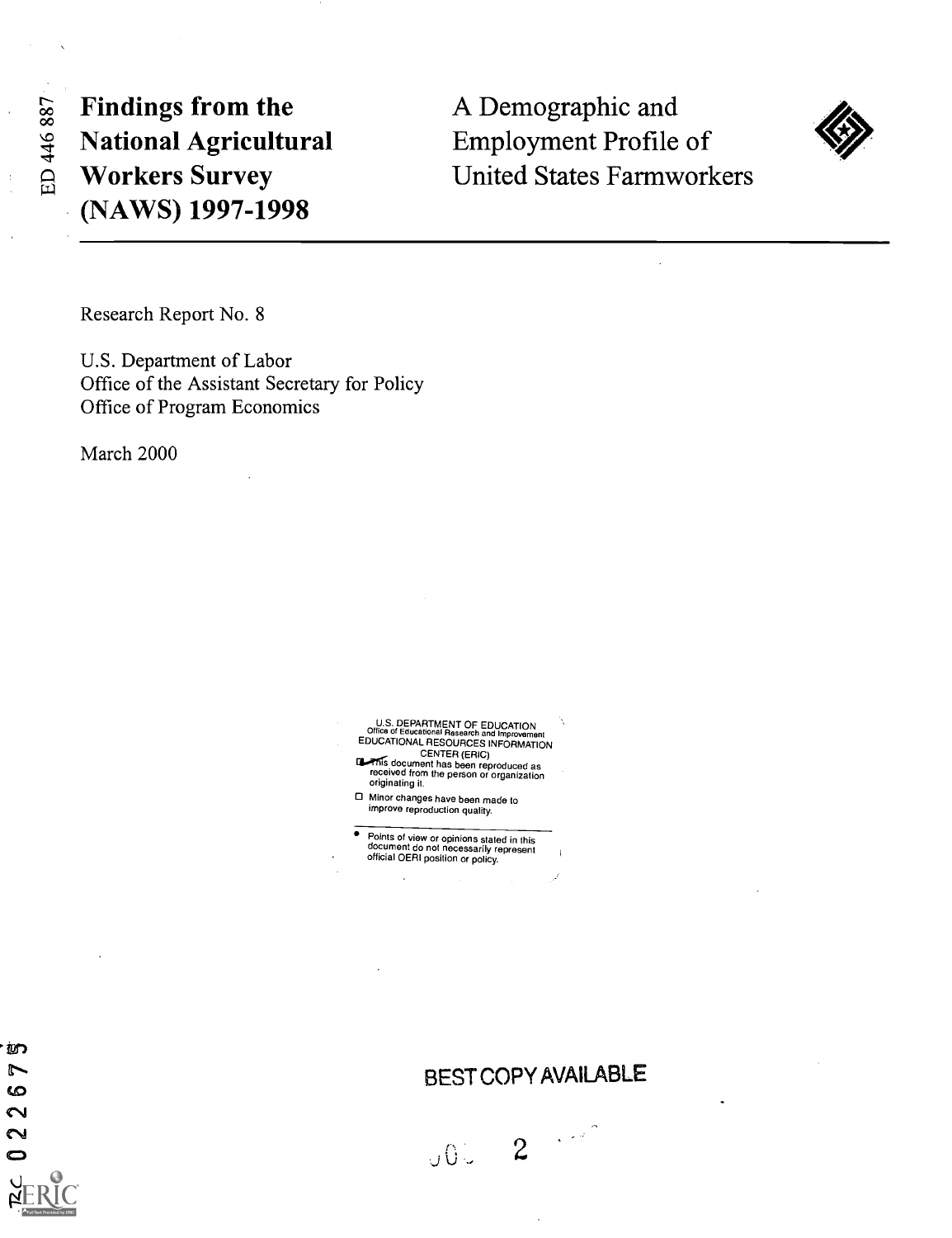# Findings from the National Agricultural Workers Survey (NAWS) 1997-1998

# A Demographic and Employment Profile of United States Farmworkers

Research Report No. 8

U.S. Department of Labor
Office of the Assistant Secretary for Policy
Office of Program Economics

March 2000

U.S. DEPARTMENT OF EDUCATION
Office of Educational Research and Improvement
EDUCATIONAL RESOURCES INFORMATION CENTER (ERIC)

- This document has been reproduced as received from the person or organization originating it.
- Minor changes have been made to improve reproduction quality.

- Points of view or opinions stated in this document do not necessarily represent official OERI position or policy.

BEST COPY AVAILABLE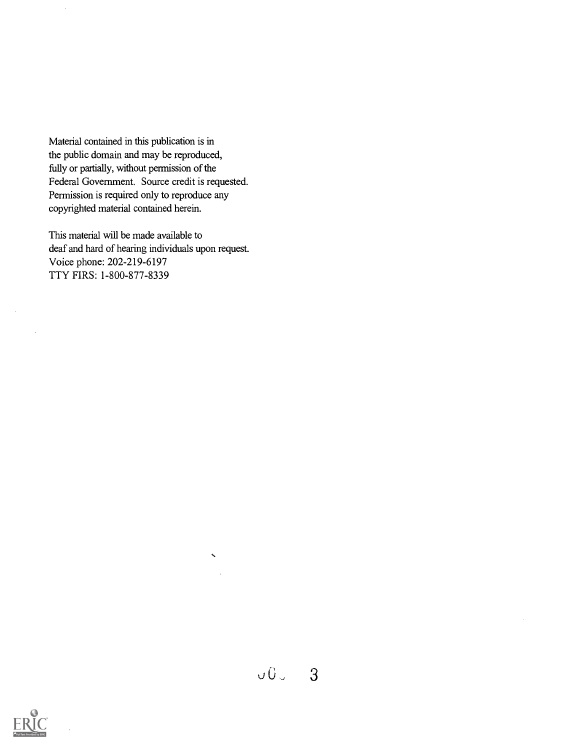Material contained in this publication is in the public domain and may be reproduced, fully or partially, without permission of the Federal Government. Source credit is requested. Permission is required only to reproduce any copyrighted material contained herein.

This material will be made available to deaf and hard of hearing individuals upon request.
Voice phone: 202-219-6197
TTY FIRS: 1-800-877-8339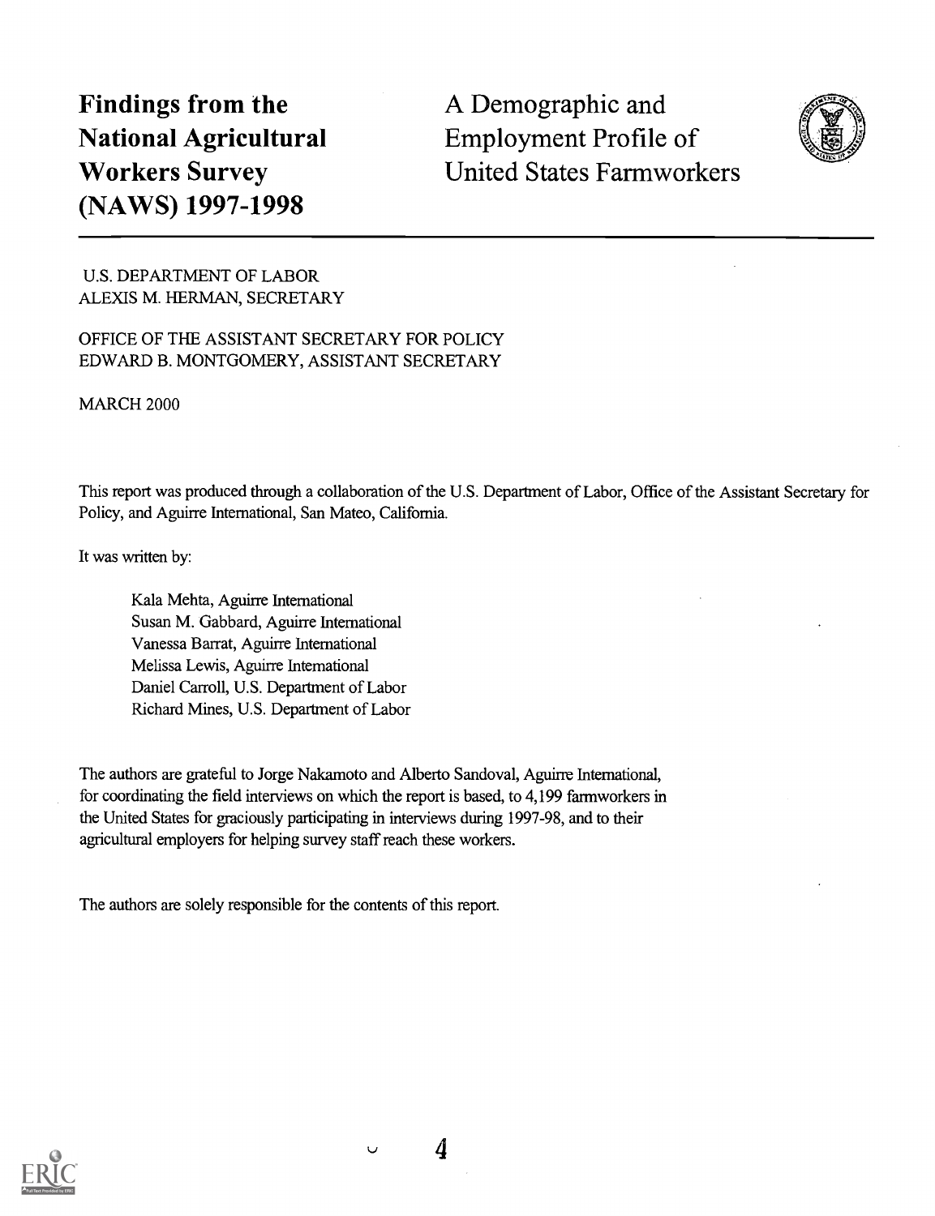# Findings from the National Agricultural Workers Survey (NAWS) 1997-1998

# A Demographic and Employment Profile of United States Farmworkers

U.S. DEPARTMENT OF LABOR
ALEXIS M. HERMAN, SECRETARY

OFFICE OF THE ASSISTANT SECRETARY FOR POLICY
EDWARD B. MONTGOMERY, ASSISTANT SECRETARY

MARCH 2000

This report was produced through a collaboration of the U.S. Department of Labor, Office of the Assistant Secretary for Policy, and Aguirre International, San Mateo, California.

It was written by:

Kala Mehta, Aguirre International
Susan M. Gabbard, Aguirre International
Vanessa Barrat, Aguirre International
Melissa Lewis, Aguirre International
Daniel Carroll, U.S. Department of Labor
Richard Mines, U.S. Department of Labor

The authors are grateful to Jorge Nakamoto and Alberto Sandoval, Aguirre International, for coordinating the field interviews on which the report is based, to 4,199 farmworkers in the United States for graciously participating in interviews during 1997-98, and to their agricultural employers for helping survey staff reach these workers.

The authors are solely responsible for the contents of this report.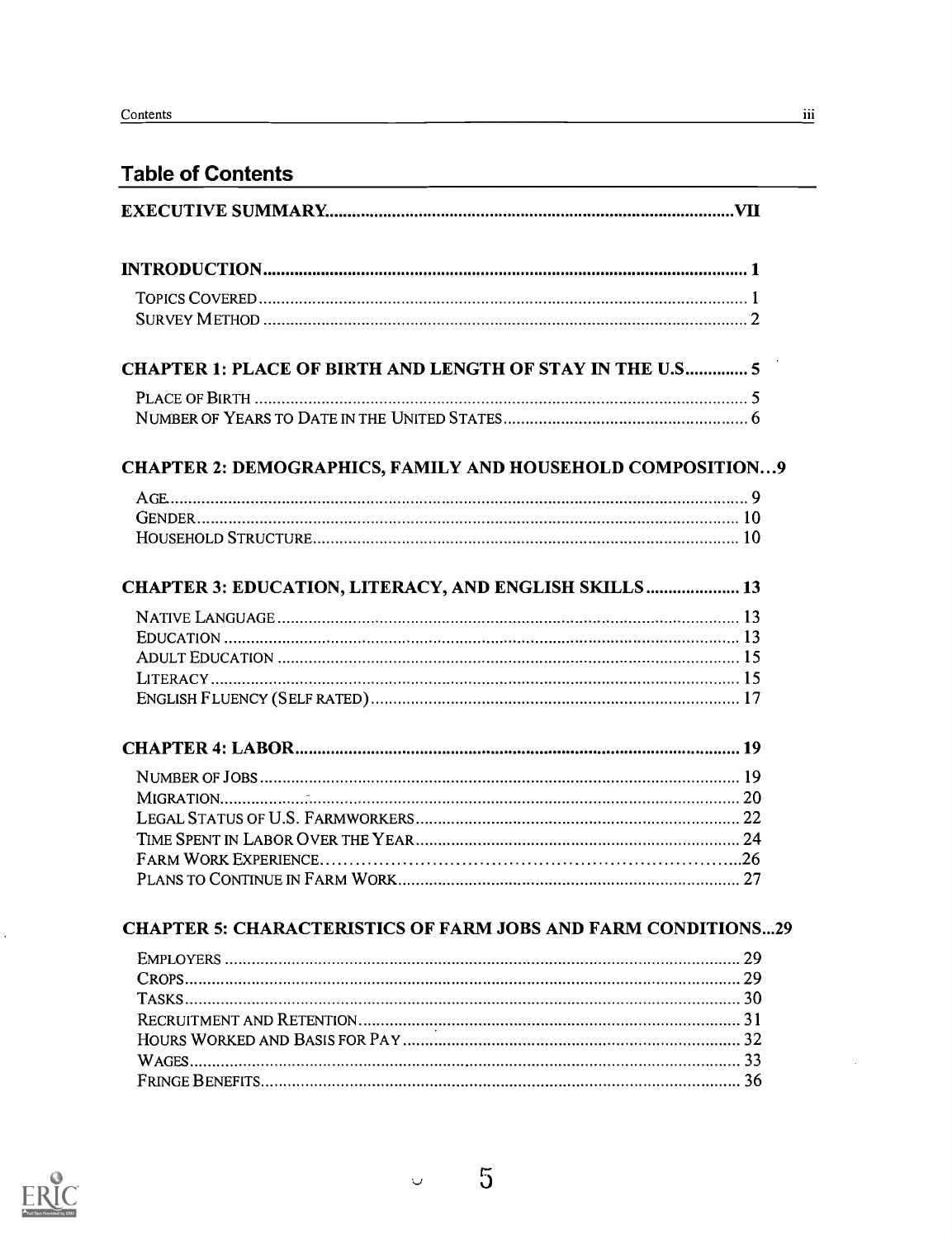## Table of Contents

EXECUTIVE SUMMARY .......... VII

INTRODUCTION .......... 1

- TOPICS COVERED .......... 1
- SURVEY METHOD .......... 2

CHAPTER 1: PLACE OF BIRTH AND LENGTH OF STAY IN THE U.S .......... 5

- PLACE OF BIRTH .......... 5
- NUMBER OF YEARS TO DATE IN THE UNITED STATES .......... 6

CHAPTER 2: DEMOGRAPHICS, FAMILY AND HOUSEHOLD COMPOSITION...9

- AGE .......... 9
- GENDER .......... 10
- HOUSEHOLD STRUCTURE .......... 10

CHAPTER 3: EDUCATION, LITERACY, AND ENGLISH SKILLS .......... 13

- NATIVE LANGUAGE .......... 13
- EDUCATION .......... 13
- ADULT EDUCATION .......... 15
- LITERACY .......... 15
- ENGLISH FLUENCY (SELF RATED) .......... 17

CHAPTER 4: LABOR .......... 19

- NUMBER OF JOBS .......... 19
- MIGRATION .......... 20
- LEGAL STATUS OF U.S. FARMWORKERS .......... 22
- TIME SPENT IN LABOR OVER THE YEAR .......... 24
- FARM WORK EXPERIENCE .......... 26
- PLANS TO CONTINUE IN FARM WORK .......... 27

CHAPTER 5: CHARACTERISTICS OF FARM JOBS AND FARM CONDITIONS...29

- EMPLOYERS .......... 29
- CROPS .......... 29
- TASKS .......... 30
- RECRUITMENT AND RETENTION .......... 31
- HOURS WORKED AND BASIS FOR PAY .......... 32
- WAGES .......... 33
- FRINGE BENEFITS .......... 36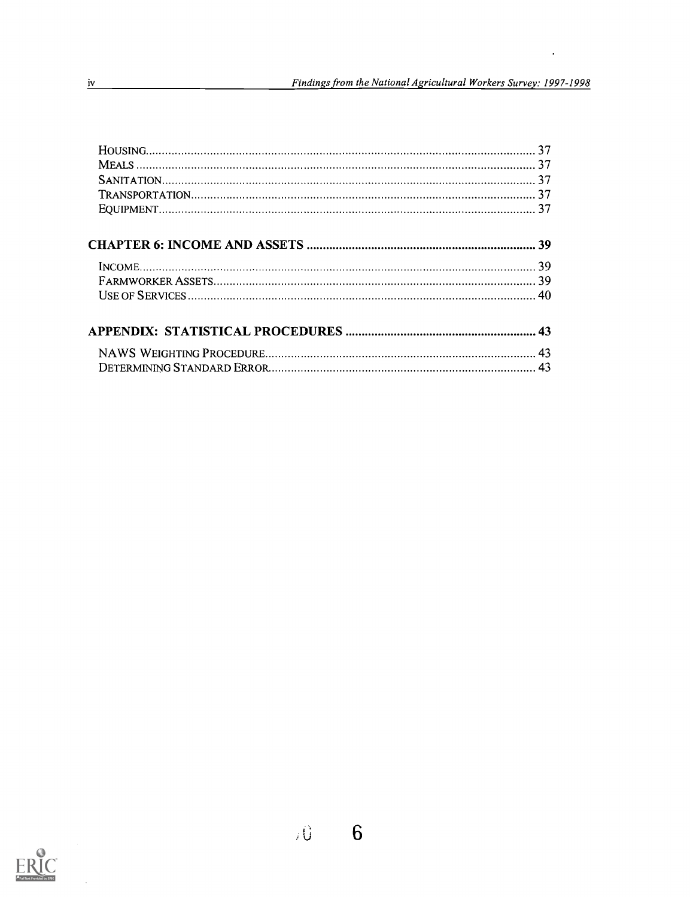Housing ........................................................ 37
Meals ........................................................ 37
Sanitation ........................................................ 37
Transportation ........................................................ 37
Equipment ........................................................ 37

**CHAPTER 6: INCOME AND ASSETS ........................................................ 39**

Income ........................................................ 39
Farmworker Assets ........................................................ 39
Use of Services ........................................................ 40

**APPENDIX: STATISTICAL PROCEDURES ........................................................ 43**

NAWS Weighting Procedure ........................................................ 43
Determining Standard Error ........................................................ 43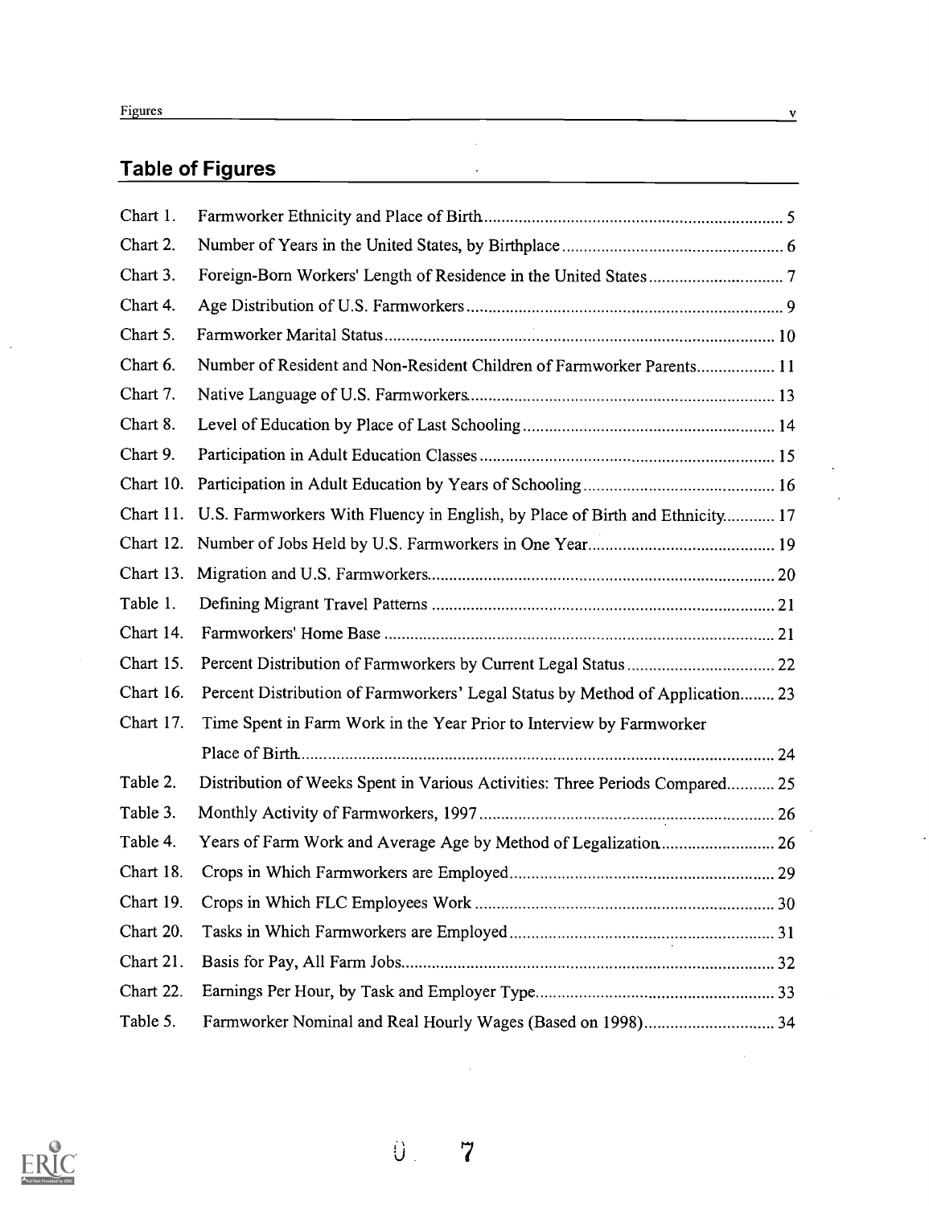## Table of Figures

| | | |
|---|---|---|
| Chart 1. | Farmworker Ethnicity and Place of Birth | 5 |
| Chart 2. | Number of Years in the United States, by Birthplace | 6 |
| Chart 3. | Foreign-Born Workers' Length of Residence in the United States | 7 |
| Chart 4. | Age Distribution of U.S. Farmworkers | 9 |
| Chart 5. | Farmworker Marital Status | 10 |
| Chart 6. | Number of Resident and Non-Resident Children of Farmworker Parents | 11 |
| Chart 7. | Native Language of U.S. Farmworkers | 13 |
| Chart 8. | Level of Education by Place of Last Schooling | 14 |
| Chart 9. | Participation in Adult Education Classes | 15 |
| Chart 10. | Participation in Adult Education by Years of Schooling | 16 |
| Chart 11. | U.S. Farmworkers With Fluency in English, by Place of Birth and Ethnicity | 17 |
| Chart 12. | Number of Jobs Held by U.S. Farmworkers in One Year | 19 |
| Chart 13. | Migration and U.S. Farmworkers | 20 |
| Table 1. | Defining Migrant Travel Patterns | 21 |
| Chart 14. | Farmworkers' Home Base | 21 |
| Chart 15. | Percent Distribution of Farmworkers by Current Legal Status | 22 |
| Chart 16. | Percent Distribution of Farmworkers' Legal Status by Method of Application | 23 |
| Chart 17. | Time Spent in Farm Work in the Year Prior to Interview by Farmworker Place of Birth | 24 |
| Table 2. | Distribution of Weeks Spent in Various Activities: Three Periods Compared | 25 |
| Table 3. | Monthly Activity of Farmworkers, 1997 | 26 |
| Table 4. | Years of Farm Work and Average Age by Method of Legalization | 26 |
| Chart 18. | Crops in Which Farmworkers are Employed | 29 |
| Chart 19. | Crops in Which FLC Employees Work | 30 |
| Chart 20. | Tasks in Which Farmworkers are Employed | 31 |
| Chart 21. | Basis for Pay, All Farm Jobs | 32 |
| Chart 22. | Earnings Per Hour, by Task and Employer Type | 33 |
| Table 5. | Farmworker Nominal and Real Hourly Wages (Based on 1998) | 34 |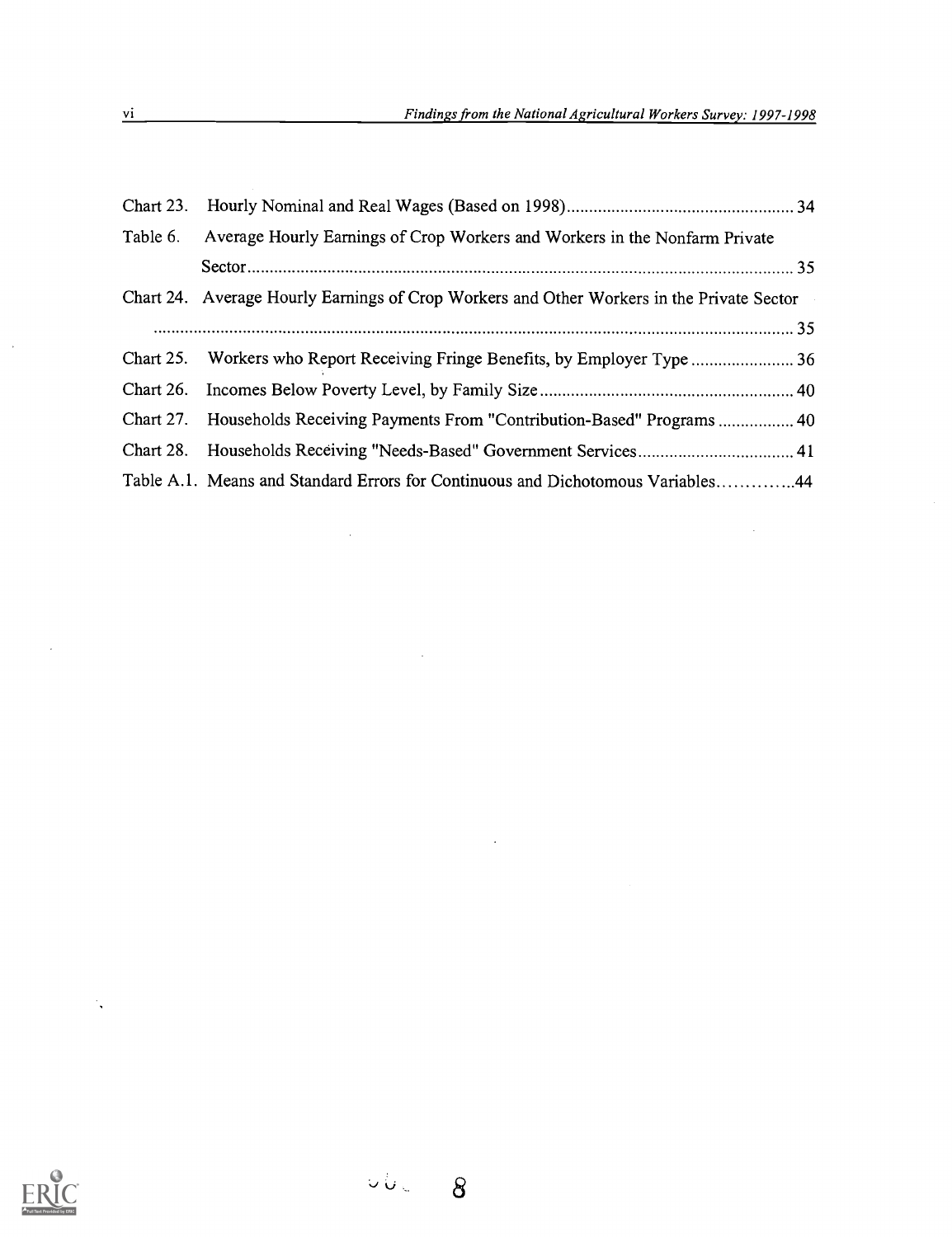Chart 23. Hourly Nominal and Real Wages (Based on 1998) ........ 34

Table 6. Average Hourly Earnings of Crop Workers and Workers in the Nonfarm Private Sector ........ 35

Chart 24. Average Hourly Earnings of Crop Workers and Other Workers in the Private Sector ........ 35

Chart 25. Workers who Report Receiving Fringe Benefits, by Employer Type ........ 36

Chart 26. Incomes Below Poverty Level, by Family Size ........ 40

Chart 27. Households Receiving Payments From "Contribution-Based" Programs ........ 40

Chart 28. Households Receiving "Needs-Based" Government Services ........ 41

Table A.1. Means and Standard Errors for Continuous and Dichotomous Variables ........ 44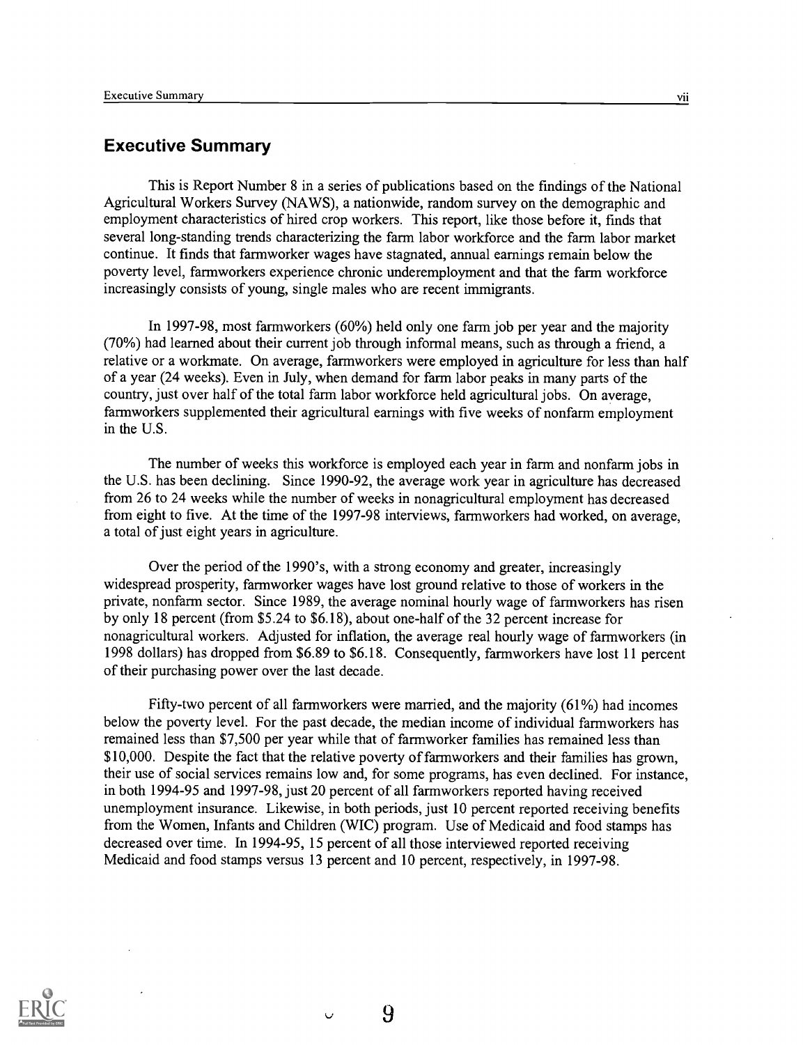## Executive Summary

This is Report Number 8 in a series of publications based on the findings of the National Agricultural Workers Survey (NAWS), a nationwide, random survey on the demographic and employment characteristics of hired crop workers. This report, like those before it, finds that several long-standing trends characterizing the farm labor workforce and the farm labor market continue. It finds that farmworker wages have stagnated, annual earnings remain below the poverty level, farmworkers experience chronic underemployment and that the farm workforce increasingly consists of young, single males who are recent immigrants.

In 1997-98, most farmworkers (60%) held only one farm job per year and the majority (70%) had learned about their current job through informal means, such as through a friend, a relative or a workmate. On average, farmworkers were employed in agriculture for less than half of a year (24 weeks). Even in July, when demand for farm labor peaks in many parts of the country, just over half of the total farm labor workforce held agricultural jobs. On average, farmworkers supplemented their agricultural earnings with five weeks of nonfarm employment in the U.S.

The number of weeks this workforce is employed each year in farm and nonfarm jobs in the U.S. has been declining. Since 1990-92, the average work year in agriculture has decreased from 26 to 24 weeks while the number of weeks in nonagricultural employment has decreased from eight to five. At the time of the 1997-98 interviews, farmworkers had worked, on average, a total of just eight years in agriculture.

Over the period of the 1990's, with a strong economy and greater, increasingly widespread prosperity, farmworker wages have lost ground relative to those of workers in the private, nonfarm sector. Since 1989, the average nominal hourly wage of farmworkers has risen by only 18 percent (from $5.24 to $6.18), about one-half of the 32 percent increase for nonagricultural workers. Adjusted for inflation, the average real hourly wage of farmworkers (in 1998 dollars) has dropped from $6.89 to $6.18. Consequently, farmworkers have lost 11 percent of their purchasing power over the last decade.

Fifty-two percent of all farmworkers were married, and the majority (61%) had incomes below the poverty level. For the past decade, the median income of individual farmworkers has remained less than $7,500 per year while that of farmworker families has remained less than $10,000. Despite the fact that the relative poverty of farmworkers and their families has grown, their use of social services remains low and, for some programs, has even declined. For instance, in both 1994-95 and 1997-98, just 20 percent of all farmworkers reported having received unemployment insurance. Likewise, in both periods, just 10 percent reported receiving benefits from the Women, Infants and Children (WIC) program. Use of Medicaid and food stamps has decreased over time. In 1994-95, 15 percent of all those interviewed reported receiving Medicaid and food stamps versus 13 percent and 10 percent, respectively, in 1997-98.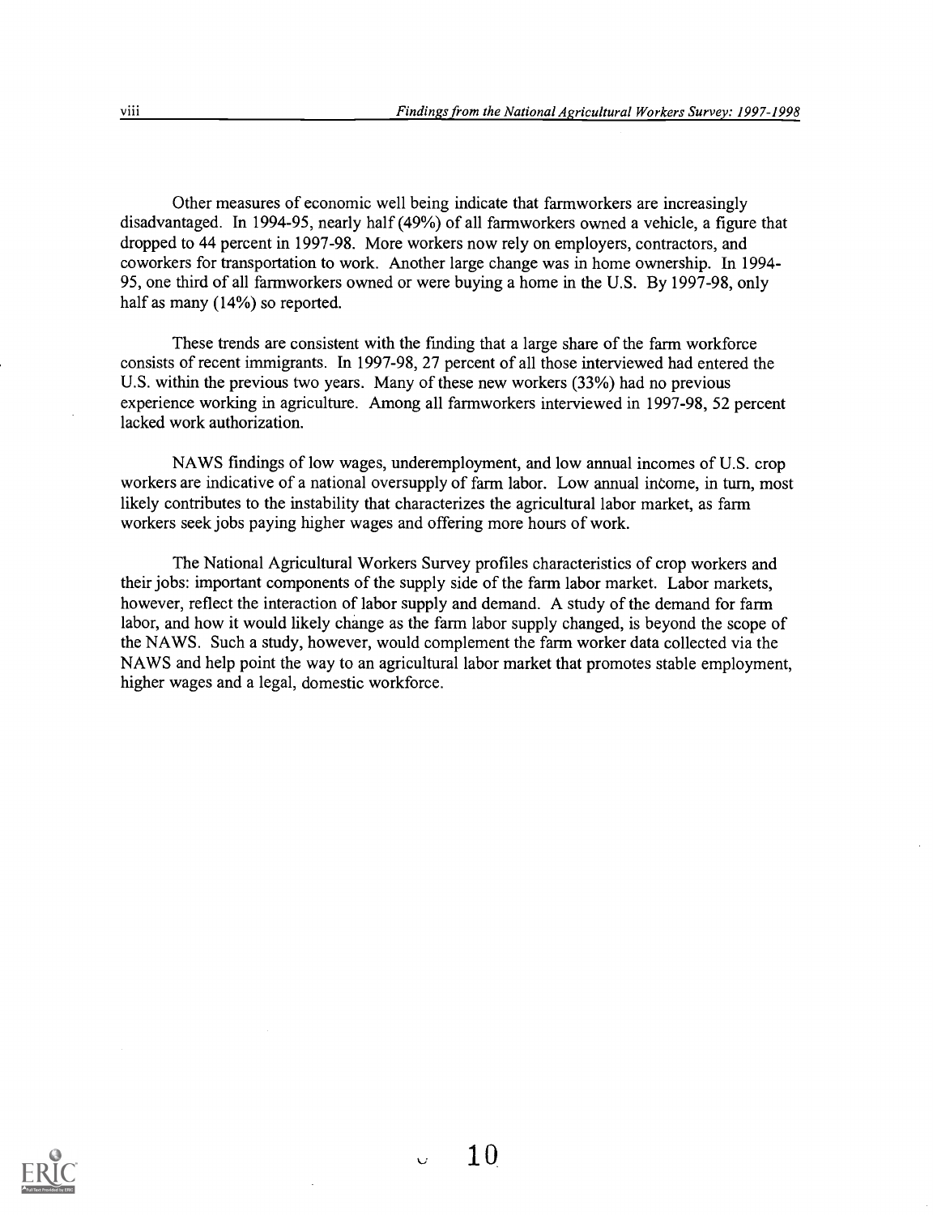Other measures of economic well being indicate that farmworkers are increasingly disadvantaged. In 1994-95, nearly half (49%) of all farmworkers owned a vehicle, a figure that dropped to 44 percent in 1997-98. More workers now rely on employers, contractors, and coworkers for transportation to work. Another large change was in home ownership. In 1994-95, one third of all farmworkers owned or were buying a home in the U.S. By 1997-98, only half as many (14%) so reported.

These trends are consistent with the finding that a large share of the farm workforce consists of recent immigrants. In 1997-98, 27 percent of all those interviewed had entered the U.S. within the previous two years. Many of these new workers (33%) had no previous experience working in agriculture. Among all farmworkers interviewed in 1997-98, 52 percent lacked work authorization.

NAWS findings of low wages, underemployment, and low annual incomes of U.S. crop workers are indicative of a national oversupply of farm labor. Low annual income, in turn, most likely contributes to the instability that characterizes the agricultural labor market, as farm workers seek jobs paying higher wages and offering more hours of work.

The National Agricultural Workers Survey profiles characteristics of crop workers and their jobs: important components of the supply side of the farm labor market. Labor markets, however, reflect the interaction of labor supply and demand. A study of the demand for farm labor, and how it would likely change as the farm labor supply changed, is beyond the scope of the NAWS. Such a study, however, would complement the farm worker data collected via the NAWS and help point the way to an agricultural labor market that promotes stable employment, higher wages and a legal, domestic workforce.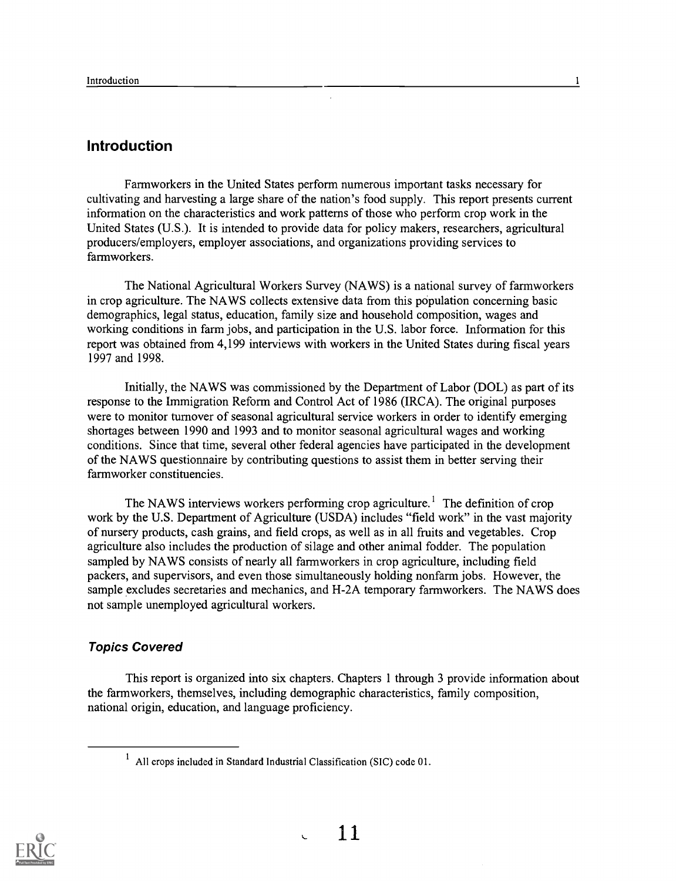# Introduction

Farmworkers in the United States perform numerous important tasks necessary for cultivating and harvesting a large share of the nation's food supply. This report presents current information on the characteristics and work patterns of those who perform crop work in the United States (U.S.). It is intended to provide data for policy makers, researchers, agricultural producers/employers, employer associations, and organizations providing services to farmworkers.

The National Agricultural Workers Survey (NAWS) is a national survey of farmworkers in crop agriculture. The NAWS collects extensive data from this population concerning basic demographics, legal status, education, family size and household composition, wages and working conditions in farm jobs, and participation in the U.S. labor force. Information for this report was obtained from 4,199 interviews with workers in the United States during fiscal years 1997 and 1998.

Initially, the NAWS was commissioned by the Department of Labor (DOL) as part of its response to the Immigration Reform and Control Act of 1986 (IRCA). The original purposes were to monitor turnover of seasonal agricultural service workers in order to identify emerging shortages between 1990 and 1993 and to monitor seasonal agricultural wages and working conditions. Since that time, several other federal agencies have participated in the development of the NAWS questionnaire by contributing questions to assist them in better serving their farmworker constituencies.

The NAWS interviews workers performing crop agriculture.[1] The definition of crop work by the U.S. Department of Agriculture (USDA) includes "field work" in the vast majority of nursery products, cash grains, and field crops, as well as in all fruits and vegetables. Crop agriculture also includes the production of silage and other animal fodder. The population sampled by NAWS consists of nearly all farmworkers in crop agriculture, including field packers, and supervisors, and even those simultaneously holding nonfarm jobs. However, the sample excludes secretaries and mechanics, and H-2A temporary farmworkers. The NAWS does not sample unemployed agricultural workers.

### *Topics Covered*

This report is organized into six chapters. Chapters 1 through 3 provide information about the farmworkers, themselves, including demographic characteristics, family composition, national origin, education, and language proficiency.

[1] All crops included in Standard Industrial Classification (SIC) code 01.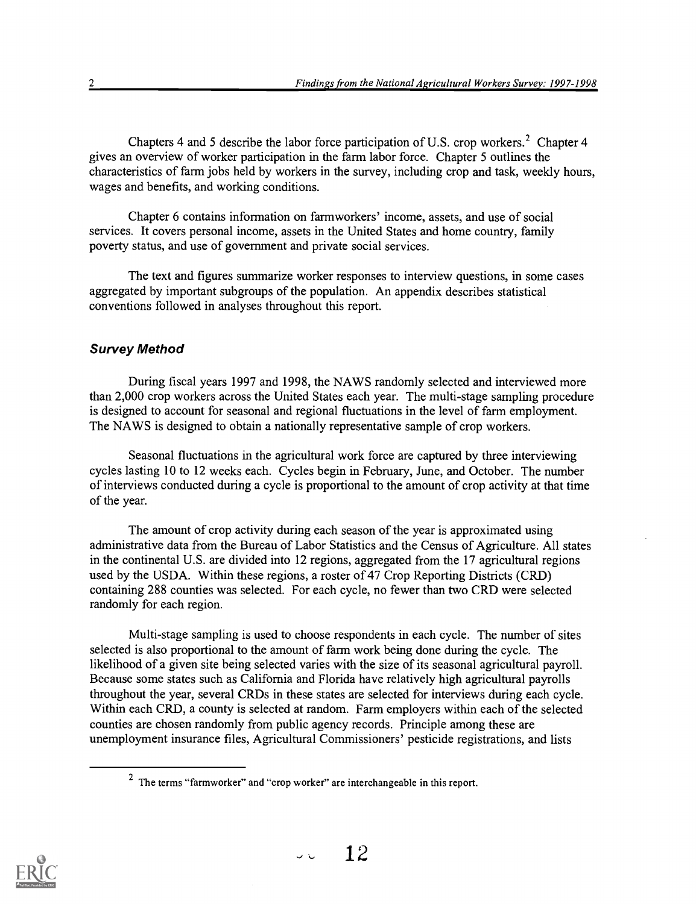Chapters 4 and 5 describe the labor force participation of U.S. crop workers.[2] Chapter 4 gives an overview of worker participation in the farm labor force. Chapter 5 outlines the characteristics of farm jobs held by workers in the survey, including crop and task, weekly hours, wages and benefits, and working conditions.

Chapter 6 contains information on farmworkers' income, assets, and use of social services. It covers personal income, assets in the United States and home country, family poverty status, and use of government and private social services.

The text and figures summarize worker responses to interview questions, in some cases aggregated by important subgroups of the population. An appendix describes statistical conventions followed in analyses throughout this report.

### *Survey Method*

During fiscal years 1997 and 1998, the NAWS randomly selected and interviewed more than 2,000 crop workers across the United States each year. The multi-stage sampling procedure is designed to account for seasonal and regional fluctuations in the level of farm employment. The NAWS is designed to obtain a nationally representative sample of crop workers.

Seasonal fluctuations in the agricultural work force are captured by three interviewing cycles lasting 10 to 12 weeks each. Cycles begin in February, June, and October. The number of interviews conducted during a cycle is proportional to the amount of crop activity at that time of the year.

The amount of crop activity during each season of the year is approximated using administrative data from the Bureau of Labor Statistics and the Census of Agriculture. All states in the continental U.S. are divided into 12 regions, aggregated from the 17 agricultural regions used by the USDA. Within these regions, a roster of 47 Crop Reporting Districts (CRD) containing 288 counties was selected. For each cycle, no fewer than two CRD were selected randomly for each region.

Multi-stage sampling is used to choose respondents in each cycle. The number of sites selected is also proportional to the amount of farm work being done during the cycle. The likelihood of a given site being selected varies with the size of its seasonal agricultural payroll. Because some states such as California and Florida have relatively high agricultural payrolls throughout the year, several CRDs in these states are selected for interviews during each cycle. Within each CRD, a county is selected at random. Farm employers within each of the selected counties are chosen randomly from public agency records. Principle among these are unemployment insurance files, Agricultural Commissioners' pesticide registrations, and lists

---

[2] The terms "farmworker" and "crop worker" are interchangeable in this report.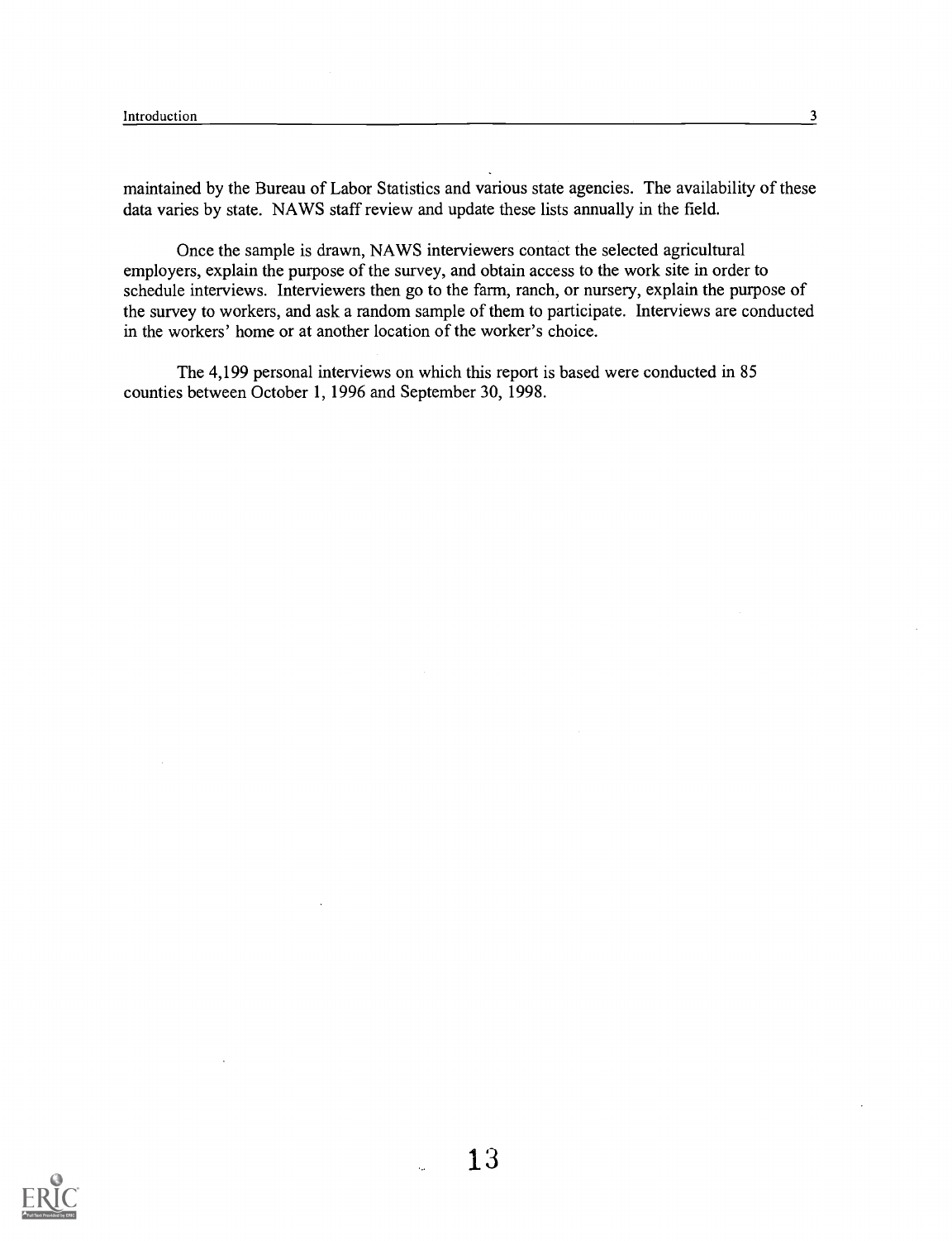maintained by the Bureau of Labor Statistics and various state agencies. The availability of these data varies by state. NAWS staff review and update these lists annually in the field.

Once the sample is drawn, NAWS interviewers contact the selected agricultural employers, explain the purpose of the survey, and obtain access to the work site in order to schedule interviews. Interviewers then go to the farm, ranch, or nursery, explain the purpose of the survey to workers, and ask a random sample of them to participate. Interviews are conducted in the workers' home or at another location of the worker's choice.

The 4,199 personal interviews on which this report is based were conducted in 85 counties between October 1, 1996 and September 30, 1998.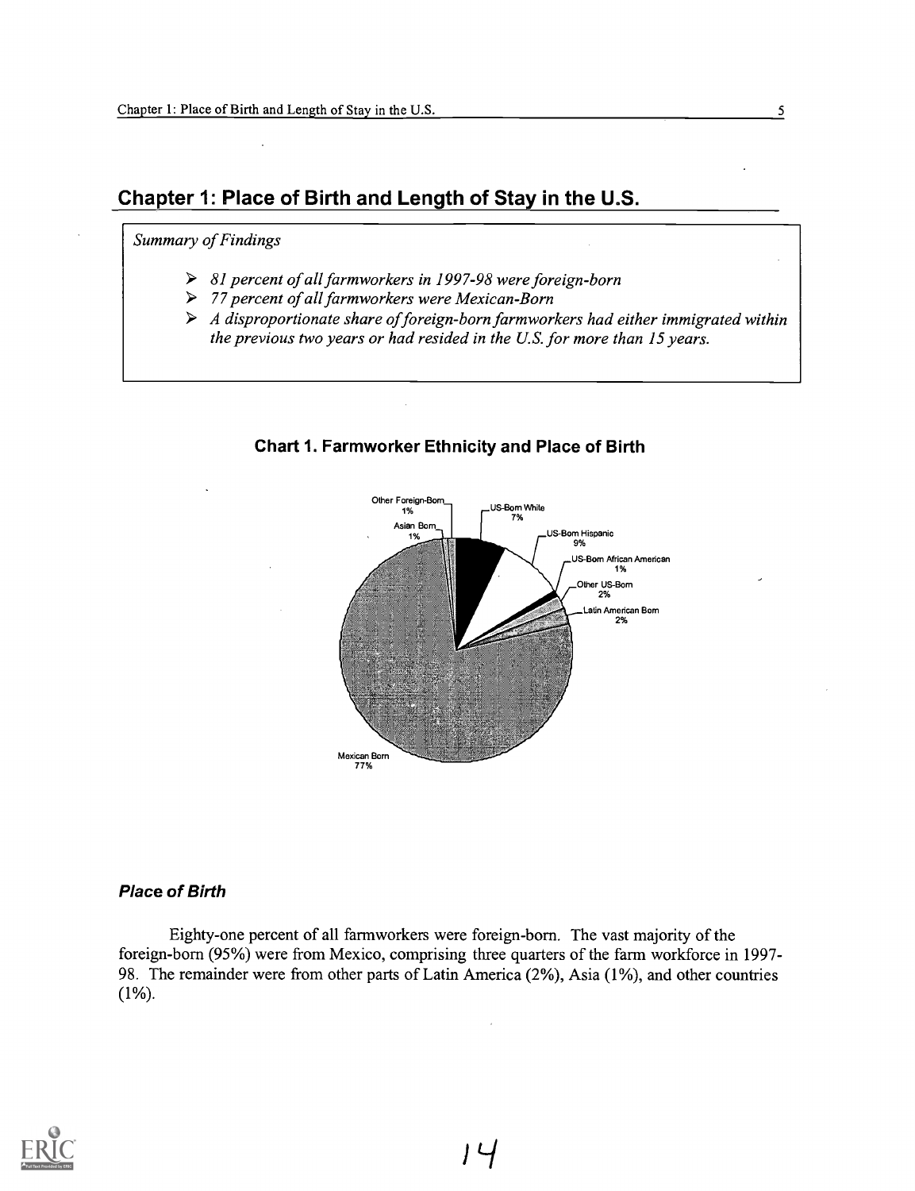## Chapter 1: Place of Birth and Length of Stay in the U.S.

*Summary of Findings*

- *81 percent of all farmworkers in 1997-98 were foreign-born*
- *77 percent of all farmworkers were Mexican-Born*
- *A disproportionate share of foreign-born farmworkers had either immigrated within the previous two years or had resided in the U.S. for more than 15 years.*

**Chart 1. Farmworker Ethnicity and Place of Birth**

Other Foreign-Born 1%
US-Born White 7%
Asian Born 1%
US-Born Hispanic 9%
US-Born African American 1%
Other US-Born 2%
Latin American Born 2%
Mexican Born 77%

### *Place of Birth*

Eighty-one percent of all farmworkers were foreign-born. The vast majority of the foreign-born (95%) were from Mexico, comprising three quarters of the farm workforce in 1997-98. The remainder were from other parts of Latin America (2%), Asia (1%), and other countries (1%).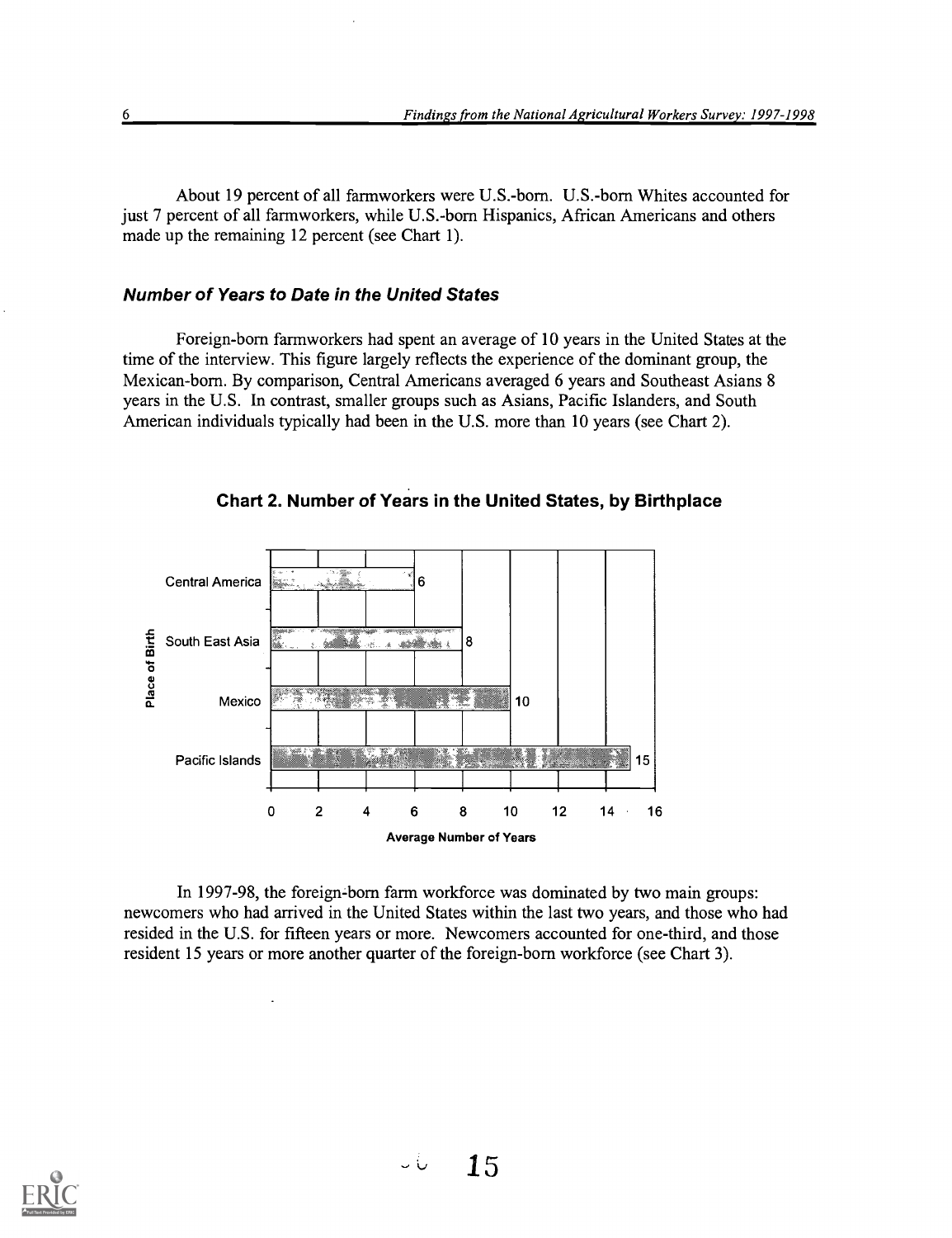About 19 percent of all farmworkers were U.S.-born. U.S.-born Whites accounted for just 7 percent of all farmworkers, while U.S.-born Hispanics, African Americans and others made up the remaining 12 percent (see Chart 1).

### Number of Years to Date in the United States

Foreign-born farmworkers had spent an average of 10 years in the United States at the time of the interview. This figure largely reflects the experience of the dominant group, the Mexican-born. By comparison, Central Americans averaged 6 years and Southeast Asians 8 years in the U.S. In contrast, smaller groups such as Asians, Pacific Islanders, and South American individuals typically had been in the U.S. more than 10 years (see Chart 2).

**Chart 2. Number of Years in the United States, by Birthplace**

| Place of Birth | Average Number of Years |
|---|---|
| Central America | 6 |
| South East Asia | 8 |
| Mexico | 10 |
| Pacific Islands | 15 |

In 1997-98, the foreign-born farm workforce was dominated by two main groups: newcomers who had arrived in the United States within the last two years, and those who had resided in the U.S. for fifteen years or more. Newcomers accounted for one-third, and those resident 15 years or more another quarter of the foreign-born workforce (see Chart 3).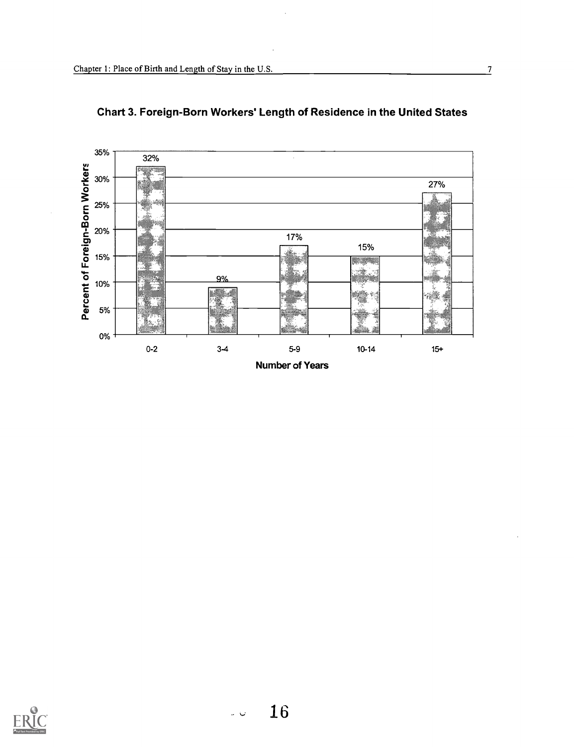**Chart 3. Foreign-Born Workers' Length of Residence in the United States**

| Number of Years | Percent of Foreign-Born Workers |
| --- | --- |
| 0-2 | 32% |
| 3-4 | 9% |
| 5-9 | 17% |
| 10-14 | 15% |
| 15+ | 27% |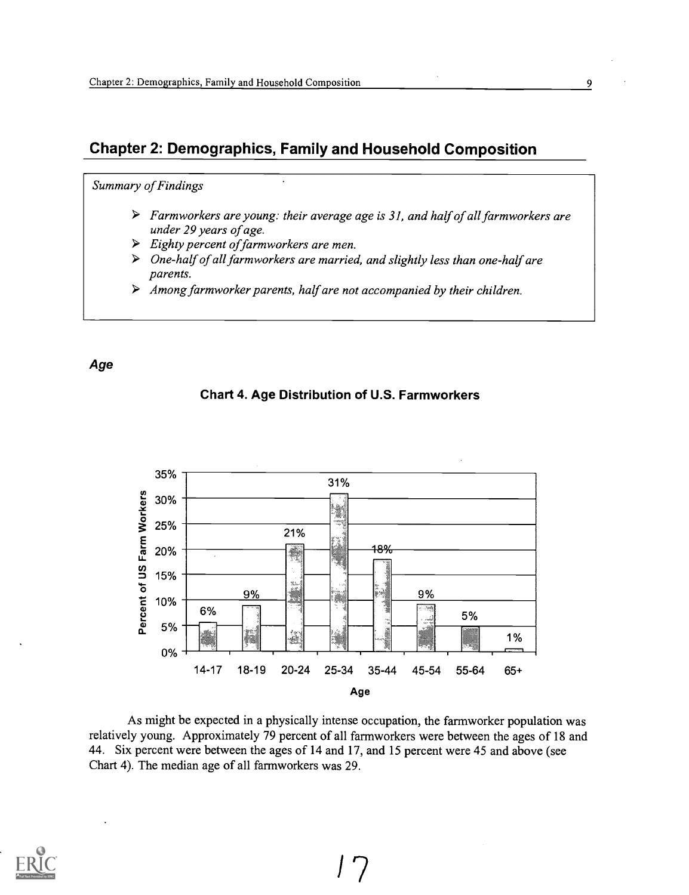# Chapter 2: Demographics, Family and Household Composition

*Summary of Findings*

- *Farmworkers are young: their average age is 31, and half of all farmworkers are under 29 years of age.*
- *Eighty percent of farmworkers are men.*
- *One-half of all farmworkers are married, and slightly less than one-half are parents.*
- *Among farmworker parents, half are not accompanied by their children.*

### *Age*

**Chart 4. Age Distribution of U.S. Farmworkers**

| Age | Percent of US Farm Workers |
|---|---|
| 14-17 | 6% |
| 18-19 | 9% |
| 20-24 | 21% |
| 25-34 | 31% |
| 35-44 | 18% |
| 45-54 | 9% |
| 55-64 | 5% |
| 65+ | 1% |

As might be expected in a physically intense occupation, the farmworker population was relatively young. Approximately 79 percent of all farmworkers were between the ages of 18 and 44. Six percent were between the ages of 14 and 17, and 15 percent were 45 and above (see Chart 4). The median age of all farmworkers was 29.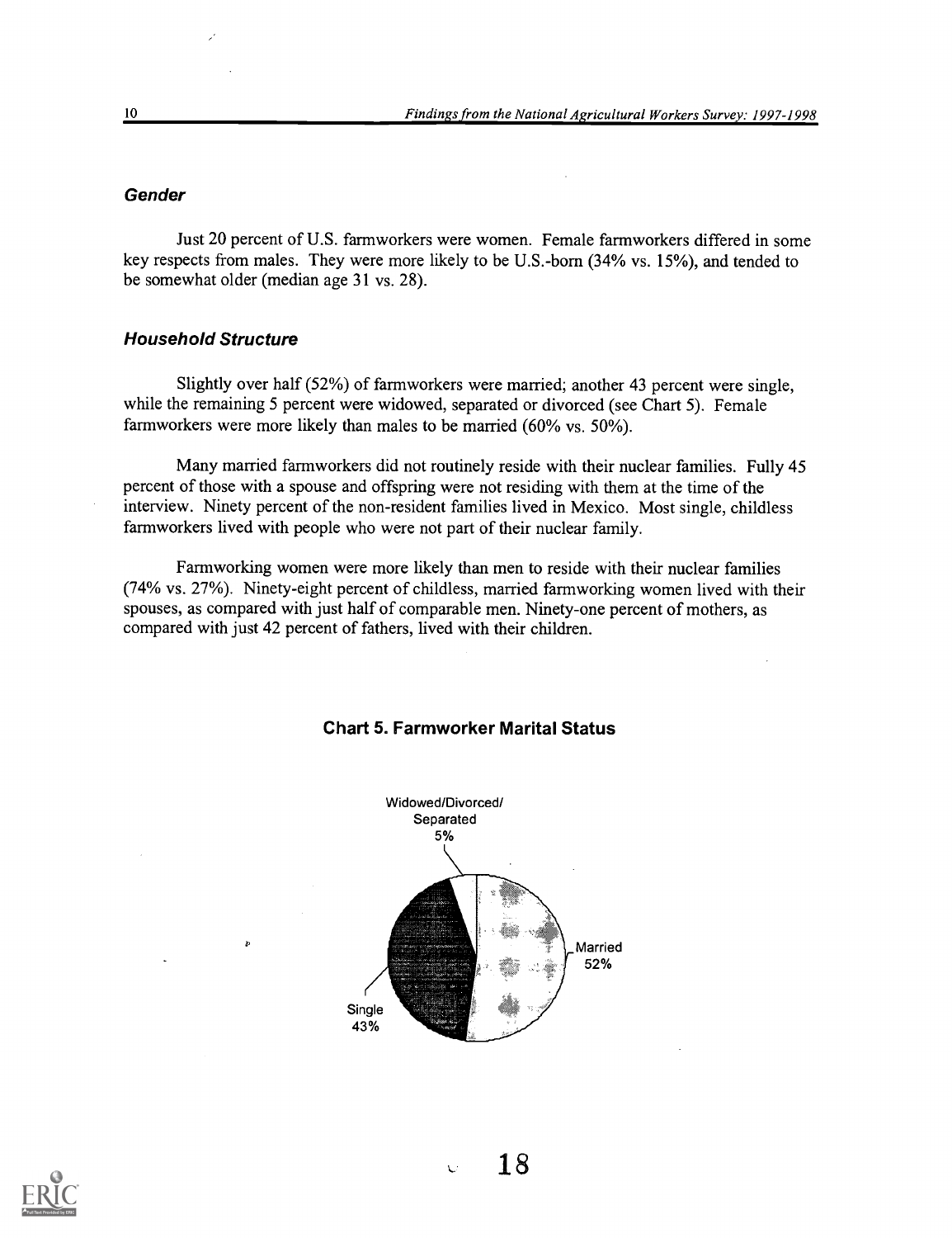### *Gender*

Just 20 percent of U.S. farmworkers were women. Female farmworkers differed in some key respects from males. They were more likely to be U.S.-born (34% vs. 15%), and tended to be somewhat older (median age 31 vs. 28).

### *Household Structure*

Slightly over half (52%) of farmworkers were married; another 43 percent were single, while the remaining 5 percent were widowed, separated or divorced (see Chart 5). Female farmworkers were more likely than males to be married (60% vs. 50%).

Many married farmworkers did not routinely reside with their nuclear families. Fully 45 percent of those with a spouse and offspring were not residing with them at the time of the interview. Ninety percent of the non-resident families lived in Mexico. Most single, childless farmworkers lived with people who were not part of their nuclear family.

Farmworking women were more likely than men to reside with their nuclear families (74% vs. 27%). Ninety-eight percent of childless, married farmworking women lived with their spouses, as compared with just half of comparable men. Ninety-one percent of mothers, as compared with just 42 percent of fathers, lived with their children.

**Chart 5. Farmworker Marital Status**

Widowed/Divorced/ Separated 5%

Married 52%

Single 43%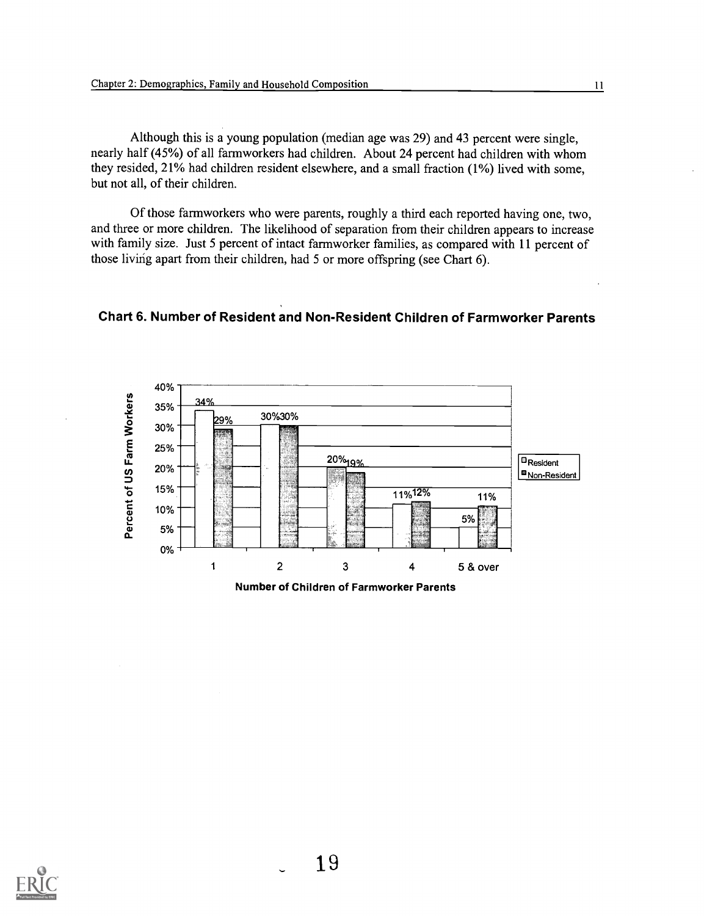Although this is a young population (median age was 29) and 43 percent were single, nearly half (45%) of all farmworkers had children. About 24 percent had children with whom they resided, 21% had children resident elsewhere, and a small fraction (1%) lived with some, but not all, of their children.

Of those farmworkers who were parents, roughly a third each reported having one, two, and three or more children. The likelihood of separation from their children appears to increase with family size. Just 5 percent of intact farmworker families, as compared with 11 percent of those living apart from their children, had 5 or more offspring (see Chart 6).

**Chart 6. Number of Resident and Non-Resident Children of Farmworker Parents**

| Number of Children of Farmworker Parents | Resident | Non-Resident |
|---|---|---|
| 1 | 34% | 29% |
| 2 | 30% | 30% |
| 3 | 20% | 19% |
| 4 | 11% | 12% |
| 5 & over | 5% | 11% |

Percent of US Farm Workers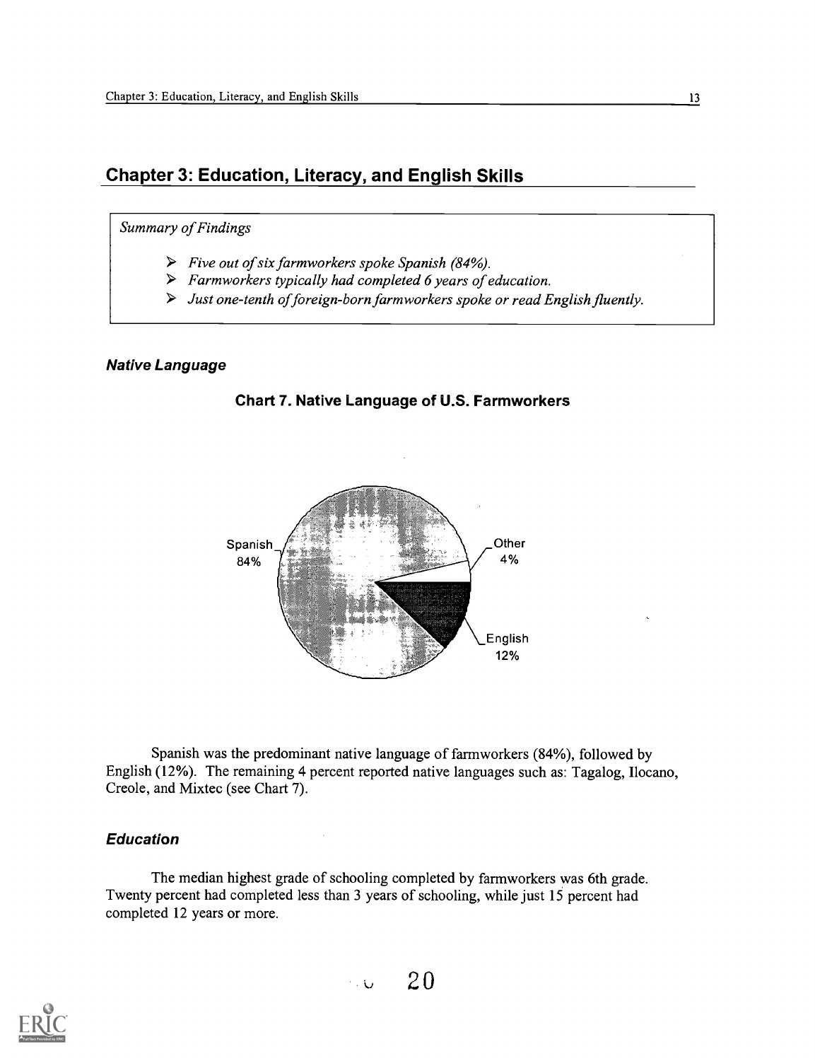## Chapter 3: Education, Literacy, and English Skills

*Summary of Findings*

- *Five out of six farmworkers spoke Spanish (84%).*
- *Farmworkers typically had completed 6 years of education.*
- *Just one-tenth of foreign-born farmworkers spoke or read English fluently.*

#### Native Language

**Chart 7. Native Language of U.S. Farmworkers**

Spanish 84%

Other 4%

English 12%

Spanish was the predominant native language of farmworkers (84%), followed by English (12%). The remaining 4 percent reported native languages such as: Tagalog, Ilocano, Creole, and Mixtec (see Chart 7).

#### Education

The median highest grade of schooling completed by farmworkers was 6th grade. Twenty percent had completed less than 3 years of schooling, while just 15 percent had completed 12 years or more.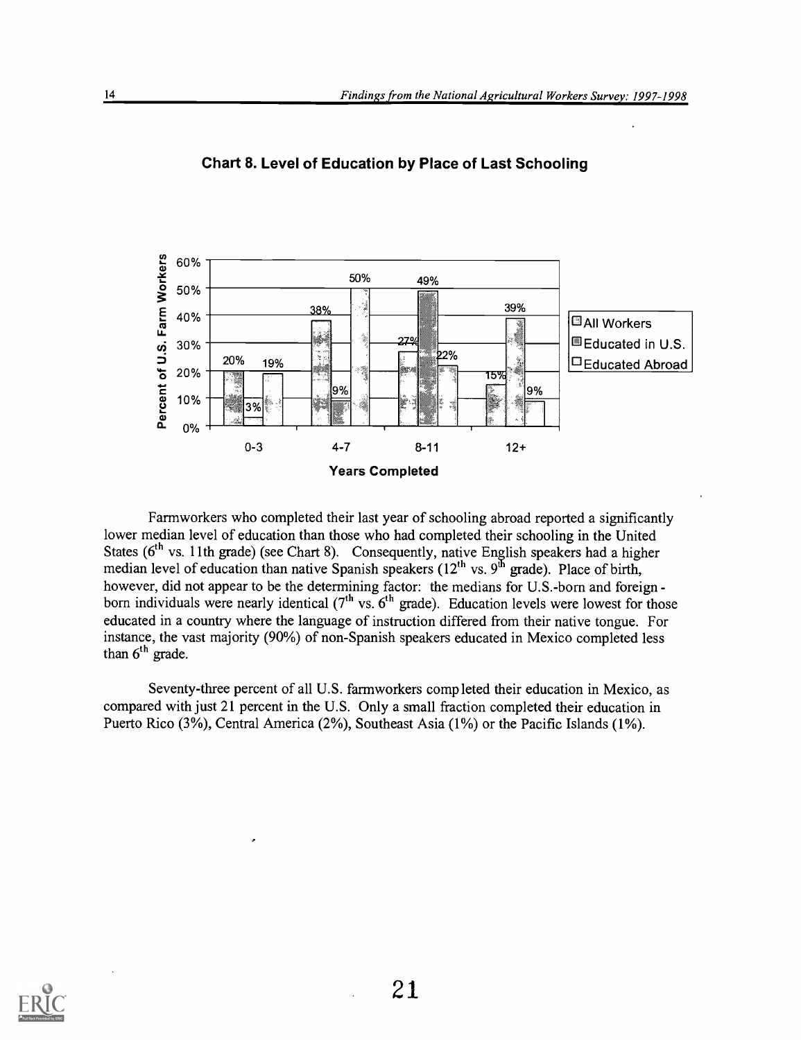## Chart 8. Level of Education by Place of Last Schooling

| Years Completed | All Workers | Educated in U.S. | Educated Abroad |
|---|---|---|---|
| 0-3 | 20% | 3% | 19% |
| 4-7 | 38% | 9% | 50% |
| 8-11 | 27% | 49% | 22% |
| 12+ | 15% | 39% | 9% |

Farmworkers who completed their last year of schooling abroad reported a significantly lower median level of education than those who had completed their schooling in the United States ($6^{th}$ vs. 11th grade) (see Chart 8). Consequently, native English speakers had a higher median level of education than native Spanish speakers ($12^{th}$ vs. $9^{th}$ grade). Place of birth, however, did not appear to be the determining factor: the medians for U.S.-born and foreign-born individuals were nearly identical ($7^{th}$ vs. $6^{th}$ grade). Education levels were lowest for those educated in a country where the language of instruction differed from their native tongue. For instance, the vast majority (90%) of non-Spanish speakers educated in Mexico completed less than $6^{th}$ grade.

Seventy-three percent of all U.S. farmworkers completed their education in Mexico, as compared with just 21 percent in the U.S. Only a small fraction completed their education in Puerto Rico (3%), Central America (2%), Southeast Asia (1%) or the Pacific Islands (1%).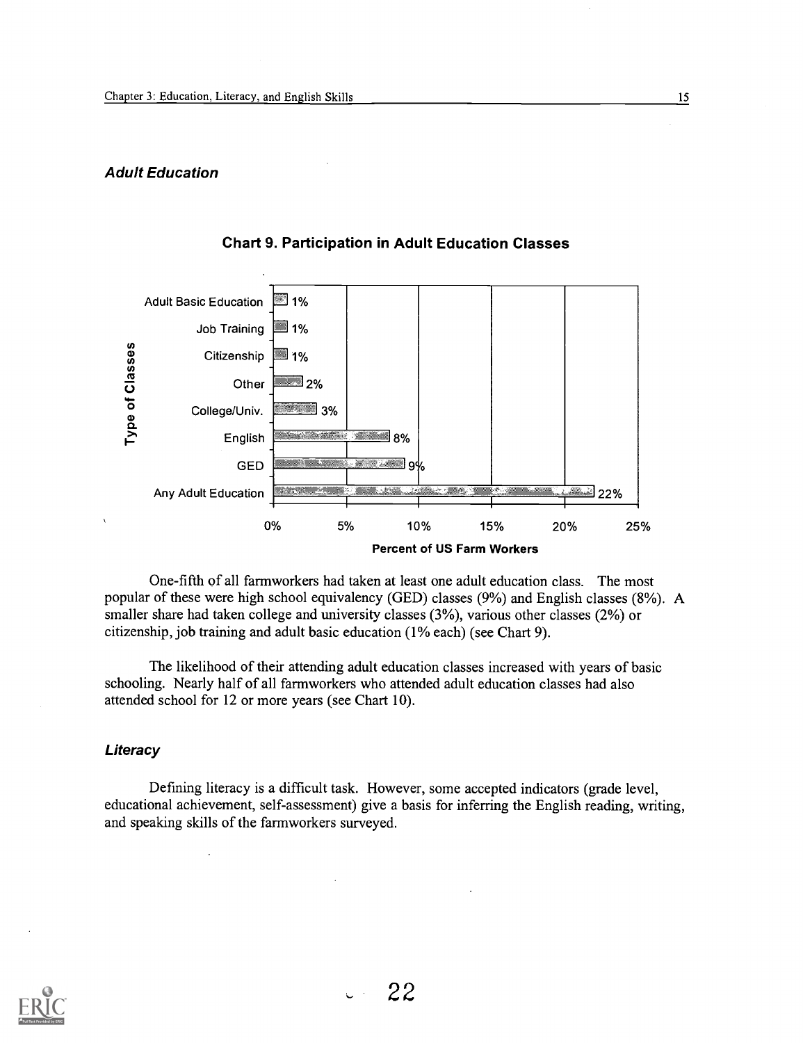### *Adult Education*

**Chart 9. Participation in Adult Education Classes**

| Type of Classes | Percent of US Farm Workers |
| --- | --- |
| Adult Basic Education | 1% |
| Job Training | 1% |
| Citizenship | 1% |
| Other | 2% |
| College/Univ. | 3% |
| English | 8% |
| GED | 9% |
| Any Adult Education | 22% |

One-fifth of all farmworkers had taken at least one adult education class. The most popular of these were high school equivalency (GED) classes (9%) and English classes (8%). A smaller share had taken college and university classes (3%), various other classes (2%) or citizenship, job training and adult basic education (1% each) (see Chart 9).

The likelihood of their attending adult education classes increased with years of basic schooling. Nearly half of all farmworkers who attended adult education classes had also attended school for 12 or more years (see Chart 10).

### *Literacy*

Defining literacy is a difficult task. However, some accepted indicators (grade level, educational achievement, self-assessment) give a basis for inferring the English reading, writing, and speaking skills of the farmworkers surveyed.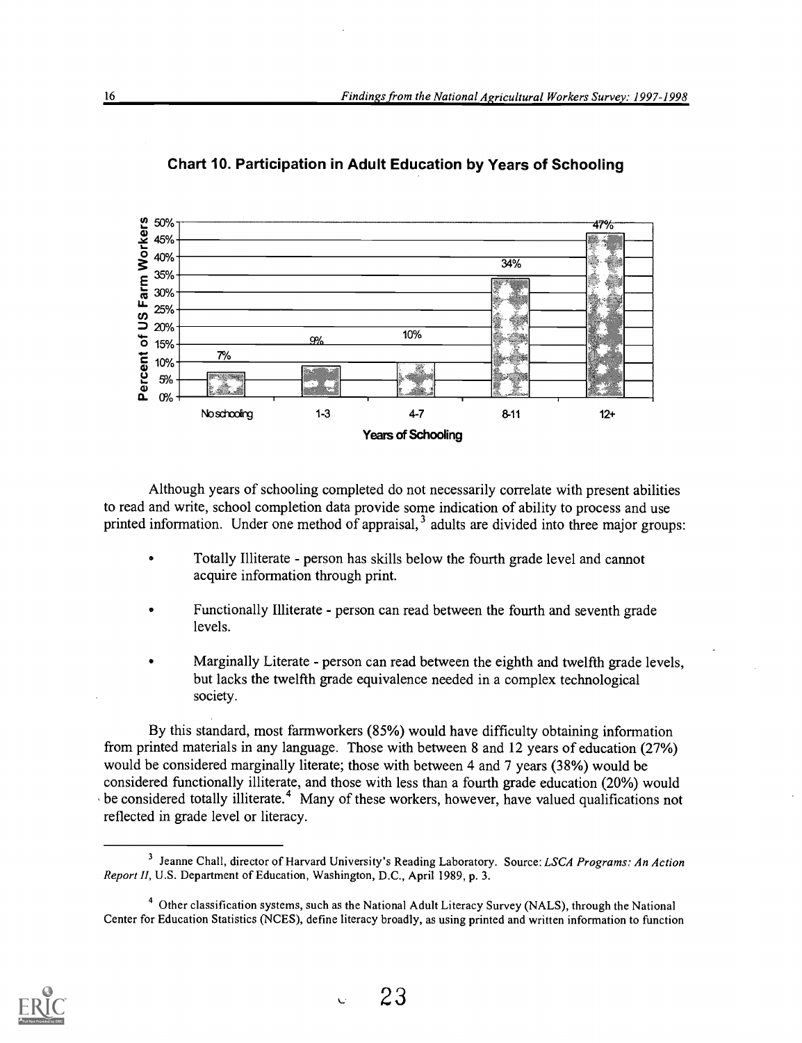**Chart 10. Participation in Adult Education by Years of Schooling**

| Years of Schooling | Percent of US Farm Workers |
|---|---|
| No schooling | 7% |
| 1-3 | 9% |
| 4-7 | 10% |
| 8-11 | 34% |
| 12+ | 47% |

Although years of schooling completed do not necessarily correlate with present abilities to read and write, school completion data provide some indication of ability to process and use printed information. Under one method of appraisal,[3] adults are divided into three major groups:

- Totally Illiterate - person has skills below the fourth grade level and cannot acquire information through print.
- Functionally Illiterate - person can read between the fourth and seventh grade levels.
- Marginally Literate - person can read between the eighth and twelfth grade levels, but lacks the twelfth grade equivalence needed in a complex technological society.

By this standard, most farmworkers (85%) would have difficulty obtaining information from printed materials in any language. Those with between 8 and 12 years of education (27%) would be considered marginally literate; those with between 4 and 7 years (38%) would be considered functionally illiterate, and those with less than a fourth grade education (20%) would be considered totally illiterate.[4] Many of these workers, however, have valued qualifications not reflected in grade level or literacy.

[3] Jeanne Chall, director of Harvard University's Reading Laboratory. Source: *LSCA Programs: An Action Report II*, U.S. Department of Education, Washington, D.C., April 1989, p. 3.

[4] Other classification systems, such as the National Adult Literacy Survey (NALS), through the National Center for Education Statistics (NCES), define literacy broadly, as using printed and written information to function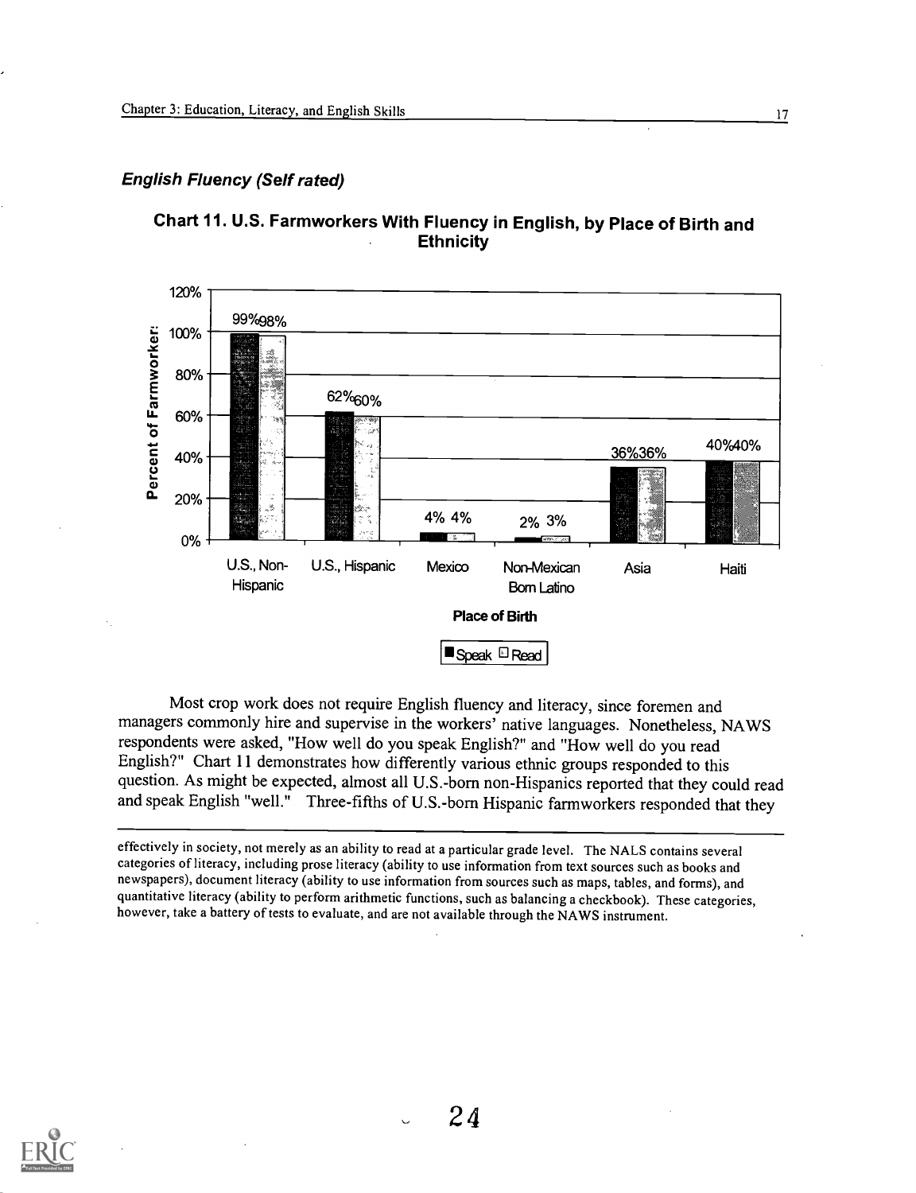### *English Fluency (Self rated)*

**Chart 11. U.S. Farmworkers With Fluency in English, by Place of Birth and Ethnicity**

| Place of Birth | Speak | Read |
|---|---|---|
| U.S., Non-Hispanic | 99% | 98% |
| U.S., Hispanic | 62% | 60% |
| Mexico | 4% | 4% |
| Non-Mexican Born Latino | 2% | 3% |
| Asia | 36% | 36% |
| Haiti | 40% | 40% |

Most crop work does not require English fluency and literacy, since foremen and managers commonly hire and supervise in the workers' native languages. Nonetheless, NAWS respondents were asked, "How well do you speak English?" and "How well do you read English?" Chart 11 demonstrates how differently various ethnic groups responded to this question. As might be expected, almost all U.S.-born non-Hispanics reported that they could read and speak English "well." Three-fifths of U.S.-born Hispanic farmworkers responded that they

---

effectively in society, not merely as an ability to read at a particular grade level. The NALS contains several categories of literacy, including prose literacy (ability to use information from text sources such as books and newspapers), document literacy (ability to use information from sources such as maps, tables, and forms), and quantitative literacy (ability to perform arithmetic functions, such as balancing a checkbook). These categories, however, take a battery of tests to evaluate, and are not available through the NAWS instrument.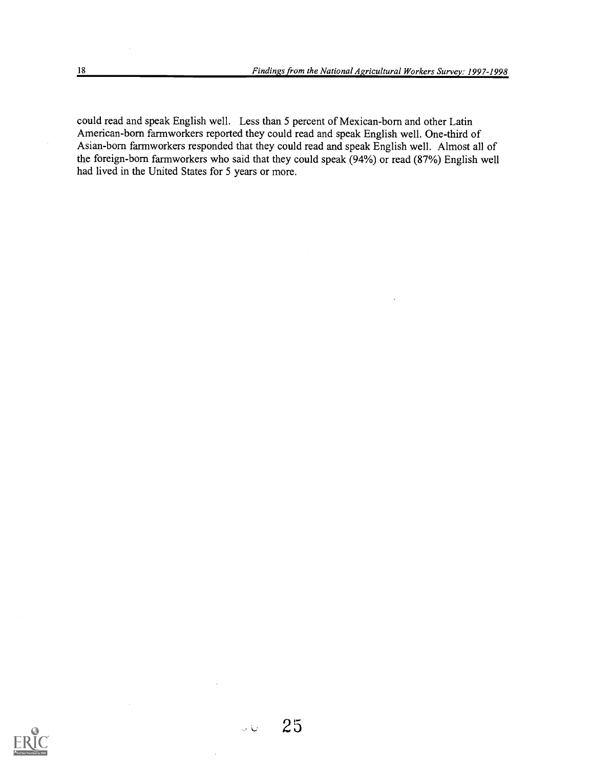could read and speak English well. Less than 5 percent of Mexican-born and other Latin American-born farmworkers reported they could read and speak English well. One-third of Asian-born farmworkers responded that they could read and speak English well. Almost all of the foreign-born farmworkers who said that they could speak (94%) or read (87%) English well had lived in the United States for 5 years or more.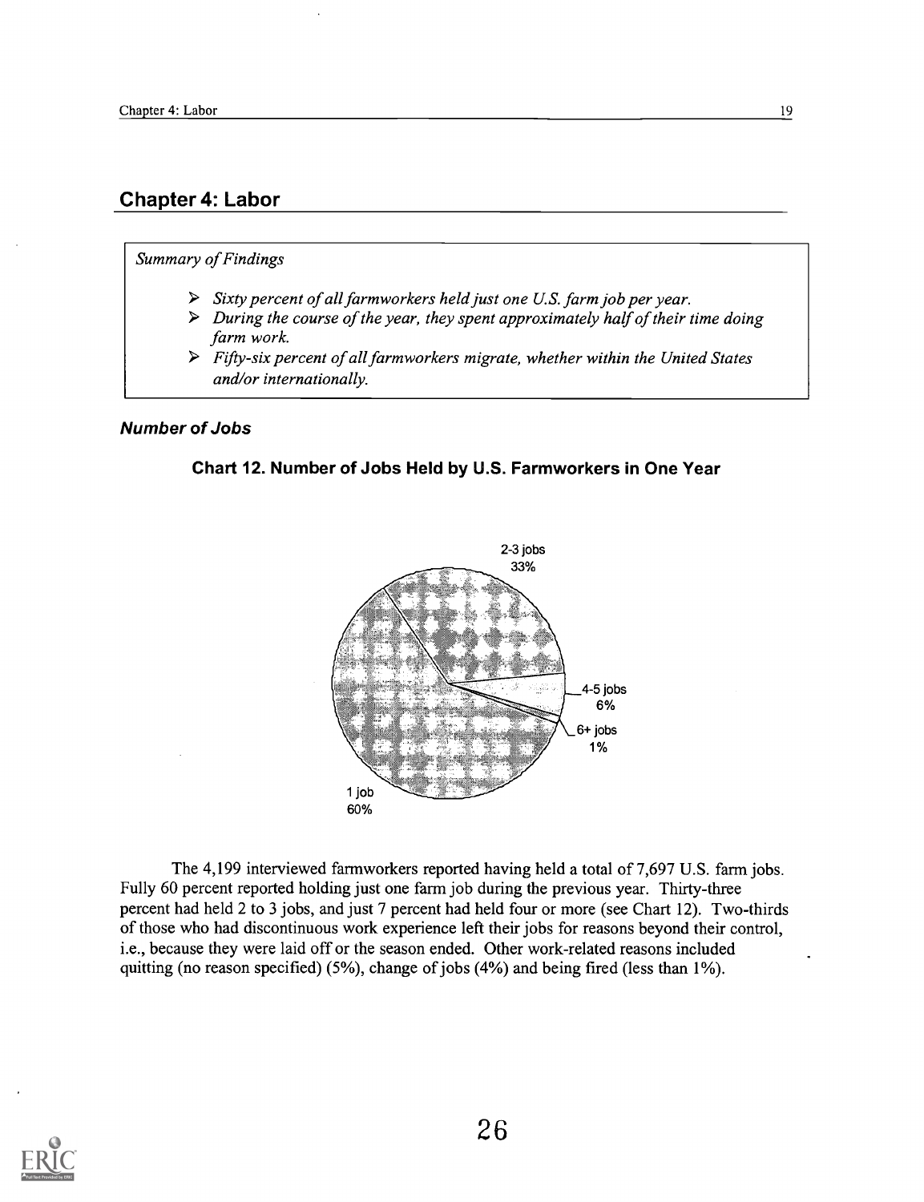## Chapter 4: Labor

*Summary of Findings*

- *Sixty percent of all farmworkers held just one U.S. farm job per year.*
- *During the course of the year, they spent approximately half of their time doing farm work.*
- *Fifty-six percent of all farmworkers migrate, whether within the United States and/or internationally.*

### *Number of Jobs*

**Chart 12. Number of Jobs Held by U.S. Farmworkers in One Year**

2-3 jobs 33%

4-5 jobs 6%

6+ jobs 1%

1 job 60%

The 4,199 interviewed farmworkers reported having held a total of 7,697 U.S. farm jobs. Fully 60 percent reported holding just one farm job during the previous year. Thirty-three percent had held 2 to 3 jobs, and just 7 percent had held four or more (see Chart 12). Two-thirds of those who had discontinuous work experience left their jobs for reasons beyond their control, i.e., because they were laid off or the season ended. Other work-related reasons included quitting (no reason specified) (5%), change of jobs (4%) and being fired (less than 1%).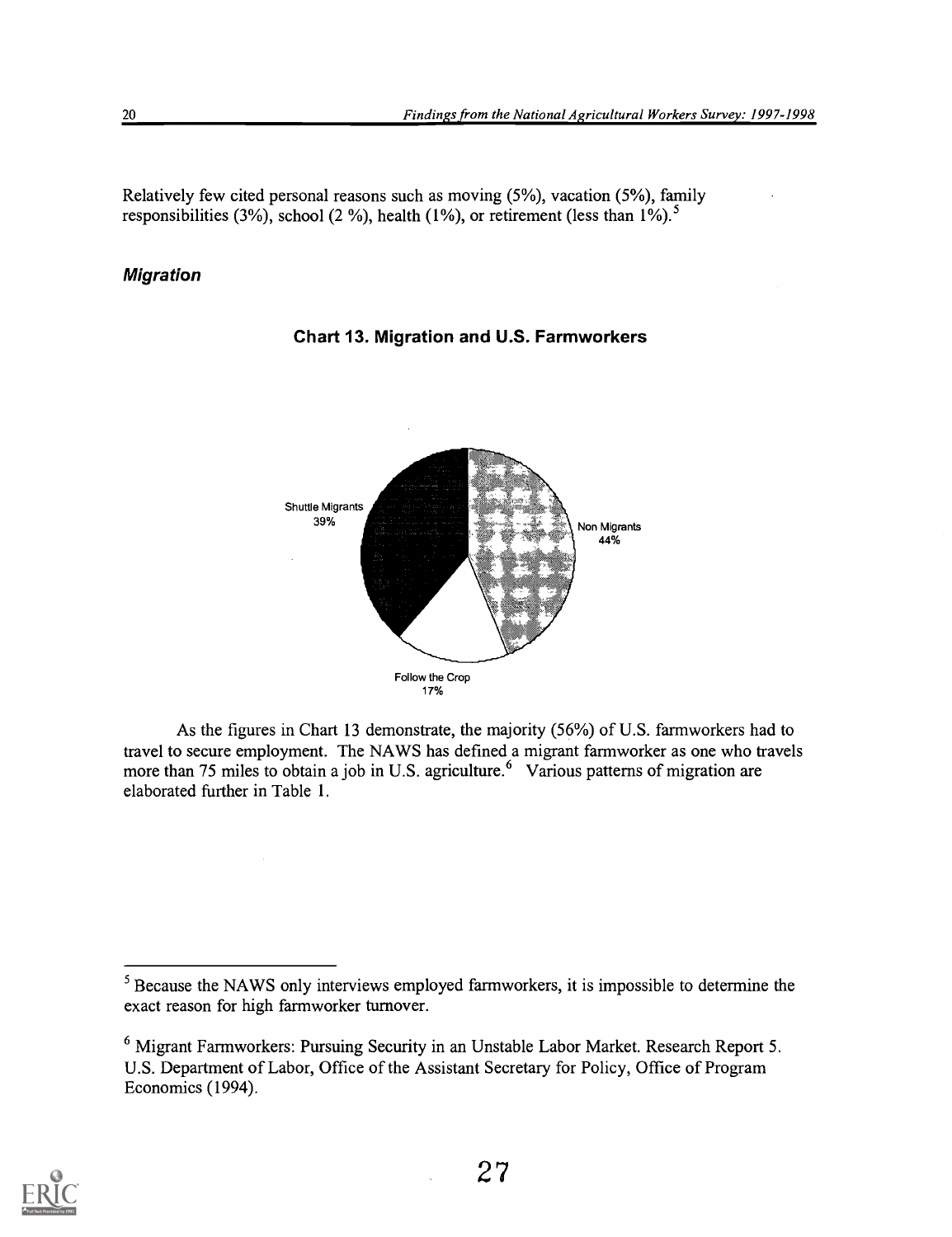Relatively few cited personal reasons such as moving (5%), vacation (5%), family responsibilities (3%), school (2 %), health (1%), or retirement (less than 1%).[5]

### *Migration*

**Chart 13. Migration and U.S. Farmworkers**

Shuttle Migrants 39%

Non Migrants 44%

Follow the Crop 17%

As the figures in Chart 13 demonstrate, the majority (56%) of U.S. farmworkers had to travel to secure employment. The NAWS has defined a migrant farmworker as one who travels more than 75 miles to obtain a job in U.S. agriculture.[6] Various patterns of migration are elaborated further in Table 1.

---

[5] Because the NAWS only interviews employed farmworkers, it is impossible to determine the exact reason for high farmworker turnover.

[6] Migrant Farmworkers: Pursuing Security in an Unstable Labor Market. Research Report 5. U.S. Department of Labor, Office of the Assistant Secretary for Policy, Office of Program Economics (1994).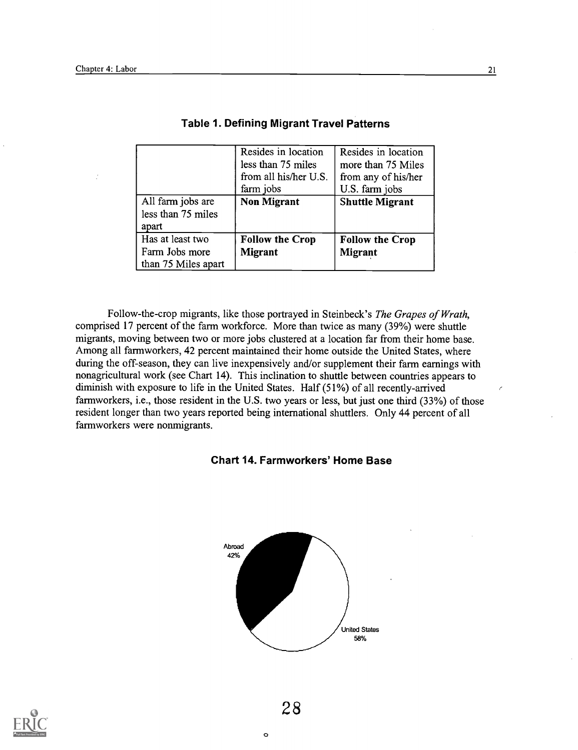### Table 1. Defining Migrant Travel Patterns

| | Resides in location less than 75 miles from all his/her U.S. farm jobs | Resides in location more than 75 Miles from any of his/her U.S. farm jobs |
|---|---|---|
| All farm jobs are less than 75 miles apart | **Non Migrant** | **Shuttle Migrant** |
| Has at least two Farm Jobs more than 75 Miles apart | **Follow the Crop Migrant** | **Follow the Crop Migrant** |

Follow-the-crop migrants, like those portrayed in Steinbeck's *The Grapes of Wrath*, comprised 17 percent of the farm workforce. More than twice as many (39%) were shuttle migrants, moving between two or more jobs clustered at a location far from their home base. Among all farmworkers, 42 percent maintained their home outside the United States, where during the off-season, they can live inexpensively and/or supplement their farm earnings with nonagricultural work (see Chart 14). This inclination to shuttle between countries appears to diminish with exposure to life in the United States. Half (51%) of all recently-arrived farmworkers, i.e., those resident in the U.S. two years or less, but just one third (33%) of those resident longer than two years reported being international shuttlers. Only 44 percent of all farmworkers were nonmigrants.

### Chart 14. Farmworkers' Home Base

Abroad 42%

United States 58%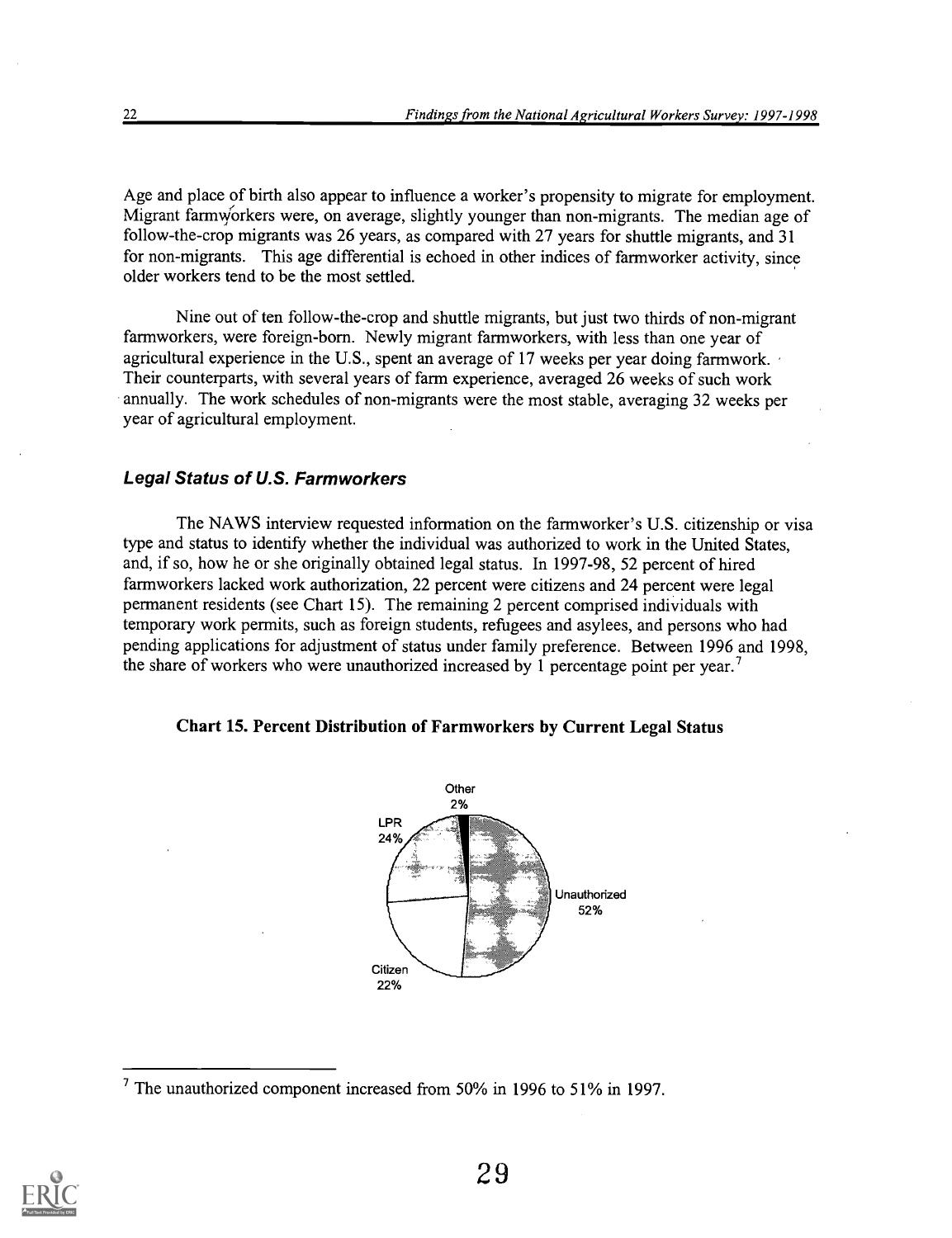Age and place of birth also appear to influence a worker's propensity to migrate for employment. Migrant farmworkers were, on average, slightly younger than non-migrants. The median age of follow-the-crop migrants was 26 years, as compared with 27 years for shuttle migrants, and 31 for non-migrants. This age differential is echoed in other indices of farmworker activity, since older workers tend to be the most settled.

Nine out of ten follow-the-crop and shuttle migrants, but just two thirds of non-migrant farmworkers, were foreign-born. Newly migrant farmworkers, with less than one year of agricultural experience in the U.S., spent an average of 17 weeks per year doing farmwork. Their counterparts, with several years of farm experience, averaged 26 weeks of such work annually. The work schedules of non-migrants were the most stable, averaging 32 weeks per year of agricultural employment.

### *Legal Status of U.S. Farmworkers*

The NAWS interview requested information on the farmworker's U.S. citizenship or visa type and status to identify whether the individual was authorized to work in the United States, and, if so, how he or she originally obtained legal status. In 1997-98, 52 percent of hired farmworkers lacked work authorization, 22 percent were citizens and 24 percent were legal permanent residents (see Chart 15). The remaining 2 percent comprised individuals with temporary work permits, such as foreign students, refugees and asylees, and persons who had pending applications for adjustment of status under family preference. Between 1996 and 1998, the share of workers who were unauthorized increased by 1 percentage point per year.[7]

**Chart 15. Percent Distribution of Farmworkers by Current Legal Status**

Other 2%

LPR 24%

Unauthorized 52%

Citizen 22%

---

[7] The unauthorized component increased from 50% in 1996 to 51% in 1997.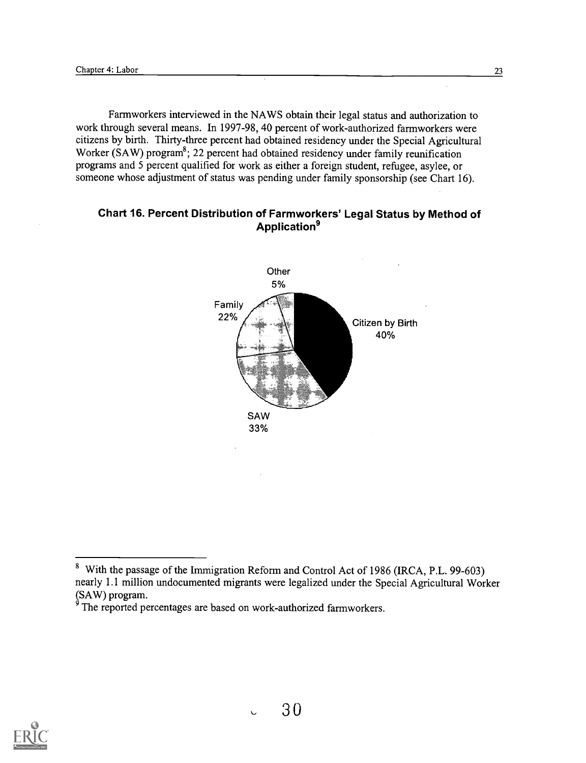Farmworkers interviewed in the NAWS obtain their legal status and authorization to work through several means. In 1997-98, 40 percent of work-authorized farmworkers were citizens by birth. Thirty-three percent had obtained residency under the Special Agricultural Worker (SAW) program[8]; 22 percent had obtained residency under family reunification programs and 5 percent qualified for work as either a foreign student, refugee, asylee, or someone whose adjustment of status was pending under family sponsorship (see Chart 16).

### Chart 16. Percent Distribution of Farmworkers' Legal Status by Method of Application[9]

Other 5%

Family 22%

Citizen by Birth 40%

SAW 33%

---

[8] With the passage of the Immigration Reform and Control Act of 1986 (IRCA, P.L. 99-603) nearly 1.1 million undocumented migrants were legalized under the Special Agricultural Worker (SAW) program.

[9] The reported percentages are based on work-authorized farmworkers.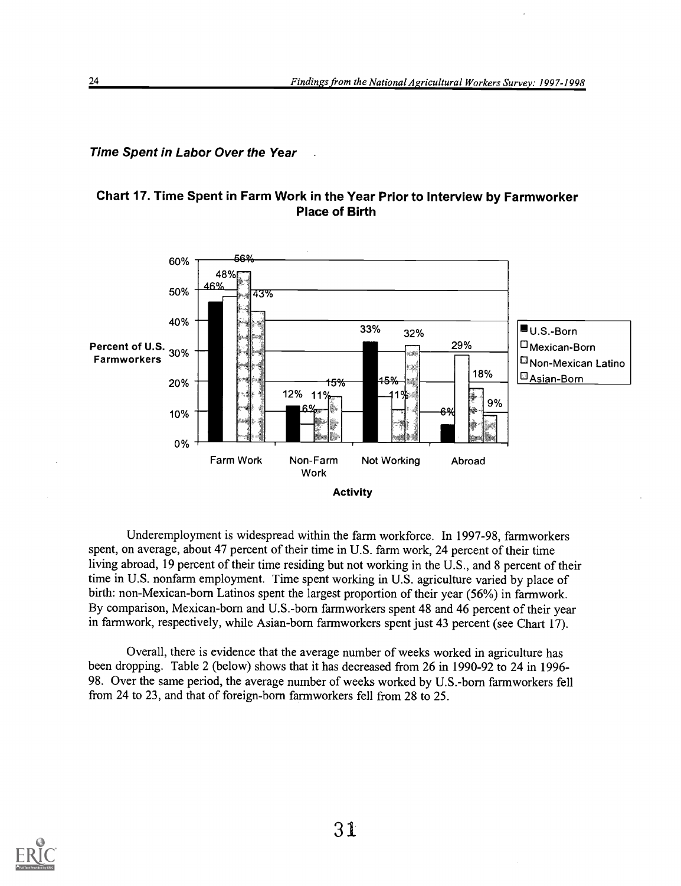### *Time Spent in Labor Over the Year*

**Chart 17. Time Spent in Farm Work in the Year Prior to Interview by Farmworker Place of Birth**

| Activity | U.S.-Born | Mexican-Born | Non-Mexican Latino | Asian-Born |
|---|---|---|---|---|
| Farm Work | 46% | 48% | 56% | 43% |
| Non-Farm Work | 12% | 6% | 11% | 15% |
| Not Working | 33% | 15% | 11% | 32% |
| Abroad | 6% | 29% | 18% | 9% |

Underemployment is widespread within the farm workforce. In 1997-98, farmworkers spent, on average, about 47 percent of their time in U.S. farm work, 24 percent of their time living abroad, 19 percent of their time residing but not working in the U.S., and 8 percent of their time in U.S. nonfarm employment. Time spent working in U.S. agriculture varied by place of birth: non-Mexican-born Latinos spent the largest proportion of their year (56%) in farmwork. By comparison, Mexican-born and U.S.-born farmworkers spent 48 and 46 percent of their year in farmwork, respectively, while Asian-born farmworkers spent just 43 percent (see Chart 17).

Overall, there is evidence that the average number of weeks worked in agriculture has been dropping. Table 2 (below) shows that it has decreased from 26 in 1990-92 to 24 in 1996-98. Over the same period, the average number of weeks worked by U.S.-born farmworkers fell from 24 to 23, and that of foreign-born farmworkers fell from 28 to 25.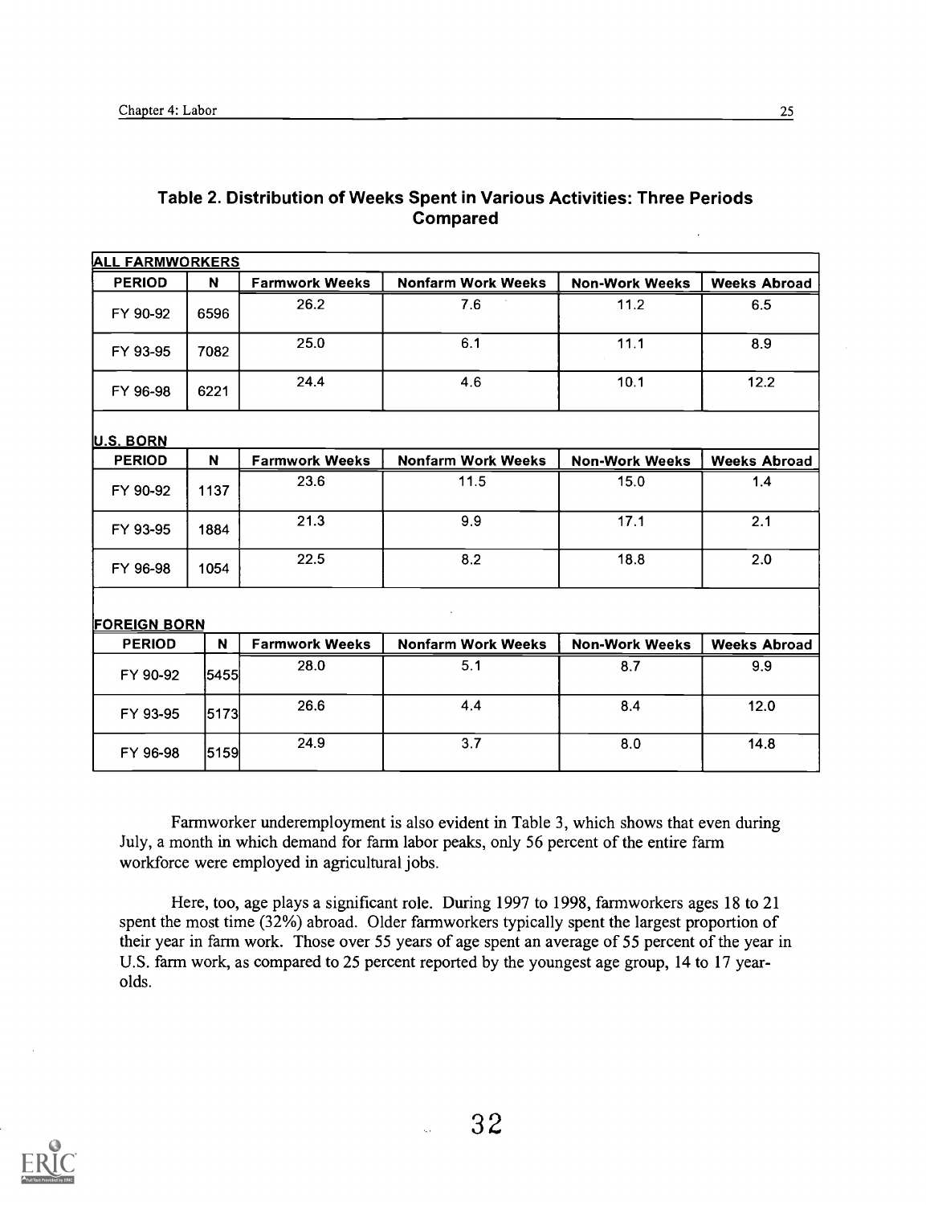## Table 2. Distribution of Weeks Spent in Various Activities: Three Periods Compared

| ALL FARMWORKERS | | | | | |
|---|---|---|---|---|---|
| **PERIOD** | **N** | **Farmwork Weeks** | **Nonfarm Work Weeks** | **Non-Work Weeks** | **Weeks Abroad** |
| FY 90-92 | 6596 | 26.2 | 7.6 | 11.2 | 6.5 |
| FY 93-95 | 7082 | 25.0 | 6.1 | 11.1 | 8.9 |
| FY 96-98 | 6221 | 24.4 | 4.6 | 10.1 | 12.2 |
| **U.S. BORN** | | | | | |
| **PERIOD** | **N** | **Farmwork Weeks** | **Nonfarm Work Weeks** | **Non-Work Weeks** | **Weeks Abroad** |
| FY 90-92 | 1137 | 23.6 | 11.5 | 15.0 | 1.4 |
| FY 93-95 | 1884 | 21.3 | 9.9 | 17.1 | 2.1 |
| FY 96-98 | 1054 | 22.5 | 8.2 | 18.8 | 2.0 |
| **FOREIGN BORN** | | | | | |
| **PERIOD** | **N** | **Farmwork Weeks** | **Nonfarm Work Weeks** | **Non-Work Weeks** | **Weeks Abroad** |
| FY 90-92 | 5455 | 28.0 | 5.1 | 8.7 | 9.9 |
| FY 93-95 | 5173 | 26.6 | 4.4 | 8.4 | 12.0 |
| FY 96-98 | 5159 | 24.9 | 3.7 | 8.0 | 14.8 |

Farmworker underemployment is also evident in Table 3, which shows that even during July, a month in which demand for farm labor peaks, only 56 percent of the entire farm workforce were employed in agricultural jobs.

Here, too, age plays a significant role. During 1997 to 1998, farmworkers ages 18 to 21 spent the most time (32%) abroad. Older farmworkers typically spent the largest proportion of their year in farm work. Those over 55 years of age spent an average of 55 percent of the year in U.S. farm work, as compared to 25 percent reported by the youngest age group, 14 to 17 year-olds.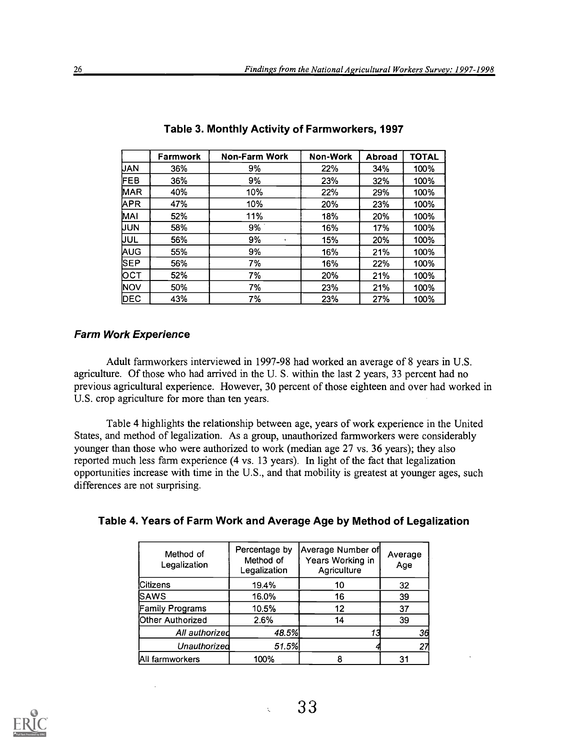**Table 3. Monthly Activity of Farmworkers, 1997**

| | Farmwork | Non-Farm Work | Non-Work | Abroad | TOTAL |
|---|---|---|---|---|---|
| JAN | 36% | 9% | 22% | 34% | 100% |
| FEB | 36% | 9% | 23% | 32% | 100% |
| MAR | 40% | 10% | 22% | 29% | 100% |
| APR | 47% | 10% | 20% | 23% | 100% |
| MAI | 52% | 11% | 18% | 20% | 100% |
| JUN | 58% | 9% | 16% | 17% | 100% |
| JUL | 56% | 9% | 15% | 20% | 100% |
| AUG | 55% | 9% | 16% | 21% | 100% |
| SEP | 56% | 7% | 16% | 22% | 100% |
| OCT | 52% | 7% | 20% | 21% | 100% |
| NOV | 50% | 7% | 23% | 21% | 100% |
| DEC | 43% | 7% | 23% | 27% | 100% |

### *Farm Work Experience*

Adult farmworkers interviewed in 1997-98 had worked an average of 8 years in U.S. agriculture. Of those who had arrived in the U. S. within the last 2 years, 33 percent had no previous agricultural experience. However, 30 percent of those eighteen and over had worked in U.S. crop agriculture for more than ten years.

Table 4 highlights the relationship between age, years of work experience in the United States, and method of legalization. As a group, unauthorized farmworkers were considerably younger than those who were authorized to work (median age 27 vs. 36 years); they also reported much less farm experience (4 vs. 13 years). In light of the fact that legalization opportunities increase with time in the U.S., and that mobility is greatest at younger ages, such differences are not surprising.

**Table 4. Years of Farm Work and Average Age by Method of Legalization**

| Method of Legalization | Percentage by Method of Legalization | Average Number of Years Working in Agriculture | Average Age |
|---|---|---|---|
| Citizens | 19.4% | 10 | 32 |
| SAWS | 16.0% | 16 | 39 |
| Family Programs | 10.5% | 12 | 37 |
| Other Authorized | 2.6% | 14 | 39 |
| *All authorized* | *48.5%* | *13* | *36* |
| *Unauthorized* | *51.5%* | *4* | *27* |
| All farmworkers | 100% | 8 | 31 |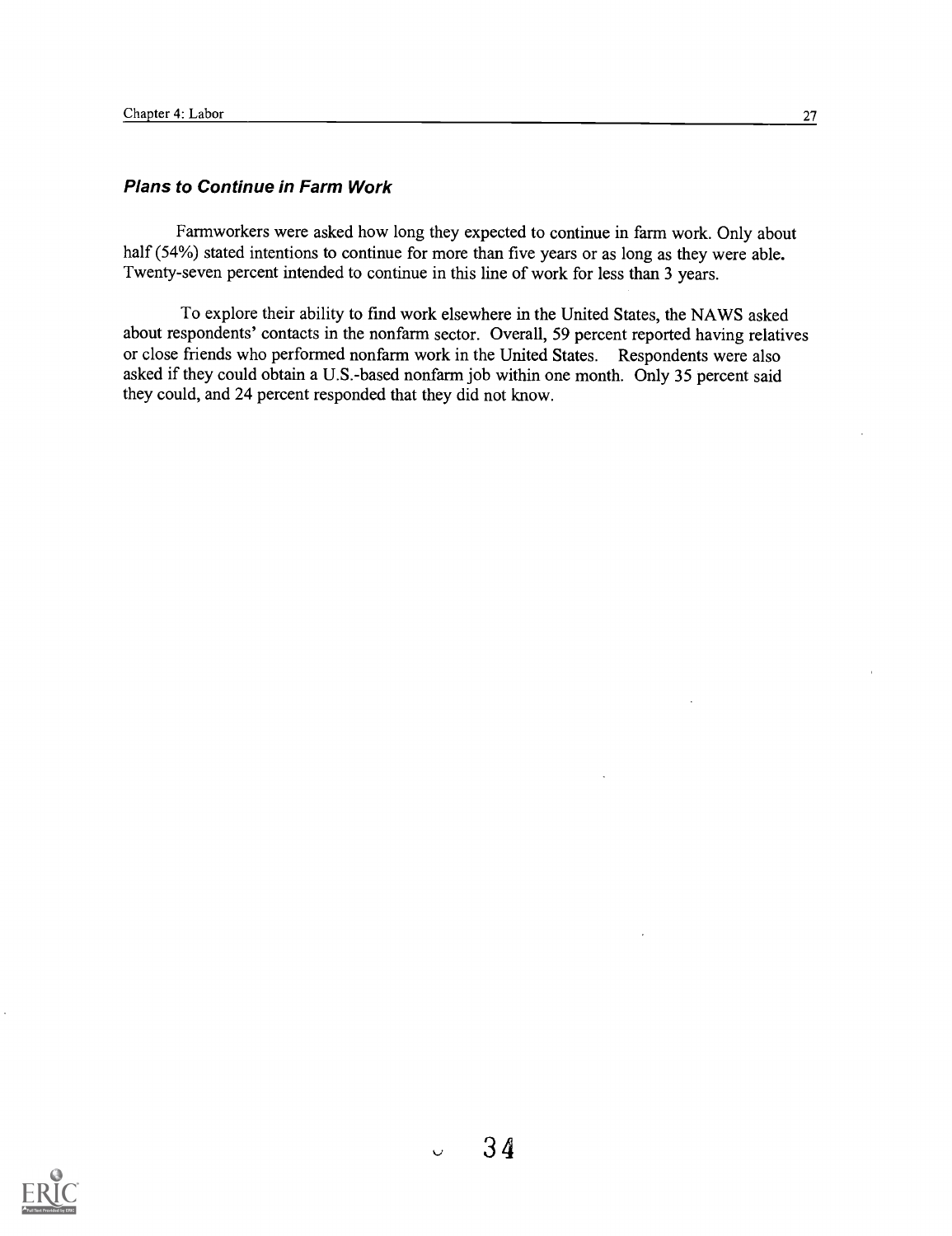### *Plans to Continue in Farm Work*

Farmworkers were asked how long they expected to continue in farm work. Only about half (54%) stated intentions to continue for more than five years or as long as they were able. Twenty-seven percent intended to continue in this line of work for less than 3 years.

To explore their ability to find work elsewhere in the United States, the NAWS asked about respondents' contacts in the nonfarm sector. Overall, 59 percent reported having relatives or close friends who performed nonfarm work in the United States. Respondents were also asked if they could obtain a U.S.-based nonfarm job within one month. Only 35 percent said they could, and 24 percent responded that they did not know.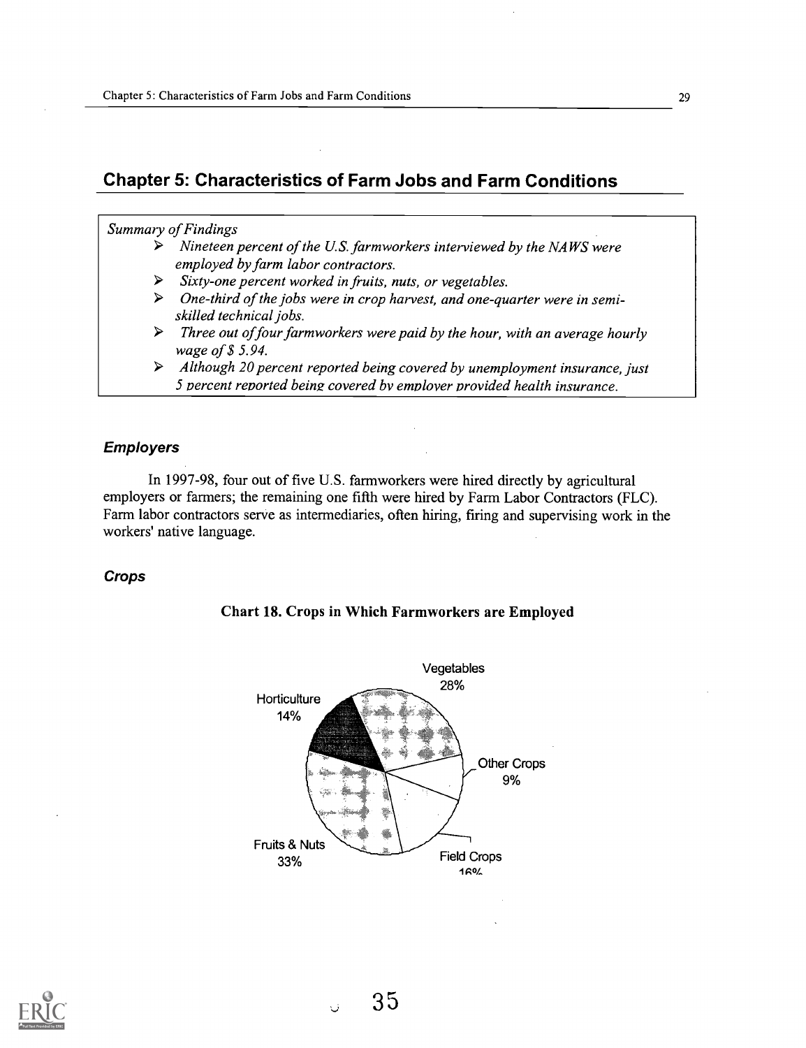# Chapter 5: Characteristics of Farm Jobs and Farm Conditions

*Summary of Findings*

- *Nineteen percent of the U.S. farmworkers interviewed by the NAWS were employed by farm labor contractors.*
- *Sixty-one percent worked in fruits, nuts, or vegetables.*
- *One-third of the jobs were in crop harvest, and one-quarter were in semi-skilled technical jobs.*
- *Three out of four farmworkers were paid by the hour, with an average hourly wage of $ 5.94.*
- *Although 20 percent reported being covered by unemployment insurance, just 5 percent reported being covered by employer provided health insurance.*

### *Employers*

In 1997-98, four out of five U.S. farmworkers were hired directly by agricultural employers or farmers; the remaining one fifth were hired by Farm Labor Contractors (FLC). Farm labor contractors serve as intermediaries, often hiring, firing and supervising work in the workers' native language.

### *Crops*

**Chart 18. Crops in Which Farmworkers are Employed**

Vegetables 28%

Horticulture 14%

Other Crops 9%

Fruits & Nuts 33%

Field Crops 16%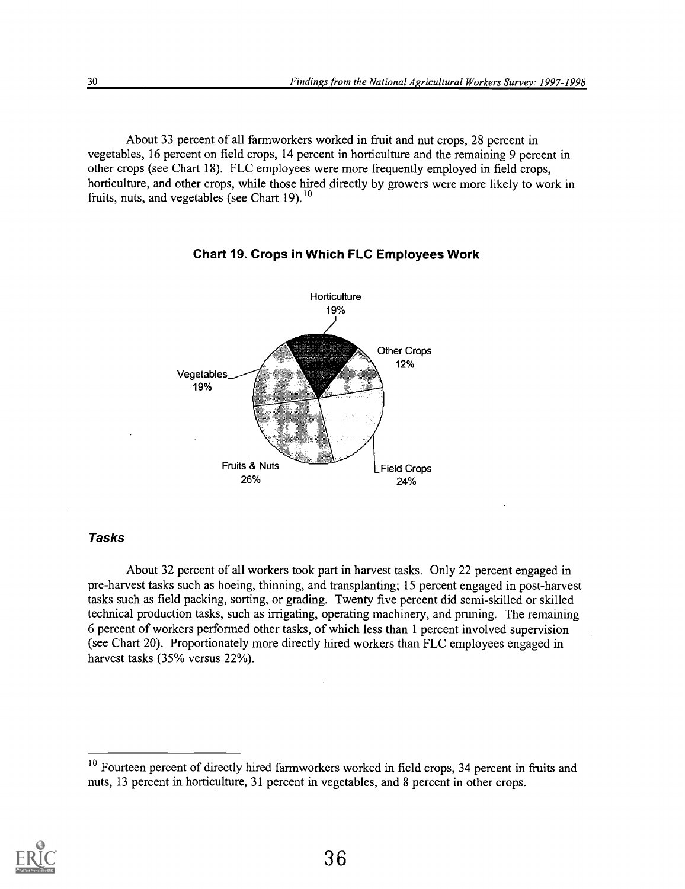About 33 percent of all farmworkers worked in fruit and nut crops, 28 percent in vegetables, 16 percent on field crops, 14 percent in horticulture and the remaining 9 percent in other crops (see Chart 18). FLC employees were more frequently employed in field crops, horticulture, and other crops, while those hired directly by growers were more likely to work in fruits, nuts, and vegetables (see Chart 19).[10]

**Chart 19. Crops in Which FLC Employees Work**

| Crop | Percent |
|---|---|
| Horticulture | 19% |
| Other Crops | 12% |
| Field Crops | 24% |
| Fruits & Nuts | 26% |
| Vegetables | 19% |

### *Tasks*

About 32 percent of all workers took part in harvest tasks. Only 22 percent engaged in pre-harvest tasks such as hoeing, thinning, and transplanting; 15 percent engaged in post-harvest tasks such as field packing, sorting, or grading. Twenty five percent did semi-skilled or skilled technical production tasks, such as irrigating, operating machinery, and pruning. The remaining 6 percent of workers performed other tasks, of which less than 1 percent involved supervision (see Chart 20). Proportionately more directly hired workers than FLC employees engaged in harvest tasks (35% versus 22%).

[10] Fourteen percent of directly hired farmworkers worked in field crops, 34 percent in fruits and nuts, 13 percent in horticulture, 31 percent in vegetables, and 8 percent in other crops.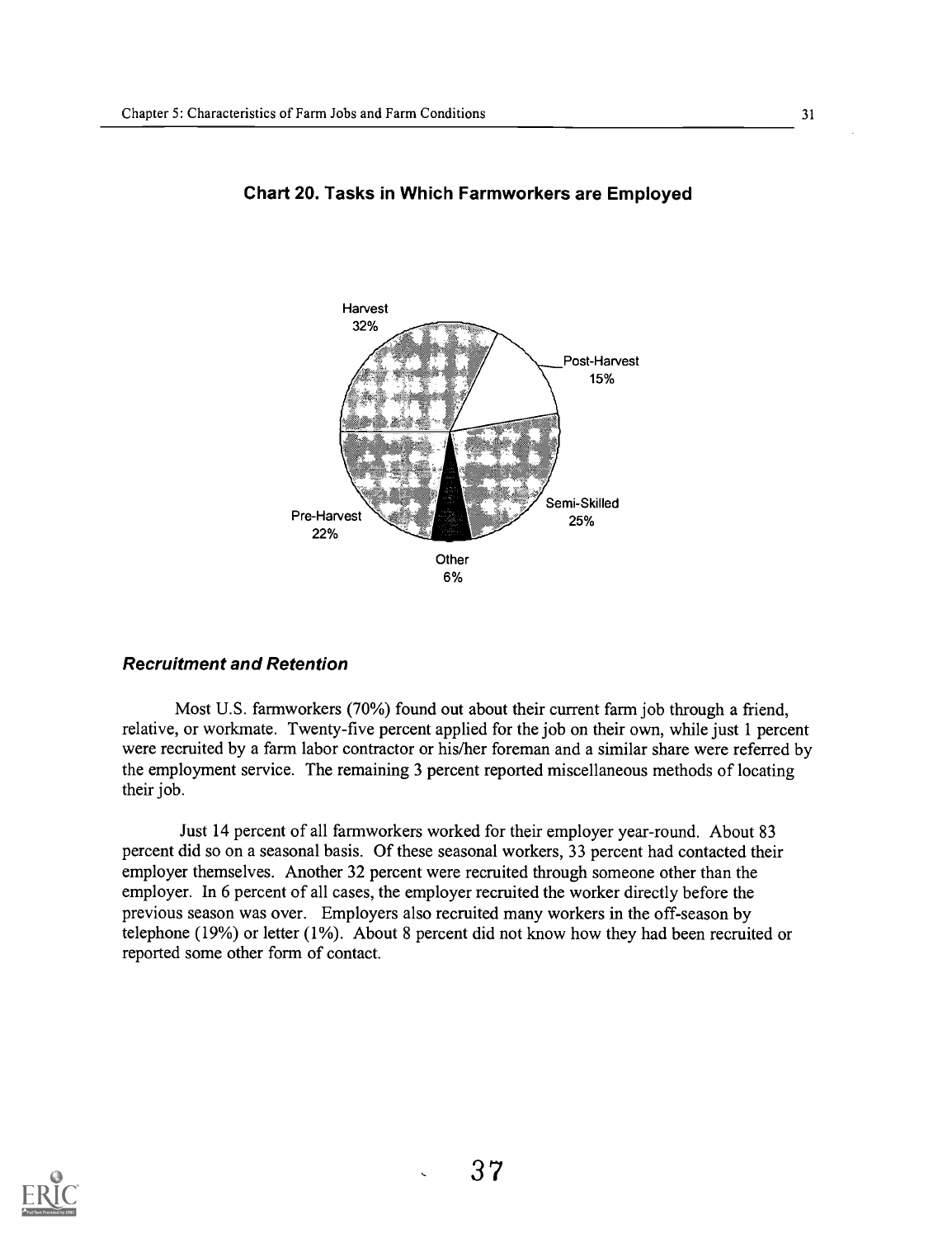**Chart 20. Tasks in Which Farmworkers are Employed**

Harvest 32%

Post-Harvest 15%

Semi-Skilled 25%

Other 6%

Pre-Harvest 22%

### ***Recruitment and Retention***

Most U.S. farmworkers (70%) found out about their current farm job through a friend, relative, or workmate. Twenty-five percent applied for the job on their own, while just 1 percent were recruited by a farm labor contractor or his/her foreman and a similar share were referred by the employment service. The remaining 3 percent reported miscellaneous methods of locating their job.

Just 14 percent of all farmworkers worked for their employer year-round. About 83 percent did so on a seasonal basis. Of these seasonal workers, 33 percent had contacted their employer themselves. Another 32 percent were recruited through someone other than the employer. In 6 percent of all cases, the employer recruited the worker directly before the previous season was over. Employers also recruited many workers in the off-season by telephone (19%) or letter (1%). About 8 percent did not know how they had been recruited or reported some other form of contact.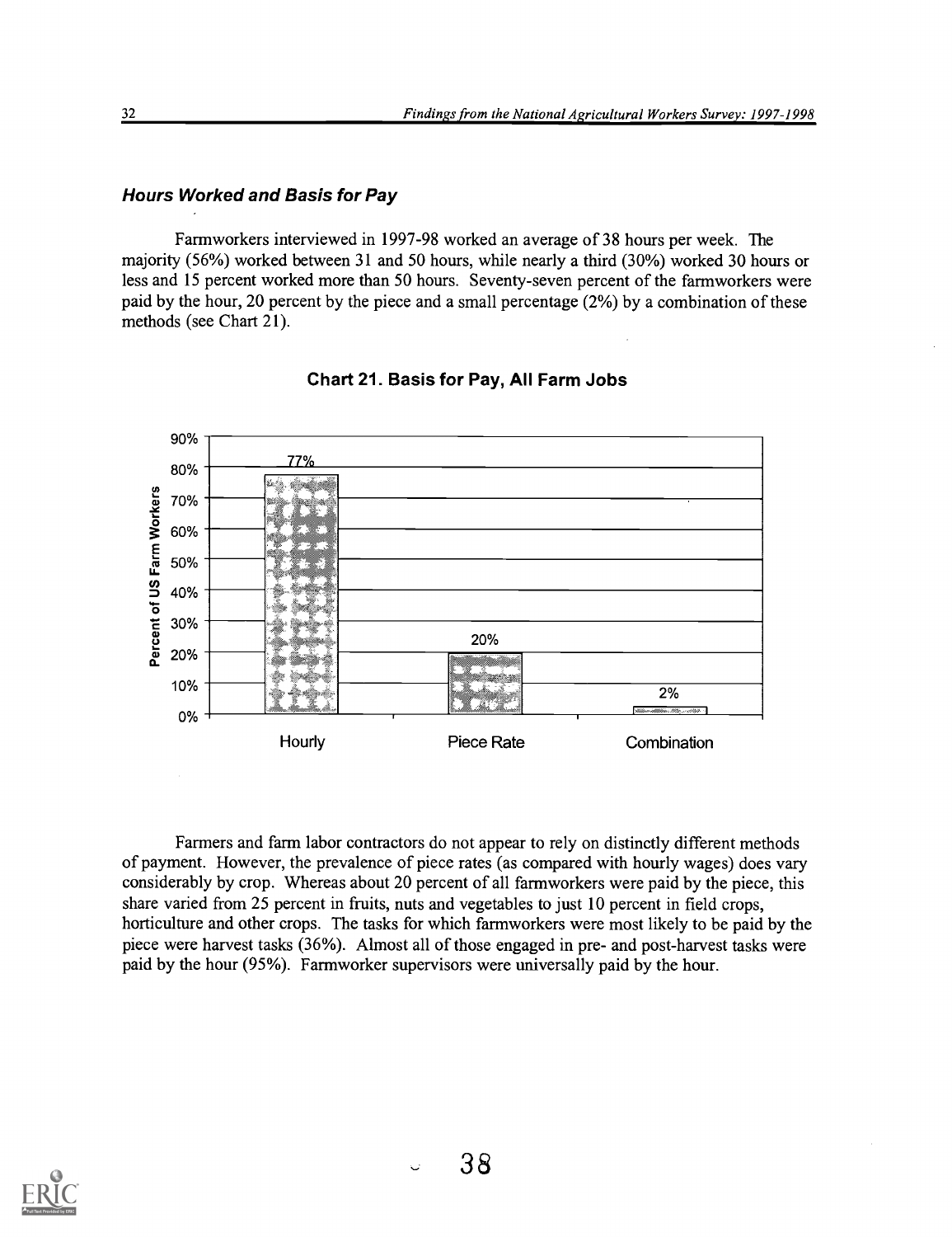### Hours Worked and Basis for Pay

Farmworkers interviewed in 1997-98 worked an average of 38 hours per week. The majority (56%) worked between 31 and 50 hours, while nearly a third (30%) worked 30 hours or less and 15 percent worked more than 50 hours. Seventy-seven percent of the farmworkers were paid by the hour, 20 percent by the piece and a small percentage (2%) by a combination of these methods (see Chart 21).

**Chart 21. Basis for Pay, All Farm Jobs**

| Basis for Pay | Percent of US Farm Workers |
|---|---|
| Hourly | 77% |
| Piece Rate | 20% |
| Combination | 2% |

Farmers and farm labor contractors do not appear to rely on distinctly different methods of payment. However, the prevalence of piece rates (as compared with hourly wages) does vary considerably by crop. Whereas about 20 percent of all farmworkers were paid by the piece, this share varied from 25 percent in fruits, nuts and vegetables to just 10 percent in field crops, horticulture and other crops. The tasks for which farmworkers were most likely to be paid by the piece were harvest tasks (36%). Almost all of those engaged in pre- and post-harvest tasks were paid by the hour (95%). Farmworker supervisors were universally paid by the hour.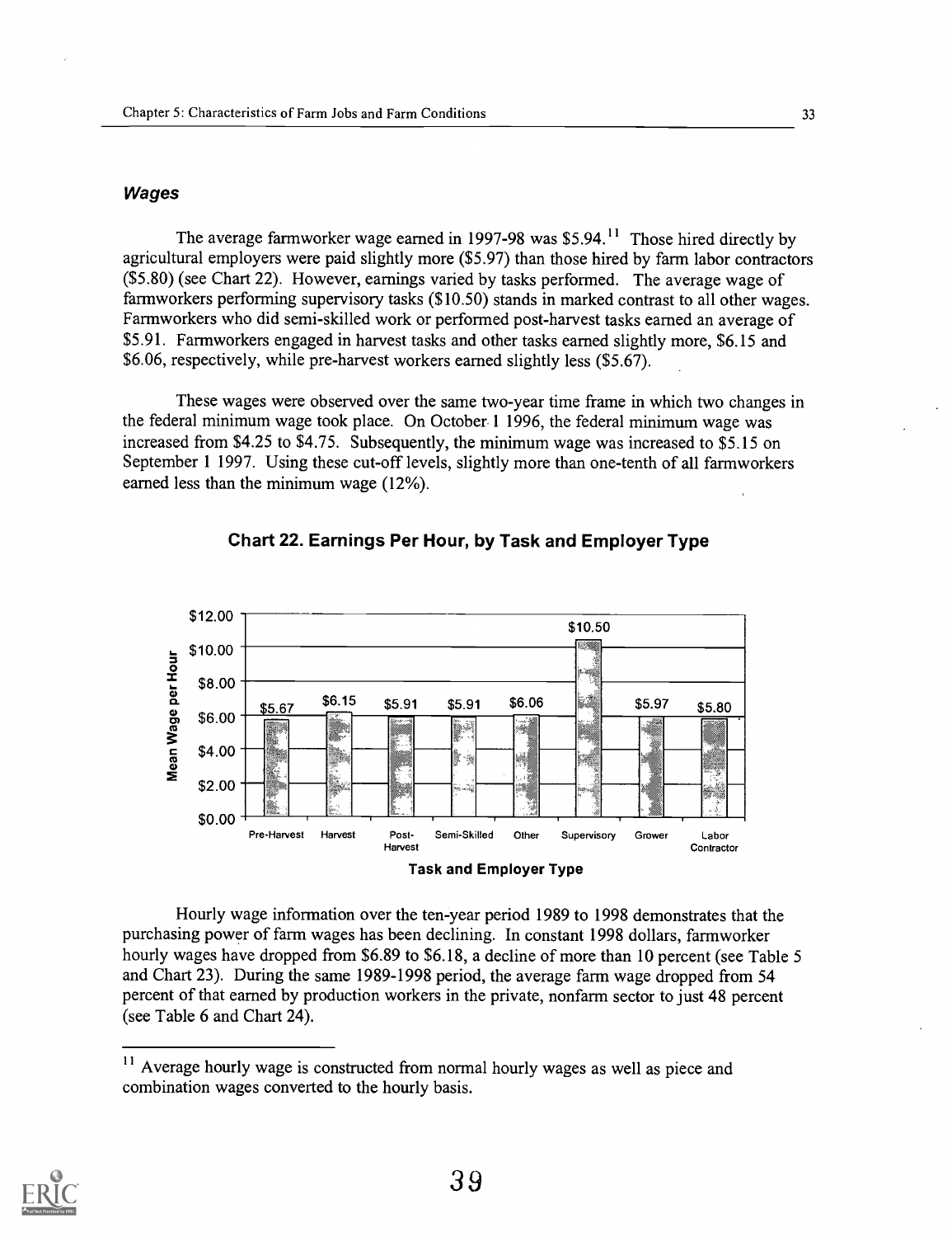### *Wages*

The average farmworker wage earned in 1997-98 was $5.94.[11] Those hired directly by agricultural employers were paid slightly more ($5.97) than those hired by farm labor contractors ($5.80) (see Chart 22). However, earnings varied by tasks performed. The average wage of farmworkers performing supervisory tasks ($10.50) stands in marked contrast to all other wages. Farmworkers who did semi-skilled work or performed post-harvest tasks earned an average of $5.91. Farmworkers engaged in harvest tasks and other tasks earned slightly more, $6.15 and $6.06, respectively, while pre-harvest workers earned slightly less ($5.67).

These wages were observed over the same two-year time frame in which two changes in the federal minimum wage took place. On October 1 1996, the federal minimum wage was increased from $4.25 to $4.75. Subsequently, the minimum wage was increased to $5.15 on September 1 1997. Using these cut-off levels, slightly more than one-tenth of all farmworkers earned less than the minimum wage (12%).

**Chart 22. Earnings Per Hour, by Task and Employer Type**

| Task and Employer Type | Mean Wage per Hour |
|---|---|
| Pre-Harvest | $5.67 |
| Harvest | $6.15 |
| Post-Harvest | $5.91 |
| Semi-Skilled | $5.91 |
| Other | $6.06 |
| Supervisory | $10.50 |
| Grower | $5.97 |
| Labor Contractor | $5.80 |

Hourly wage information over the ten-year period 1989 to 1998 demonstrates that the purchasing power of farm wages has been declining. In constant 1998 dollars, farmworker hourly wages have dropped from $6.89 to $6.18, a decline of more than 10 percent (see Table 5 and Chart 23). During the same 1989-1998 period, the average farm wage dropped from 54 percent of that earned by production workers in the private, nonfarm sector to just 48 percent (see Table 6 and Chart 24).

[11] Average hourly wage is constructed from normal hourly wages as well as piece and combination wages converted to the hourly basis.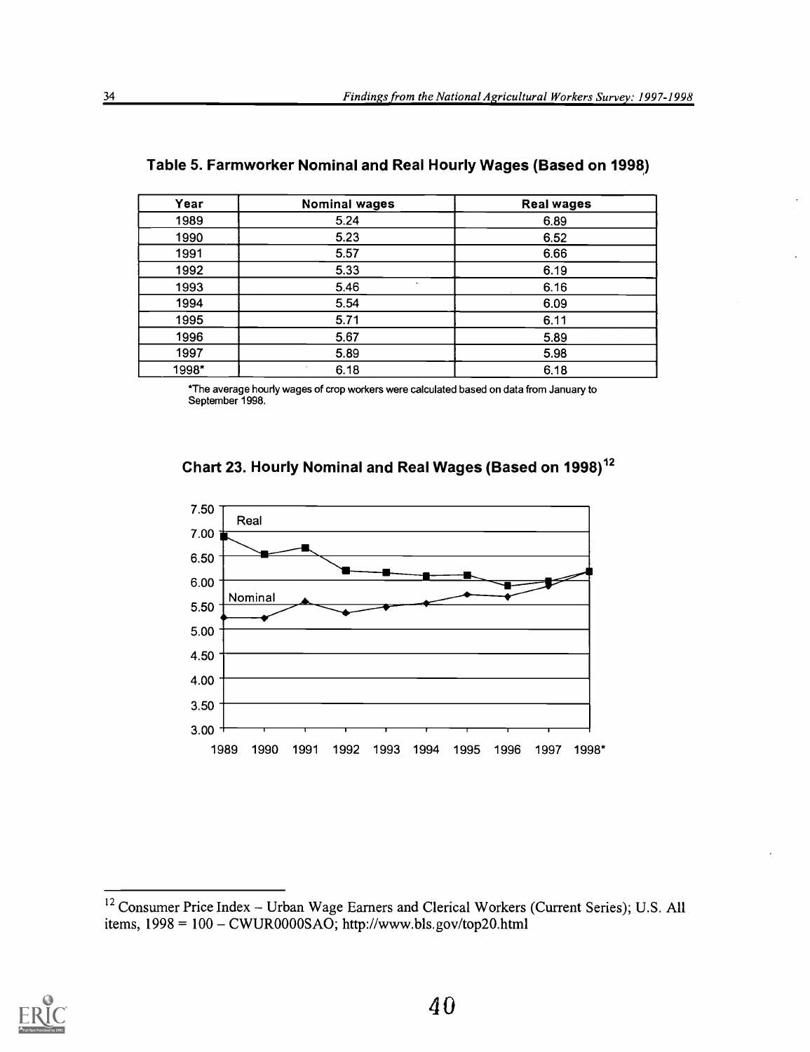## Table 5. Farmworker Nominal and Real Hourly Wages (Based on 1998)

| Year | Nominal wages | Real wages |
|---|---|---|
| 1989 | 5.24 | 6.89 |
| 1990 | 5.23 | 6.52 |
| 1991 | 5.57 | 6.66 |
| 1992 | 5.33 | 6.19 |
| 1993 | 5.46 | 6.16 |
| 1994 | 5.54 | 6.09 |
| 1995 | 5.71 | 6.11 |
| 1996 | 5.67 | 5.89 |
| 1997 | 5.89 | 5.98 |
| 1998* | 6.18 | 6.18 |

*The average hourly wages of crop workers were calculated based on data from January to September 1998.

## Chart 23. Hourly Nominal and Real Wages (Based on 1998)[12]

| Year | Real | Nominal |
|---|---|---|
| 1989 | 6.89 | 5.24 |
| 1990 | 6.52 | 5.23 |
| 1991 | 6.66 | 5.57 |
| 1992 | 6.19 | 5.33 |
| 1993 | 6.16 | 5.46 |
| 1994 | 6.09 | 5.54 |
| 1995 | 6.11 | 5.71 |
| 1996 | 5.89 | 5.67 |
| 1997 | 5.98 | 5.89 |
| 1998* | 6.18 | 6.18 |

[12] Consumer Price Index – Urban Wage Earners and Clerical Workers (Current Series); U.S. All items, 1998 = 100 – CWUR0000SAO; http://www.bls.gov/top20.html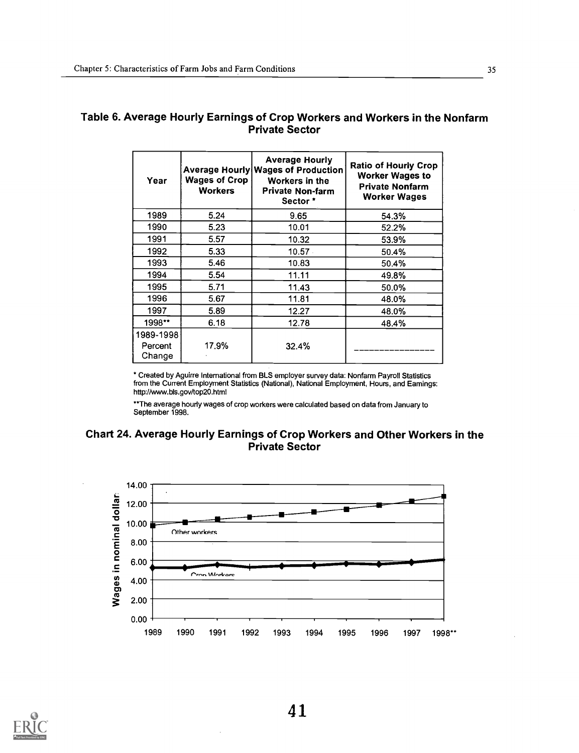## Table 6. Average Hourly Earnings of Crop Workers and Workers in the Nonfarm Private Sector

| Year | Average Hourly Wages of Crop Workers | Average Hourly Wages of Production Workers in the Private Non-farm Sector * | Ratio of Hourly Crop Worker Wages to Private Nonfarm Worker Wages |
|---|---|---|---|
| 1989 | 5.24 | 9.65 | 54.3% |
| 1990 | 5.23 | 10.01 | 52.2% |
| 1991 | 5.57 | 10.32 | 53.9% |
| 1992 | 5.33 | 10.57 | 50.4% |
| 1993 | 5.46 | 10.83 | 50.4% |
| 1994 | 5.54 | 11.11 | 49.8% |
| 1995 | 5.71 | 11.43 | 50.0% |
| 1996 | 5.67 | 11.81 | 48.0% |
| 1997 | 5.89 | 12.27 | 48.0% |
| 1998** | 6.18 | 12.78 | 48.4% |
| 1989-1998 Percent Change | 17.9% | 32.4% | ________________ |

* Created by Aguirre International from BLS employer survey data: Nonfarm Payroll Statistics from the Current Employment Statistics (National), National Employment, Hours, and Earnings: http://www.bls.gov/top20.html

**The average hourly wages of crop workers were calculated based on data from January to September 1998.

## Chart 24. Average Hourly Earnings of Crop Workers and Other Workers in the Private Sector

Wages in nominal dollars

14.00
12.00
10.00
8.00
6.00
4.00
2.00
0.00

Other workers

Crop Workers

1989 1990 1991 1992 1993 1994 1995 1996 1997 1998**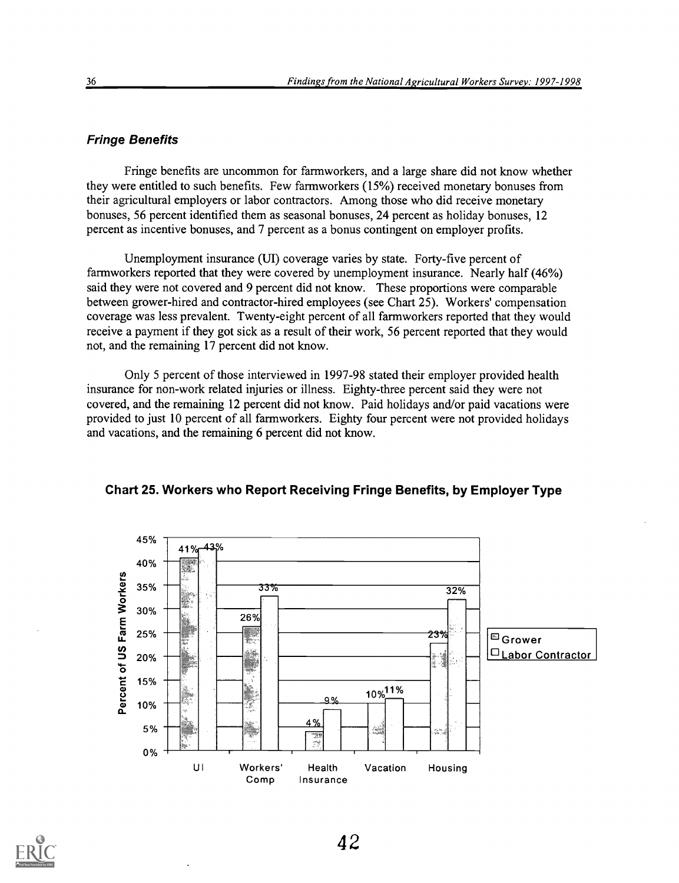### *Fringe Benefits*

Fringe benefits are uncommon for farmworkers, and a large share did not know whether they were entitled to such benefits. Few farmworkers (15%) received monetary bonuses from their agricultural employers or labor contractors. Among those who did receive monetary bonuses, 56 percent identified them as seasonal bonuses, 24 percent as holiday bonuses, 12 percent as incentive bonuses, and 7 percent as a bonus contingent on employer profits.

Unemployment insurance (UI) coverage varies by state. Forty-five percent of farmworkers reported that they were covered by unemployment insurance. Nearly half (46%) said they were not covered and 9 percent did not know. These proportions were comparable between grower-hired and contractor-hired employees (see Chart 25). Workers' compensation coverage was less prevalent. Twenty-eight percent of all farmworkers reported that they would receive a payment if they got sick as a result of their work, 56 percent reported that they would not, and the remaining 17 percent did not know.

Only 5 percent of those interviewed in 1997-98 stated their employer provided health insurance for non-work related injuries or illness. Eighty-three percent said they were not covered, and the remaining 12 percent did not know. Paid holidays and/or paid vacations were provided to just 10 percent of all farmworkers. Eighty four percent were not provided holidays and vacations, and the remaining 6 percent did not know.

**Chart 25. Workers who Report Receiving Fringe Benefits, by Employer Type**

| Benefit | Grower | Labor Contractor |
|---|---|---|
| UI | 41% | 43% |
| Workers' Comp | 26% | 33% |
| Health Insurance | 4% | 9% |
| Vacation | 10% | 11% |
| Housing | 23% | 32% |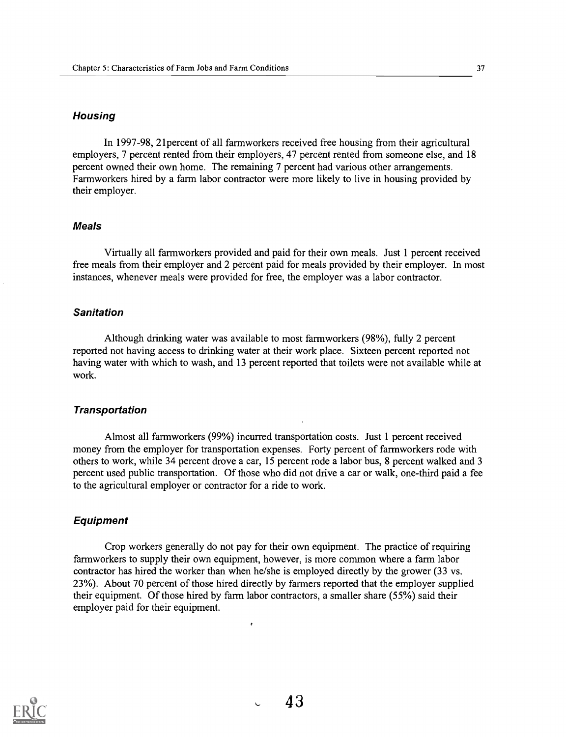### *Housing*

In 1997-98, 21percent of all farmworkers received free housing from their agricultural employers, 7 percent rented from their employers, 47 percent rented from someone else, and 18 percent owned their own home. The remaining 7 percent had various other arrangements. Farmworkers hired by a farm labor contractor were more likely to live in housing provided by their employer.

### *Meals*

Virtually all farmworkers provided and paid for their own meals. Just 1 percent received free meals from their employer and 2 percent paid for meals provided by their employer. In most instances, whenever meals were provided for free, the employer was a labor contractor.

### *Sanitation*

Although drinking water was available to most farmworkers (98%), fully 2 percent reported not having access to drinking water at their work place. Sixteen percent reported not having water with which to wash, and 13 percent reported that toilets were not available while at work.

### *Transportation*

Almost all farmworkers (99%) incurred transportation costs. Just 1 percent received money from the employer for transportation expenses. Forty percent of farmworkers rode with others to work, while 34 percent drove a car, 15 percent rode a labor bus, 8 percent walked and 3 percent used public transportation. Of those who did not drive a car or walk, one-third paid a fee to the agricultural employer or contractor for a ride to work.

### *Equipment*

Crop workers generally do not pay for their own equipment. The practice of requiring farmworkers to supply their own equipment, however, is more common where a farm labor contractor has hired the worker than when he/she is employed directly by the grower (33 vs. 23%). About 70 percent of those hired directly by farmers reported that the employer supplied their equipment. Of those hired by farm labor contractors, a smaller share (55%) said their employer paid for their equipment.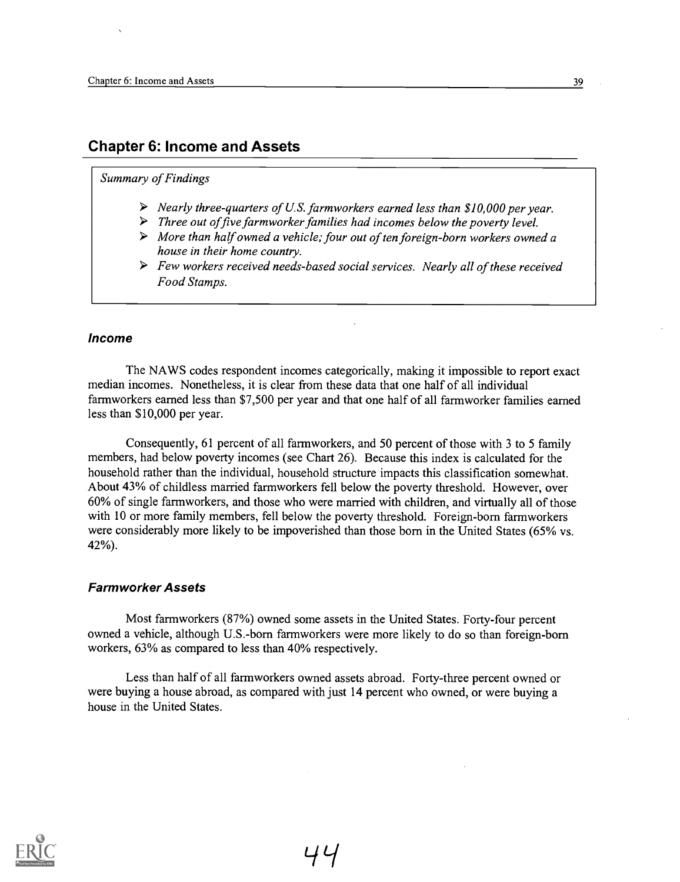# Chapter 6: Income and Assets

*Summary of Findings*

- *Nearly three-quarters of U.S. farmworkers earned less than $10,000 per year.*
- *Three out of five farmworker families had incomes below the poverty level.*
- *More than half owned a vehicle; four out of ten foreign-born workers owned a house in their home country.*
- *Few workers received needs-based social services. Nearly all of these received Food Stamps.*

### *Income*

The NAWS codes respondent incomes categorically, making it impossible to report exact median incomes. Nonetheless, it is clear from these data that one half of all individual farmworkers earned less than $7,500 per year and that one half of all farmworker families earned less than $10,000 per year.

Consequently, 61 percent of all farmworkers, and 50 percent of those with 3 to 5 family members, had below poverty incomes (see Chart 26). Because this index is calculated for the household rather than the individual, household structure impacts this classification somewhat. About 43% of childless married farmworkers fell below the poverty threshold. However, over 60% of single farmworkers, and those who were married with children, and virtually all of those with 10 or more family members, fell below the poverty threshold. Foreign-born farmworkers were considerably more likely to be impoverished than those born in the United States (65% vs. 42%).

### *Farmworker Assets*

Most farmworkers (87%) owned some assets in the United States. Forty-four percent owned a vehicle, although U.S.-born farmworkers were more likely to do so than foreign-born workers, 63% as compared to less than 40% respectively.

Less than half of all farmworkers owned assets abroad. Forty-three percent owned or were buying a house abroad, as compared with just 14 percent who owned, or were buying a house in the United States.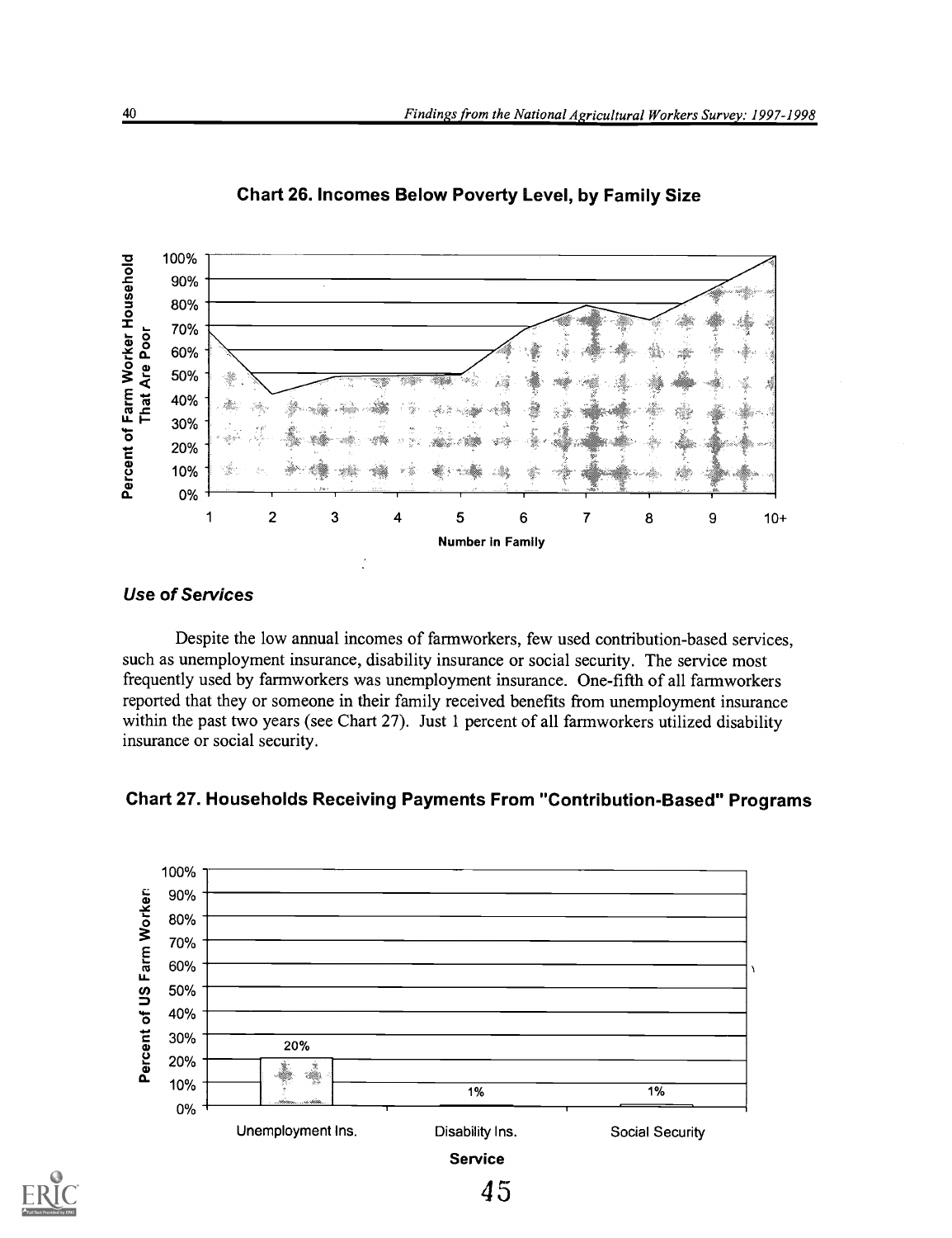**Chart 26. Incomes Below Poverty Level, by Family Size**

### *Use of Services*

Despite the low annual incomes of farmworkers, few used contribution-based services, such as unemployment insurance, disability insurance or social security. The service most frequently used by farmworkers was unemployment insurance. One-fifth of all farmworkers reported that they or someone in their family received benefits from unemployment insurance within the past two years (see Chart 27). Just 1 percent of all farmworkers utilized disability insurance or social security.

**Chart 27. Households Receiving Payments From "Contribution-Based" Programs**

| Service | Percent of US Farm Workers |
|---|---|
| Unemployment Ins. | 20% |
| Disability Ins. | 1% |
| Social Security | 1% |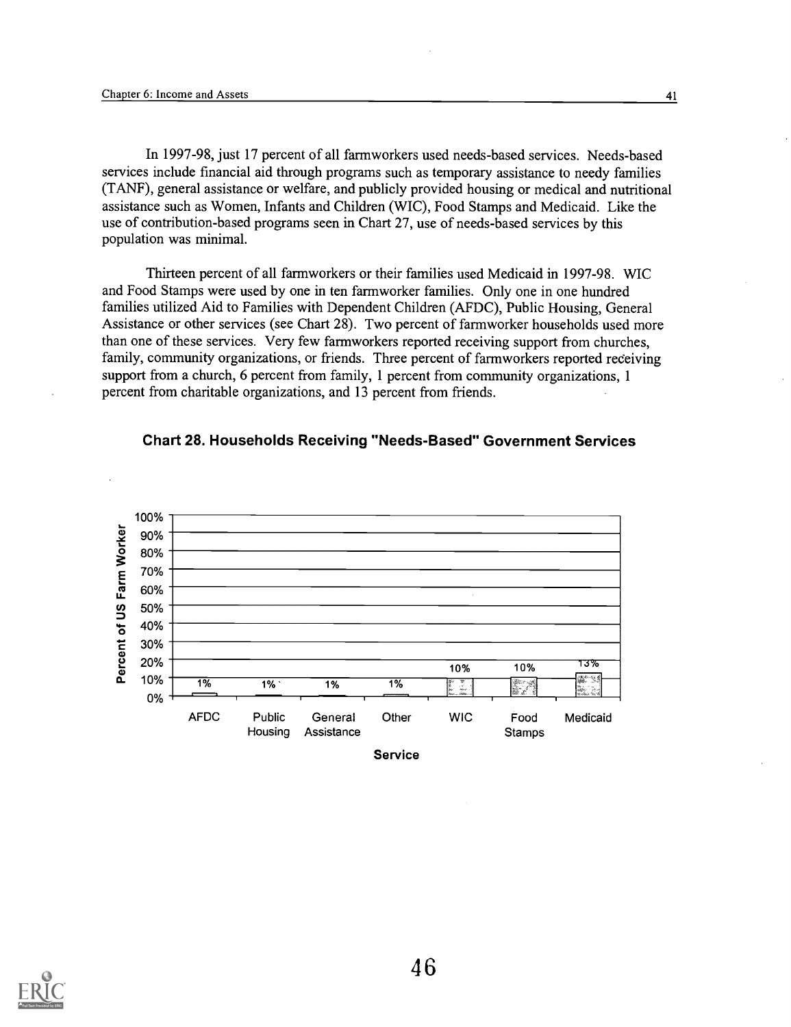In 1997-98, just 17 percent of all farmworkers used needs-based services. Needs-based services include financial aid through programs such as temporary assistance to needy families (TANF), general assistance or welfare, and publicly provided housing or medical and nutritional assistance such as Women, Infants and Children (WIC), Food Stamps and Medicaid. Like the use of contribution-based programs seen in Chart 27, use of needs-based services by this population was minimal.

Thirteen percent of all farmworkers or their families used Medicaid in 1997-98. WIC and Food Stamps were used by one in ten farmworker families. Only one in one hundred families utilized Aid to Families with Dependent Children (AFDC), Public Housing, General Assistance or other services (see Chart 28). Two percent of farmworker households used more than one of these services. Very few farmworkers reported receiving support from churches, family, community organizations, or friends. Three percent of farmworkers reported receiving support from a church, 6 percent from family, 1 percent from community organizations, 1 percent from charitable organizations, and 13 percent from friends.

**Chart 28. Households Receiving "Needs-Based" Government Services**

| Service | Percent of US Farm Worker |
|---|---|
| AFDC | 1% |
| Public Housing | 1% |
| General Assistance | 1% |
| Other | 1% |
| WIC | 10% |
| Food Stamps | 10% |
| Medicaid | 13% |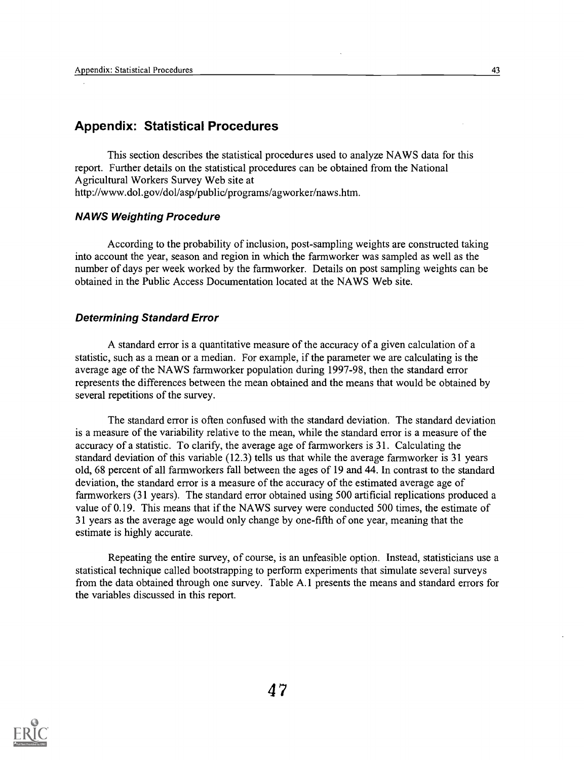## Appendix: Statistical Procedures

This section describes the statistical procedures used to analyze NAWS data for this report. Further details on the statistical procedures can be obtained from the National Agricultural Workers Survey Web site at http://www.dol.gov/dol/asp/public/programs/agworker/naws.htm.

### *NAWS Weighting Procedure*

According to the probability of inclusion, post-sampling weights are constructed taking into account the year, season and region in which the farmworker was sampled as well as the number of days per week worked by the farmworker. Details on post sampling weights can be obtained in the Public Access Documentation located at the NAWS Web site.

### *Determining Standard Error*

A standard error is a quantitative measure of the accuracy of a given calculation of a statistic, such as a mean or a median. For example, if the parameter we are calculating is the average age of the NAWS farmworker population during 1997-98, then the standard error represents the differences between the mean obtained and the means that would be obtained by several repetitions of the survey.

The standard error is often confused with the standard deviation. The standard deviation is a measure of the variability relative to the mean, while the standard error is a measure of the accuracy of a statistic. To clarify, the average age of farmworkers is 31. Calculating the standard deviation of this variable (12.3) tells us that while the average farmworker is 31 years old, 68 percent of all farmworkers fall between the ages of 19 and 44. In contrast to the standard deviation, the standard error is a measure of the accuracy of the estimated average age of farmworkers (31 years). The standard error obtained using 500 artificial replications produced a value of 0.19. This means that if the NAWS survey were conducted 500 times, the estimate of 31 years as the average age would only change by one-fifth of one year, meaning that the estimate is highly accurate.

Repeating the entire survey, of course, is an unfeasible option. Instead, statisticians use a statistical technique called bootstrapping to perform experiments that simulate several surveys from the data obtained through one survey. Table A.1 presents the means and standard errors for the variables discussed in this report.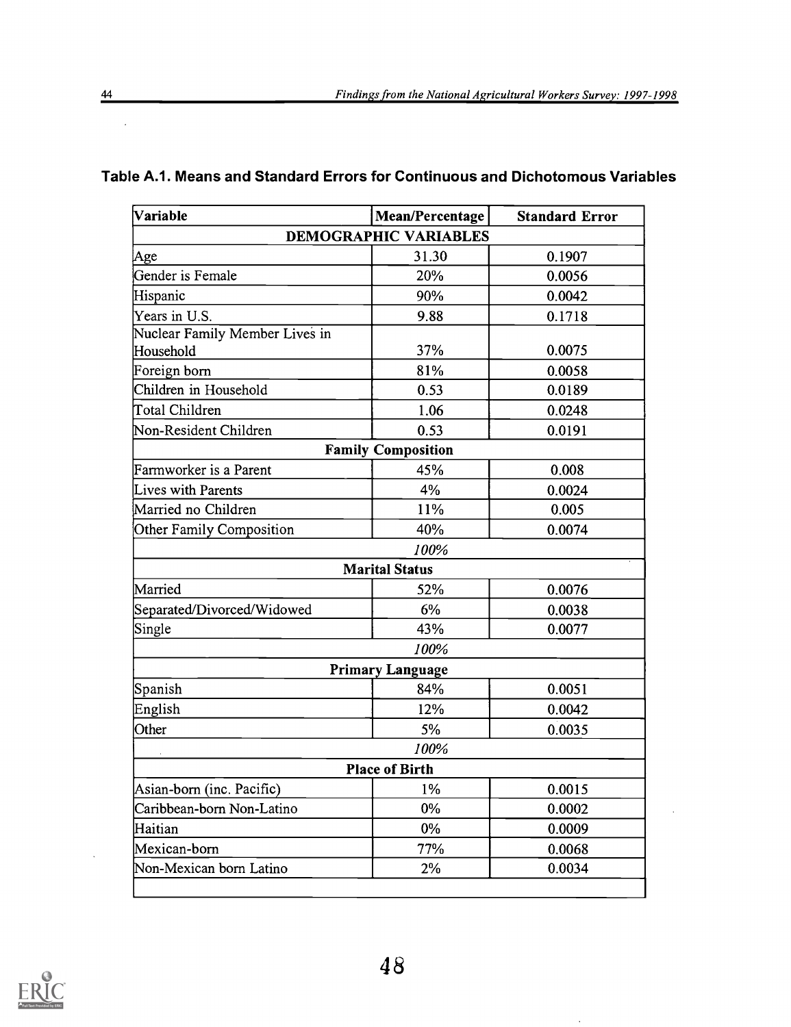### Table A.1. Means and Standard Errors for Continuous and Dichotomous Variables

| Variable | Mean/Percentage | Standard Error |
|---|---|---|
| **DEMOGRAPHIC VARIABLES** | | |
| Age | 31.30 | 0.1907 |
| Gender is Female | 20% | 0.0056 |
| Hispanic | 90% | 0.0042 |
| Years in U.S. | 9.88 | 0.1718 |
| Nuclear Family Member Lives in Household | 37% | 0.0075 |
| Foreign born | 81% | 0.0058 |
| Children in Household | 0.53 | 0.0189 |
| Total Children | 1.06 | 0.0248 |
| Non-Resident Children | 0.53 | 0.0191 |
| **Family Composition** | | |
| Farmworker is a Parent | 45% | 0.008 |
| Lives with Parents | 4% | 0.0024 |
| Married no Children | 11% | 0.005 |
| Other Family Composition | 40% | 0.0074 |
| | *100%* | |
| **Marital Status** | | |
| Married | 52% | 0.0076 |
| Separated/Divorced/Widowed | 6% | 0.0038 |
| Single | 43% | 0.0077 |
| | *100%* | |
| **Primary Language** | | |
| Spanish | 84% | 0.0051 |
| English | 12% | 0.0042 |
| Other | 5% | 0.0035 |
| | *100%* | |
| **Place of Birth** | | |
| Asian-born (inc. Pacific) | 1% | 0.0015 |
| Caribbean-born Non-Latino | 0% | 0.0002 |
| Haitian | 0% | 0.0009 |
| Mexican-born | 77% | 0.0068 |
| Non-Mexican born Latino | 2% | 0.0034 |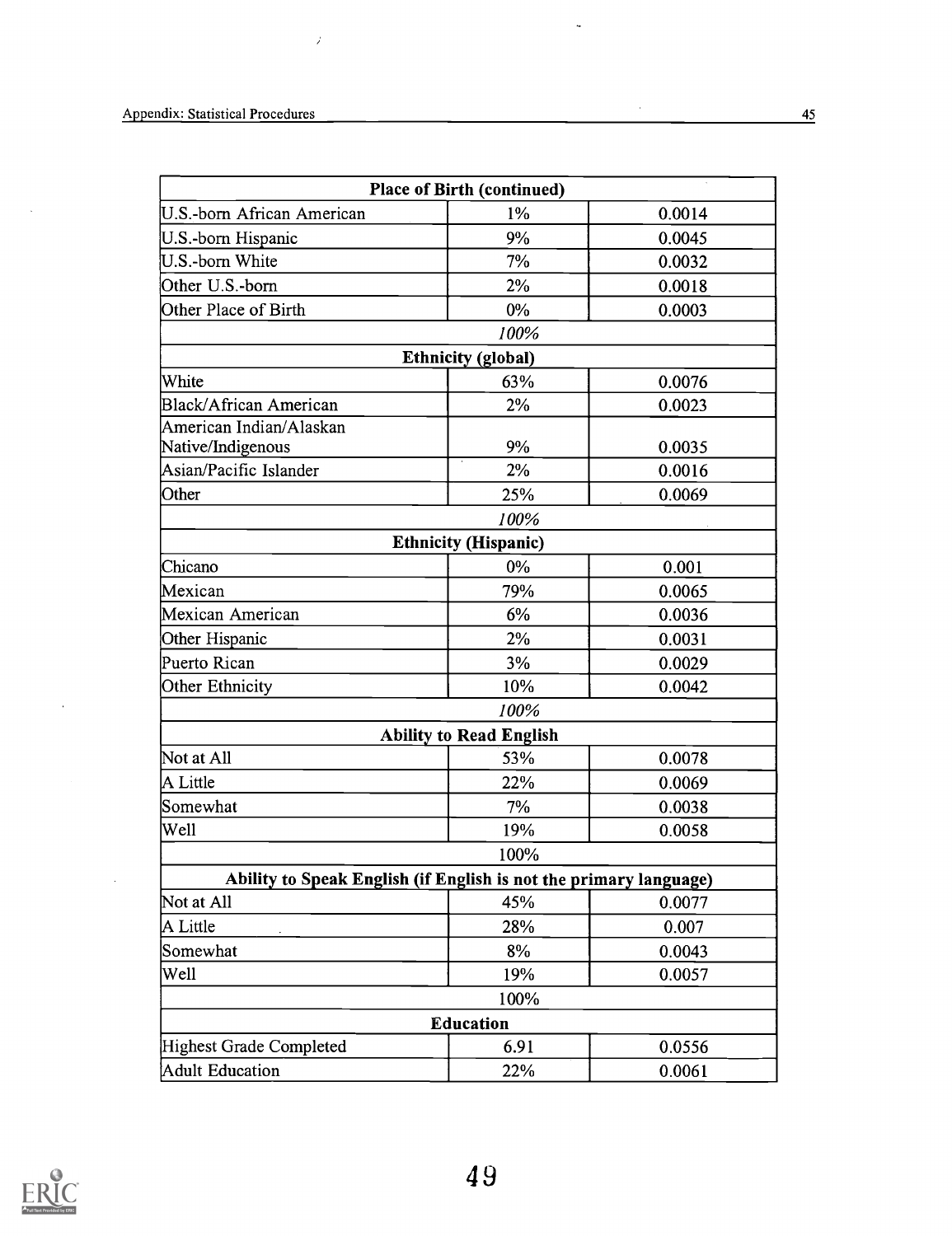| Place of Birth (continued) | | |
|---|---|---|
| U.S.-born African American | 1% | 0.0014 |
| U.S.-born Hispanic | 9% | 0.0045 |
| U.S.-born White | 7% | 0.0032 |
| Other U.S.-born | 2% | 0.0018 |
| Other Place of Birth | 0% | 0.0003 |
| | *100%* | |
| **Ethnicity (global)** | | |
| White | 63% | 0.0076 |
| Black/African American | 2% | 0.0023 |
| American Indian/Alaskan Native/Indigenous | 9% | 0.0035 |
| Asian/Pacific Islander | 2% | 0.0016 |
| Other | 25% | 0.0069 |
| | *100%* | |
| **Ethnicity (Hispanic)** | | |
| Chicano | 0% | 0.001 |
| Mexican | 79% | 0.0065 |
| Mexican American | 6% | 0.0036 |
| Other Hispanic | 2% | 0.0031 |
| Puerto Rican | 3% | 0.0029 |
| Other Ethnicity | 10% | 0.0042 |
| | *100%* | |
| **Ability to Read English** | | |
| Not at All | 53% | 0.0078 |
| A Little | 22% | 0.0069 |
| Somewhat | 7% | 0.0038 |
| Well | 19% | 0.0058 |
| | 100% | |
| **Ability to Speak English (if English is not the primary language)** | | |
| Not at All | 45% | 0.0077 |
| A Little | 28% | 0.007 |
| Somewhat | 8% | 0.0043 |
| Well | 19% | 0.0057 |
| | 100% | |
| **Education** | | |
| Highest Grade Completed | 6.91 | 0.0556 |
| Adult Education | 22% | 0.0061 |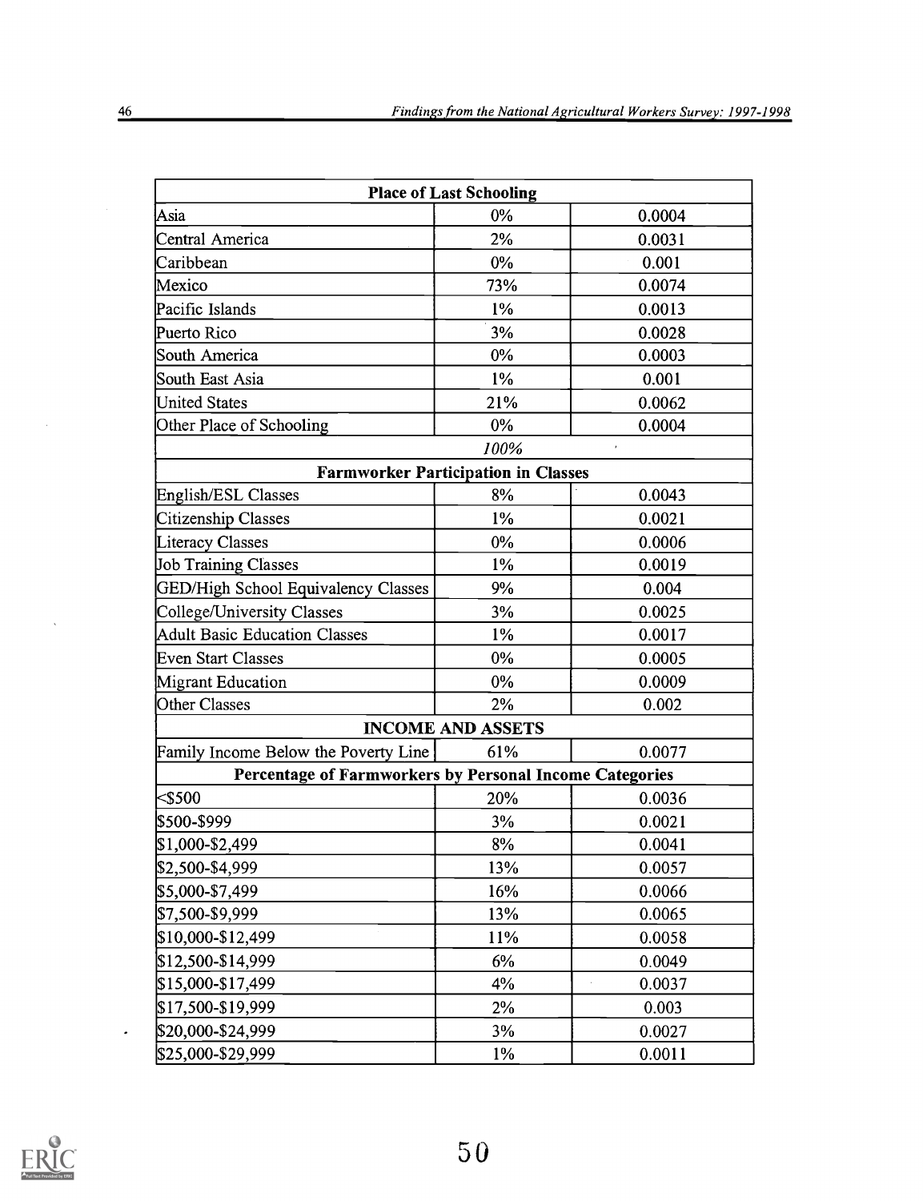| Place of Last Schooling | | |
|---|---|---|
| Asia | 0% | 0.0004 |
| Central America | 2% | 0.0031 |
| Caribbean | 0% | 0.001 |
| Mexico | 73% | 0.0074 |
| Pacific Islands | 1% | 0.0013 |
| Puerto Rico | 3% | 0.0028 |
| South America | 0% | 0.0003 |
| South East Asia | 1% | 0.001 |
| United States | 21% | 0.0062 |
| Other Place of Schooling | 0% | 0.0004 |
| | *100%* | |
| **Farmworker Participation in Classes** | | |
| English/ESL Classes | 8% | 0.0043 |
| Citizenship Classes | 1% | 0.0021 |
| Literacy Classes | 0% | 0.0006 |
| Job Training Classes | 1% | 0.0019 |
| GED/High School Equivalency Classes | 9% | 0.004 |
| College/University Classes | 3% | 0.0025 |
| Adult Basic Education Classes | 1% | 0.0017 |
| Even Start Classes | 0% | 0.0005 |
| Migrant Education | 0% | 0.0009 |
| Other Classes | 2% | 0.002 |
| **INCOME AND ASSETS** | | |
| Family Income Below the Poverty Line | 61% | 0.0077 |
| **Percentage of Farmworkers by Personal Income Categories** | | |
| <$500 | 20% | 0.0036 |
| $500-$999 | 3% | 0.0021 |
| $1,000-$2,499 | 8% | 0.0041 |
| $2,500-$4,999 | 13% | 0.0057 |
| $5,000-$7,499 | 16% | 0.0066 |
| $7,500-$9,999 | 13% | 0.0065 |
| $10,000-$12,499 | 11% | 0.0058 |
| $12,500-$14,999 | 6% | 0.0049 |
| $15,000-$17,499 | 4% | 0.0037 |
| $17,500-$19,999 | 2% | 0.003 |
| $20,000-$24,999 | 3% | 0.0027 |
| $25,000-$29,999 | 1% | 0.0011 |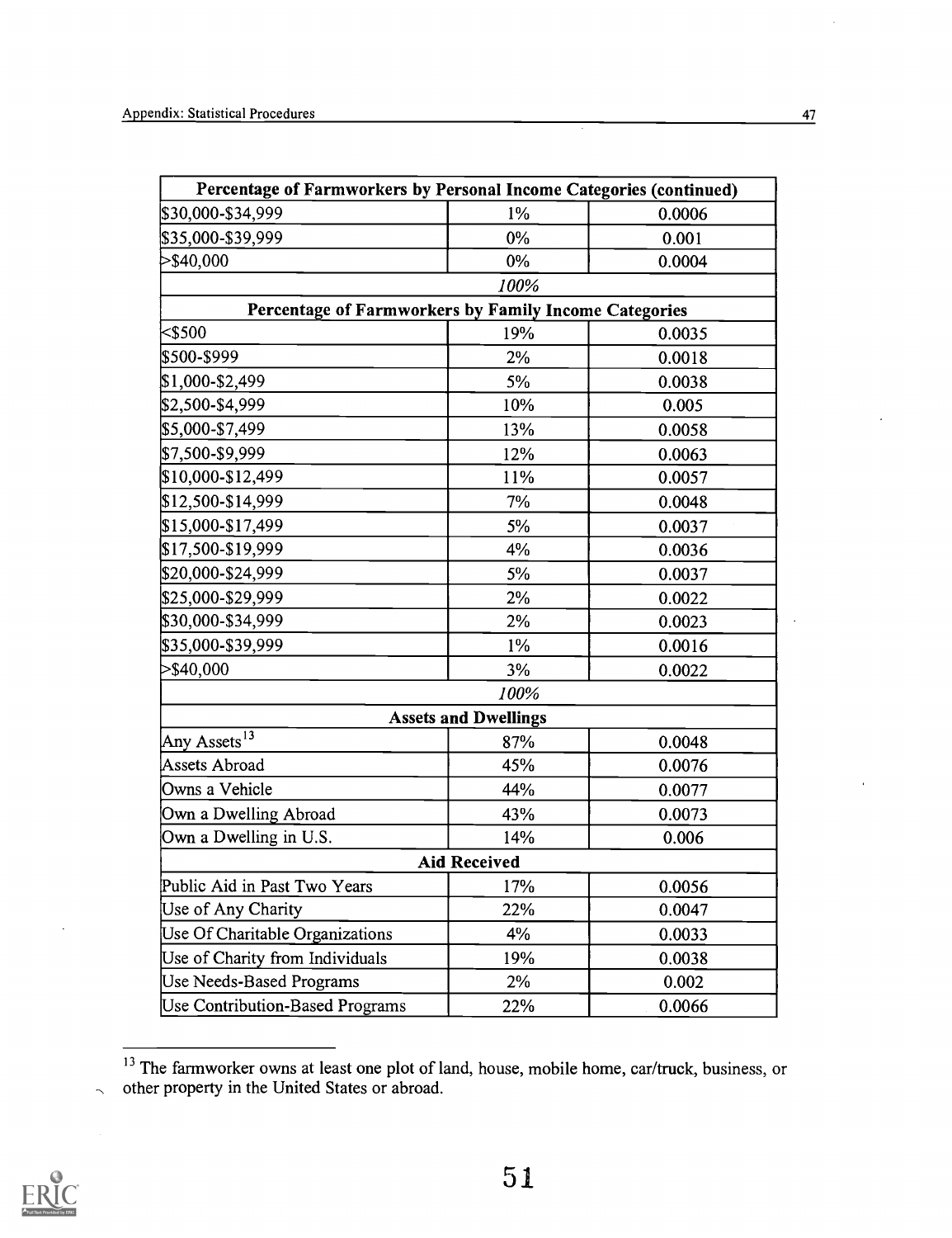| Percentage of Farmworkers by Personal Income Categories (continued) | | |
|---|---|---|
| \$30,000-\$34,999 | 1% | 0.0006 |
| \$35,000-\$39,999 | 0% | 0.001 |
| >\$40,000 | 0% | 0.0004 |
| | *100%* | |
| **Percentage of Farmworkers by Family Income Categories** | | |
| <\$500 | 19% | 0.0035 |
| \$500-\$999 | 2% | 0.0018 |
| \$1,000-\$2,499 | 5% | 0.0038 |
| \$2,500-\$4,999 | 10% | 0.005 |
| \$5,000-\$7,499 | 13% | 0.0058 |
| \$7,500-\$9,999 | 12% | 0.0063 |
| \$10,000-\$12,499 | 11% | 0.0057 |
| \$12,500-\$14,999 | 7% | 0.0048 |
| \$15,000-\$17,499 | 5% | 0.0037 |
| \$17,500-\$19,999 | 4% | 0.0036 |
| \$20,000-\$24,999 | 5% | 0.0037 |
| \$25,000-\$29,999 | 2% | 0.0022 |
| \$30,000-\$34,999 | 2% | 0.0023 |
| \$35,000-\$39,999 | 1% | 0.0016 |
| >\$40,000 | 3% | 0.0022 |
| | *100%* | |
| **Assets and Dwellings** | | |
| Any Assets[13] | 87% | 0.0048 |
| Assets Abroad | 45% | 0.0076 |
| Owns a Vehicle | 44% | 0.0077 |
| Own a Dwelling Abroad | 43% | 0.0073 |
| Own a Dwelling in U.S. | 14% | 0.006 |
| **Aid Received** | | |
| Public Aid in Past Two Years | 17% | 0.0056 |
| Use of Any Charity | 22% | 0.0047 |
| Use Of Charitable Organizations | 4% | 0.0033 |
| Use of Charity from Individuals | 19% | 0.0038 |
| Use Needs-Based Programs | 2% | 0.002 |
| Use Contribution-Based Programs | 22% | 0.0066 |

[13] The farmworker owns at least one plot of land, house, mobile home, car/truck, business, or other property in the United States or abroad.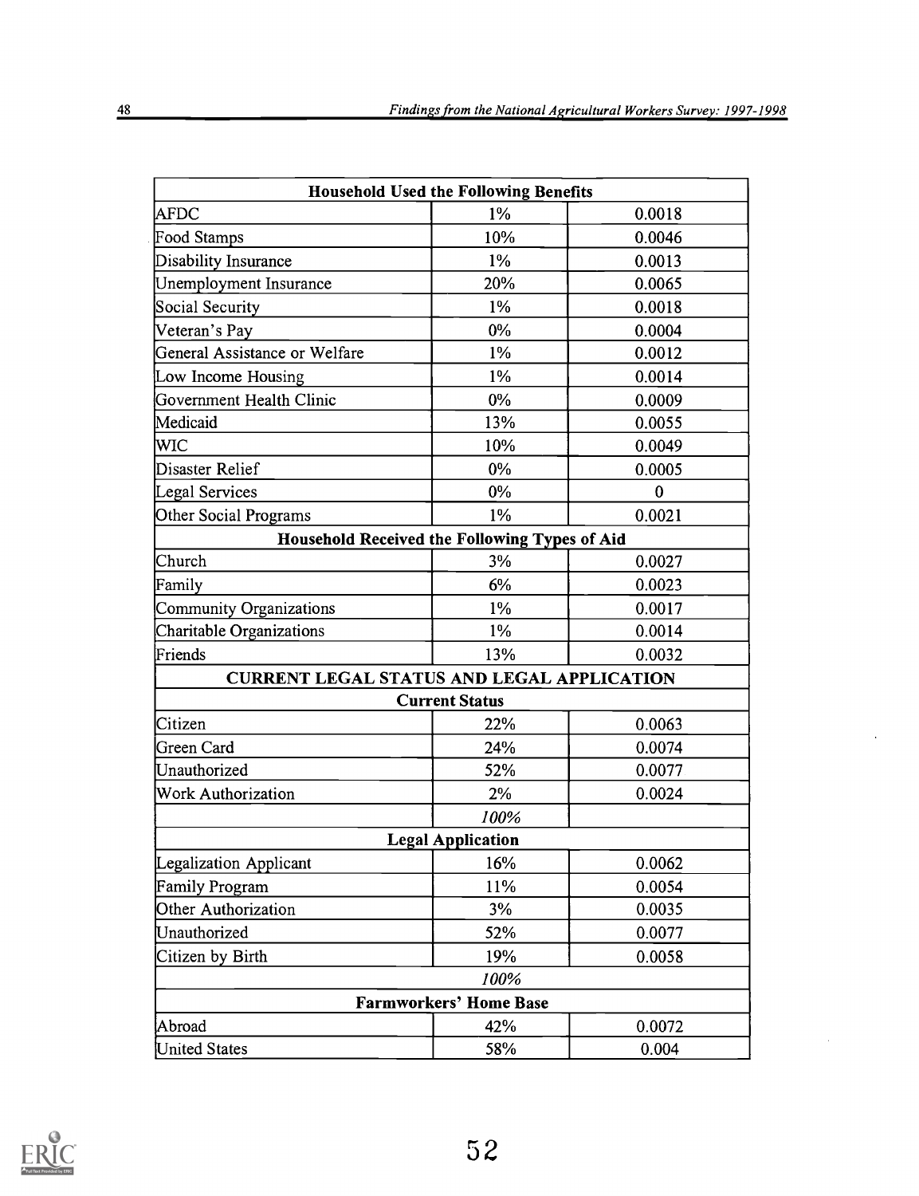| Household Used the Following Benefits | | |
|---|---|---|
| AFDC | 1% | 0.0018 |
| Food Stamps | 10% | 0.0046 |
| Disability Insurance | 1% | 0.0013 |
| Unemployment Insurance | 20% | 0.0065 |
| Social Security | 1% | 0.0018 |
| Veteran's Pay | 0% | 0.0004 |
| General Assistance or Welfare | 1% | 0.0012 |
| Low Income Housing | 1% | 0.0014 |
| Government Health Clinic | 0% | 0.0009 |
| Medicaid | 13% | 0.0055 |
| WIC | 10% | 0.0049 |
| Disaster Relief | 0% | 0.0005 |
| Legal Services | 0% | 0 |
| Other Social Programs | 1% | 0.0021 |
| **Household Received the Following Types of Aid** | | |
| Church | 3% | 0.0027 |
| Family | 6% | 0.0023 |
| Community Organizations | 1% | 0.0017 |
| Charitable Organizations | 1% | 0.0014 |
| Friends | 13% | 0.0032 |
| **CURRENT LEGAL STATUS AND LEGAL APPLICATION** | | |
| **Current Status** | | |
| Citizen | 22% | 0.0063 |
| Green Card | 24% | 0.0074 |
| Unauthorized | 52% | 0.0077 |
| Work Authorization | 2% | 0.0024 |
| | *100%* | |
| **Legal Application** | | |
| Legalization Applicant | 16% | 0.0062 |
| Family Program | 11% | 0.0054 |
| Other Authorization | 3% | 0.0035 |
| Unauthorized | 52% | 0.0077 |
| Citizen by Birth | 19% | 0.0058 |
| | *100%* | |
| **Farmworkers' Home Base** | | |
| Abroad | 42% | 0.0072 |
| United States | 58% | 0.004 |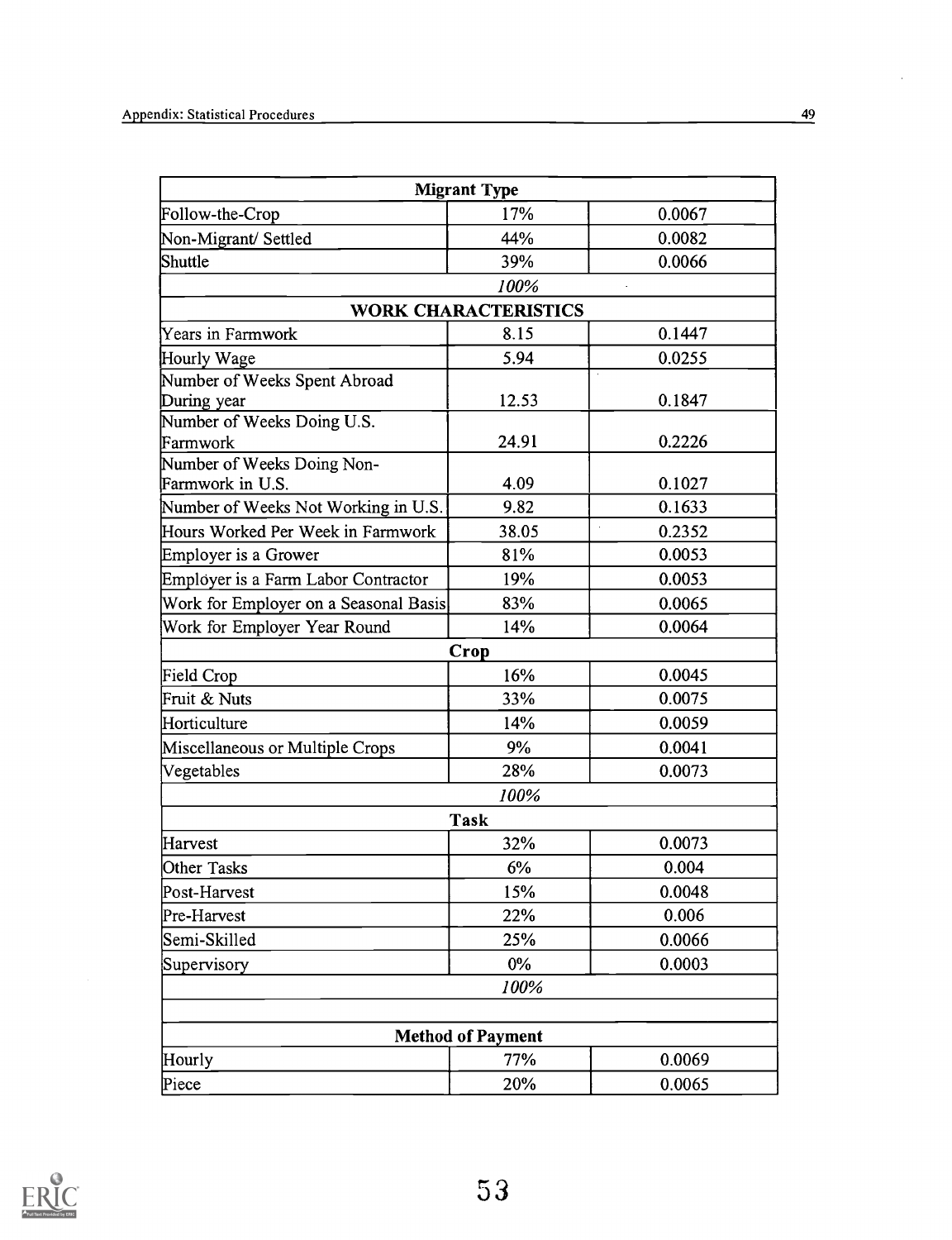| Migrant Type | | |
|---|---|---|
| Follow-the-Crop | 17% | 0.0067 |
| Non-Migrant/ Settled | 44% | 0.0082 |
| Shuttle | 39% | 0.0066 |
| | *100%* | |
| **WORK CHARACTERISTICS** | | |
| Years in Farmwork | 8.15 | 0.1447 |
| Hourly Wage | 5.94 | 0.0255 |
| Number of Weeks Spent Abroad During year | 12.53 | 0.1847 |
| Number of Weeks Doing U.S. Farmwork | 24.91 | 0.2226 |
| Number of Weeks Doing Non-Farmwork in U.S. | 4.09 | 0.1027 |
| Number of Weeks Not Working in U.S. | 9.82 | 0.1633 |
| Hours Worked Per Week in Farmwork | 38.05 | 0.2352 |
| Employer is a Grower | 81% | 0.0053 |
| Employer is a Farm Labor Contractor | 19% | 0.0053 |
| Work for Employer on a Seasonal Basis | 83% | 0.0065 |
| Work for Employer Year Round | 14% | 0.0064 |
| **Crop** | | |
| Field Crop | 16% | 0.0045 |
| Fruit & Nuts | 33% | 0.0075 |
| Horticulture | 14% | 0.0059 |
| Miscellaneous or Multiple Crops | 9% | 0.0041 |
| Vegetables | 28% | 0.0073 |
| | *100%* | |
| **Task** | | |
| Harvest | 32% | 0.0073 |
| Other Tasks | 6% | 0.004 |
| Post-Harvest | 15% | 0.0048 |
| Pre-Harvest | 22% | 0.006 |
| Semi-Skilled | 25% | 0.0066 |
| Supervisory | 0% | 0.0003 |
| | *100%* | |
| | | |
| **Method of Payment** | | |
| Hourly | 77% | 0.0069 |
| Piece | 20% | 0.0065 |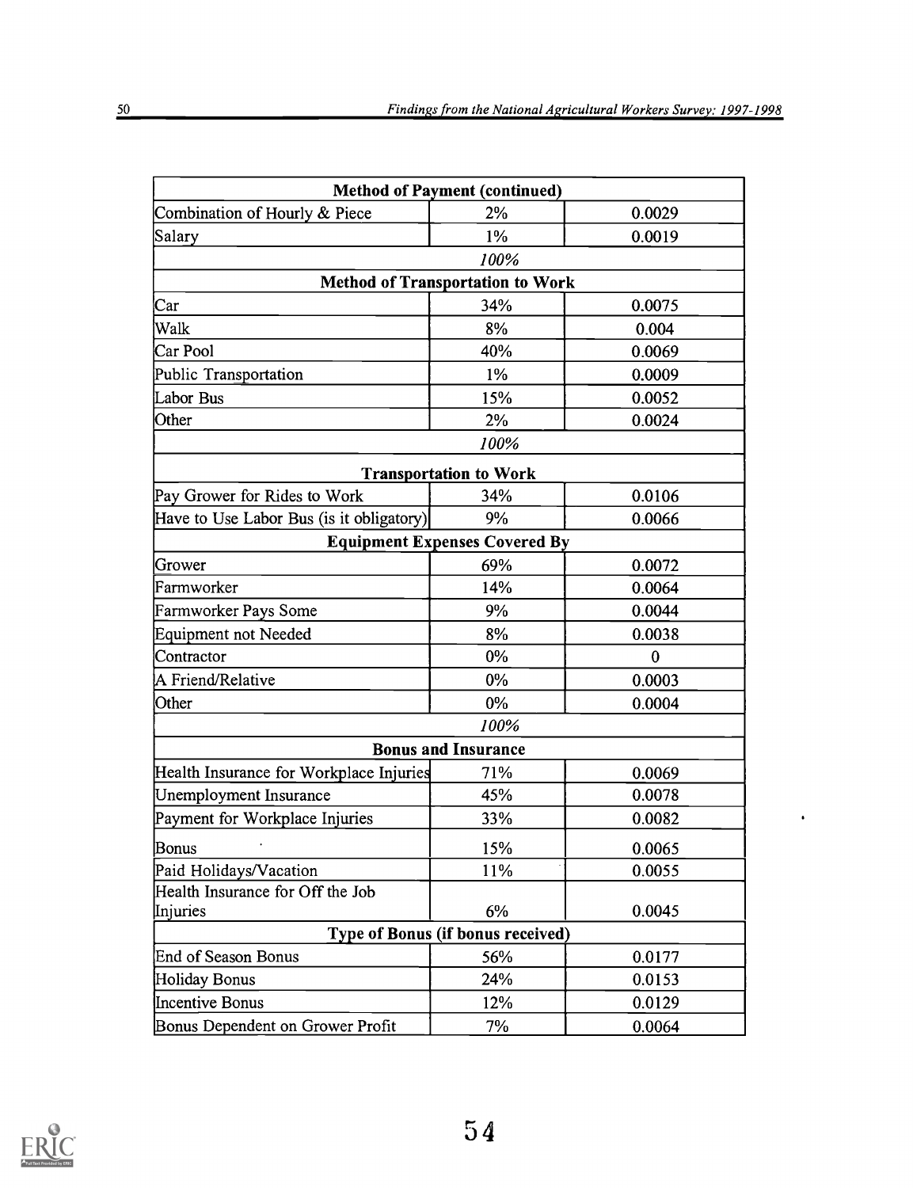| Method of Payment (continued) | | |
|---|---|---|
| Combination of Hourly & Piece | 2% | 0.0029 |
| Salary | 1% | 0.0019 |
| | *100%* | |
| **Method of Transportation to Work** | | |
| Car | 34% | 0.0075 |
| Walk | 8% | 0.004 |
| Car Pool | 40% | 0.0069 |
| Public Transportation | 1% | 0.0009 |
| Labor Bus | 15% | 0.0052 |
| Other | 2% | 0.0024 |
| | *100%* | |
| **Transportation to Work** | | |
| Pay Grower for Rides to Work | 34% | 0.0106 |
| Have to Use Labor Bus (is it obligatory) | 9% | 0.0066 |
| **Equipment Expenses Covered By** | | |
| Grower | 69% | 0.0072 |
| Farmworker | 14% | 0.0064 |
| Farmworker Pays Some | 9% | 0.0044 |
| Equipment not Needed | 8% | 0.0038 |
| Contractor | 0% | 0 |
| A Friend/Relative | 0% | 0.0003 |
| Other | 0% | 0.0004 |
| | *100%* | |
| **Bonus and Insurance** | | |
| Health Insurance for Workplace Injuries | 71% | 0.0069 |
| Unemployment Insurance | 45% | 0.0078 |
| Payment for Workplace Injuries | 33% | 0.0082 |
| Bonus | 15% | 0.0065 |
| Paid Holidays/Vacation | 11% | 0.0055 |
| Health Insurance for Off the Job Injuries | 6% | 0.0045 |
| **Type of Bonus (if bonus received)** | | |
| End of Season Bonus | 56% | 0.0177 |
| Holiday Bonus | 24% | 0.0153 |
| Incentive Bonus | 12% | 0.0129 |
| Bonus Dependent on Grower Profit | 7% | 0.0064 |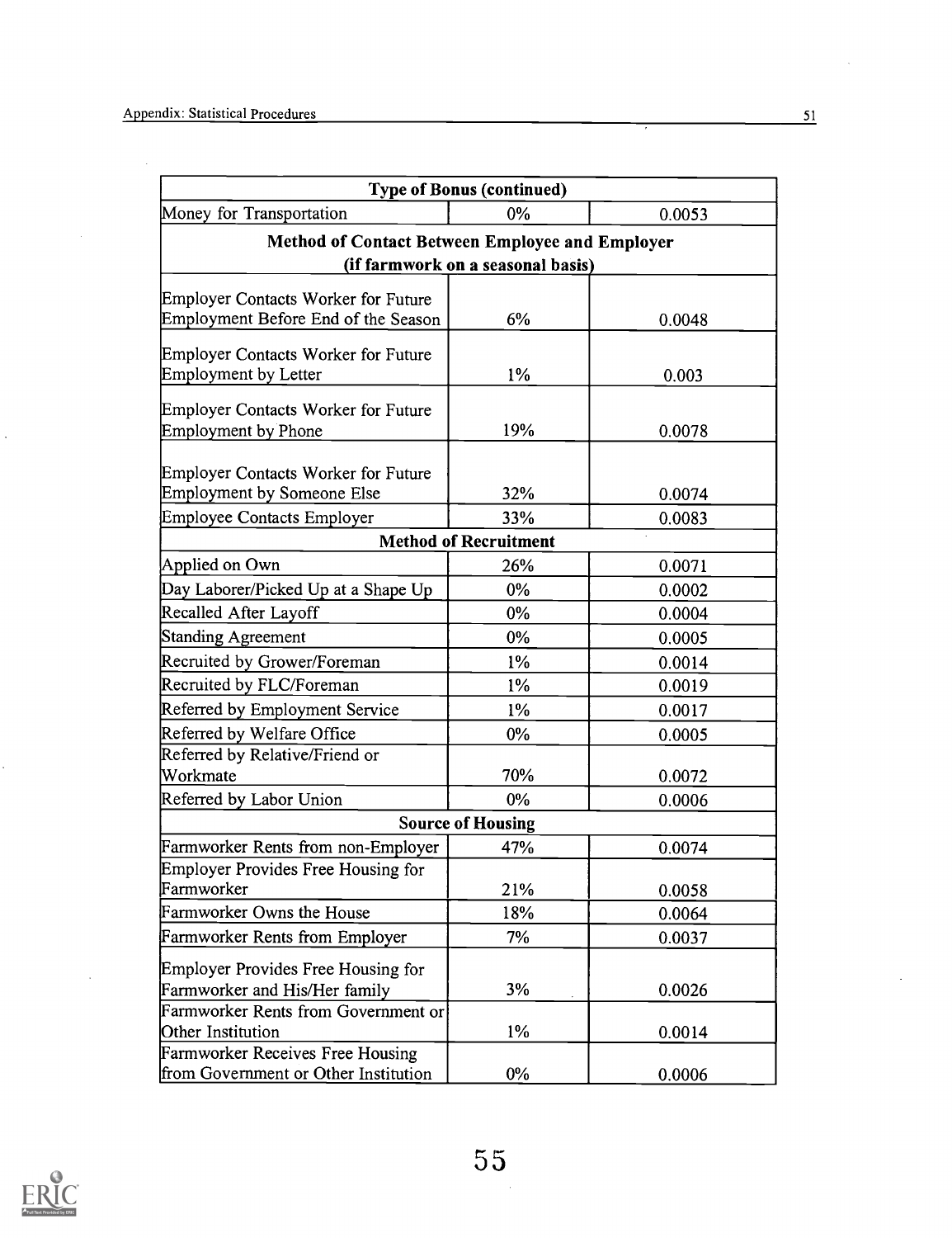| Type of Bonus (continued) | | |
|---|---|---|
| Money for Transportation | 0% | 0.0053 |
| **Method of Contact Between Employee and Employer (if farmwork on a seasonal basis)** | | |
| Employer Contacts Worker for Future Employment Before End of the Season | 6% | 0.0048 |
| Employer Contacts Worker for Future Employment by Letter | 1% | 0.003 |
| Employer Contacts Worker for Future Employment by Phone | 19% | 0.0078 |
| Employer Contacts Worker for Future Employment by Someone Else | 32% | 0.0074 |
| Employee Contacts Employer | 33% | 0.0083 |
| **Method of Recruitment** | | |
| Applied on Own | 26% | 0.0071 |
| Day Laborer/Picked Up at a Shape Up | 0% | 0.0002 |
| Recalled After Layoff | 0% | 0.0004 |
| Standing Agreement | 0% | 0.0005 |
| Recruited by Grower/Foreman | 1% | 0.0014 |
| Recruited by FLC/Foreman | 1% | 0.0019 |
| Referred by Employment Service | 1% | 0.0017 |
| Referred by Welfare Office | 0% | 0.0005 |
| Referred by Relative/Friend or Workmate | 70% | 0.0072 |
| Referred by Labor Union | 0% | 0.0006 |
| **Source of Housing** | | |
| Farmworker Rents from non-Employer | 47% | 0.0074 |
| Employer Provides Free Housing for Farmworker | 21% | 0.0058 |
| Farmworker Owns the House | 18% | 0.0064 |
| Farmworker Rents from Employer | 7% | 0.0037 |
| Employer Provides Free Housing for Farmworker and His/Her family | 3% | 0.0026 |
| Farmworker Rents from Government or Other Institution | 1% | 0.0014 |
| Farmworker Receives Free Housing from Government or Other Institution | 0% | 0.0006 |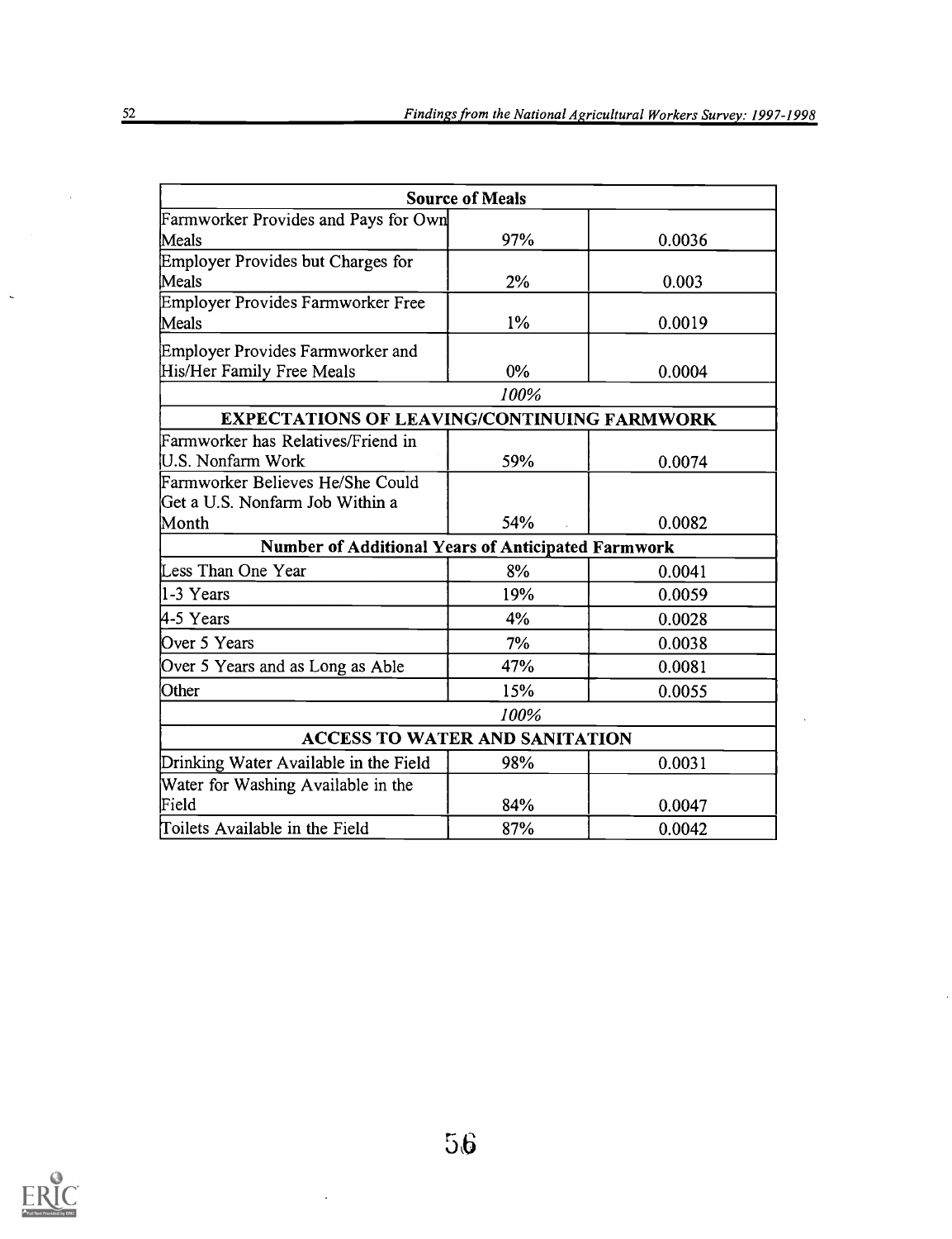| Source of Meals | | |
|---|---|---|
| Farmworker Provides and Pays for Own Meals | 97% | 0.0036 |
| Employer Provides but Charges for Meals | 2% | 0.003 |
| Employer Provides Farmworker Free Meals | 1% | 0.0019 |
| Employer Provides Farmworker and His/Her Family Free Meals | 0% | 0.0004 |
| | *100%* | |
| **EXPECTATIONS OF LEAVING/CONTINUING FARMWORK** | | |
| Farmworker has Relatives/Friend in U.S. Nonfarm Work | 59% | 0.0074 |
| Farmworker Believes He/She Could Get a U.S. Nonfarm Job Within a Month | 54% | 0.0082 |
| **Number of Additional Years of Anticipated Farmwork** | | |
| Less Than One Year | 8% | 0.0041 |
| 1-3 Years | 19% | 0.0059 |
| 4-5 Years | 4% | 0.0028 |
| Over 5 Years | 7% | 0.0038 |
| Over 5 Years and as Long as Able | 47% | 0.0081 |
| Other | 15% | 0.0055 |
| | *100%* | |
| **ACCESS TO WATER AND SANITATION** | | |
| Drinking Water Available in the Field | 98% | 0.0031 |
| Water for Washing Available in the Field | 84% | 0.0047 |
| Toilets Available in the Field | 87% | 0.0042 |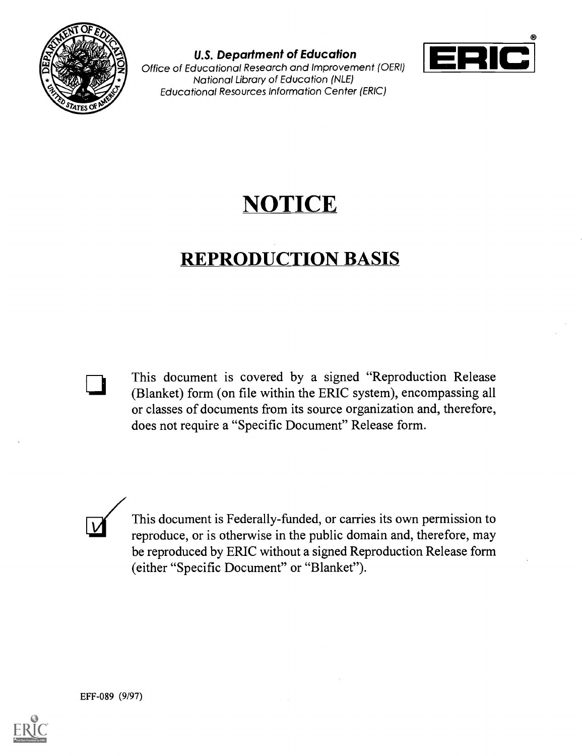**U.S. Department of Education**
*Office of Educational Research and Improvement (OERI)*
*National Library of Education (NLE)*
*Educational Resources Information Center (ERIC)*

# NOTICE

## REPRODUCTION BASIS

- [ ] This document is covered by a signed "Reproduction Release (Blanket) form (on file within the ERIC system), encompassing all or classes of documents from its source organization and, therefore, does not require a "Specific Document" Release form.

- [x] This document is Federally-funded, or carries its own permission to reproduce, or is otherwise in the public domain and, therefore, may be reproduced by ERIC without a signed Reproduction Release form (either "Specific Document" or "Blanket").

EFF-089 (9/97)